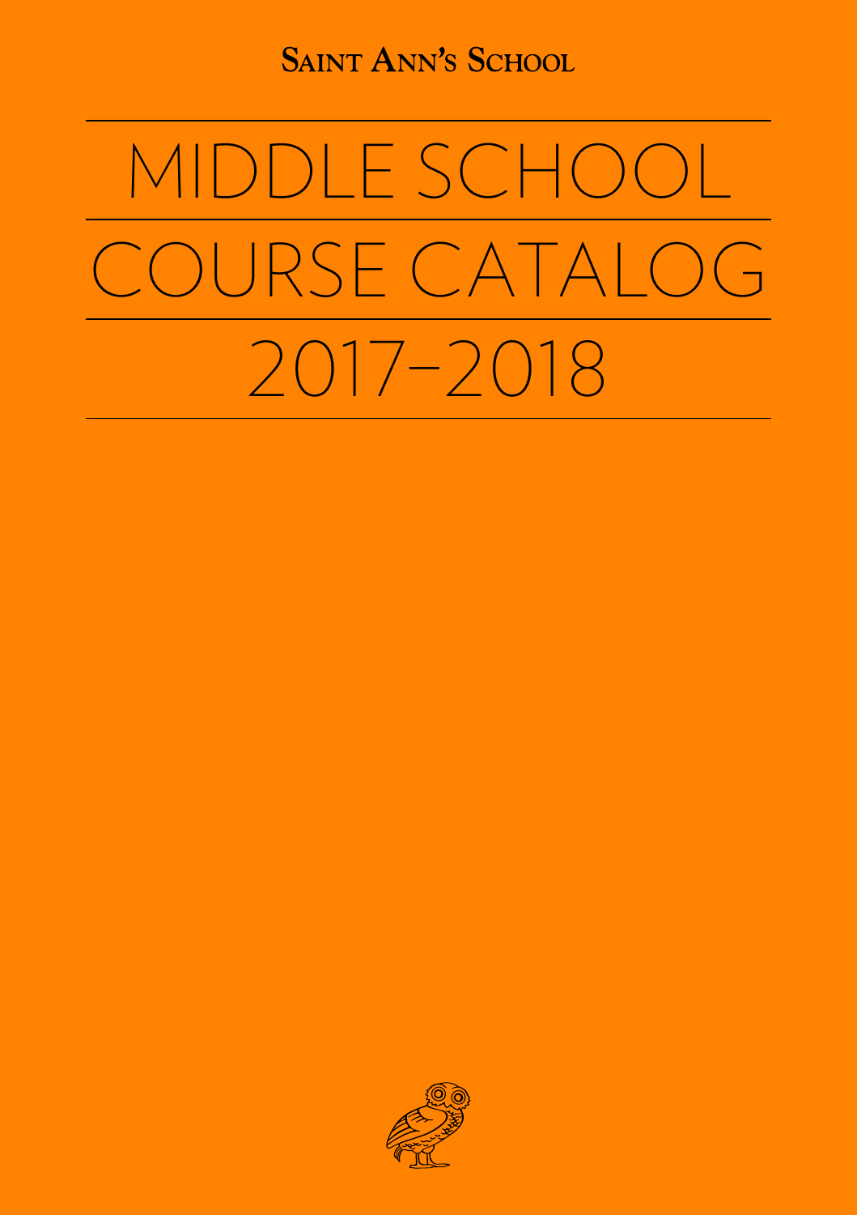Saint Ann's School

# MIDDLE SCHOOL COURSE CATALOG 2017–2018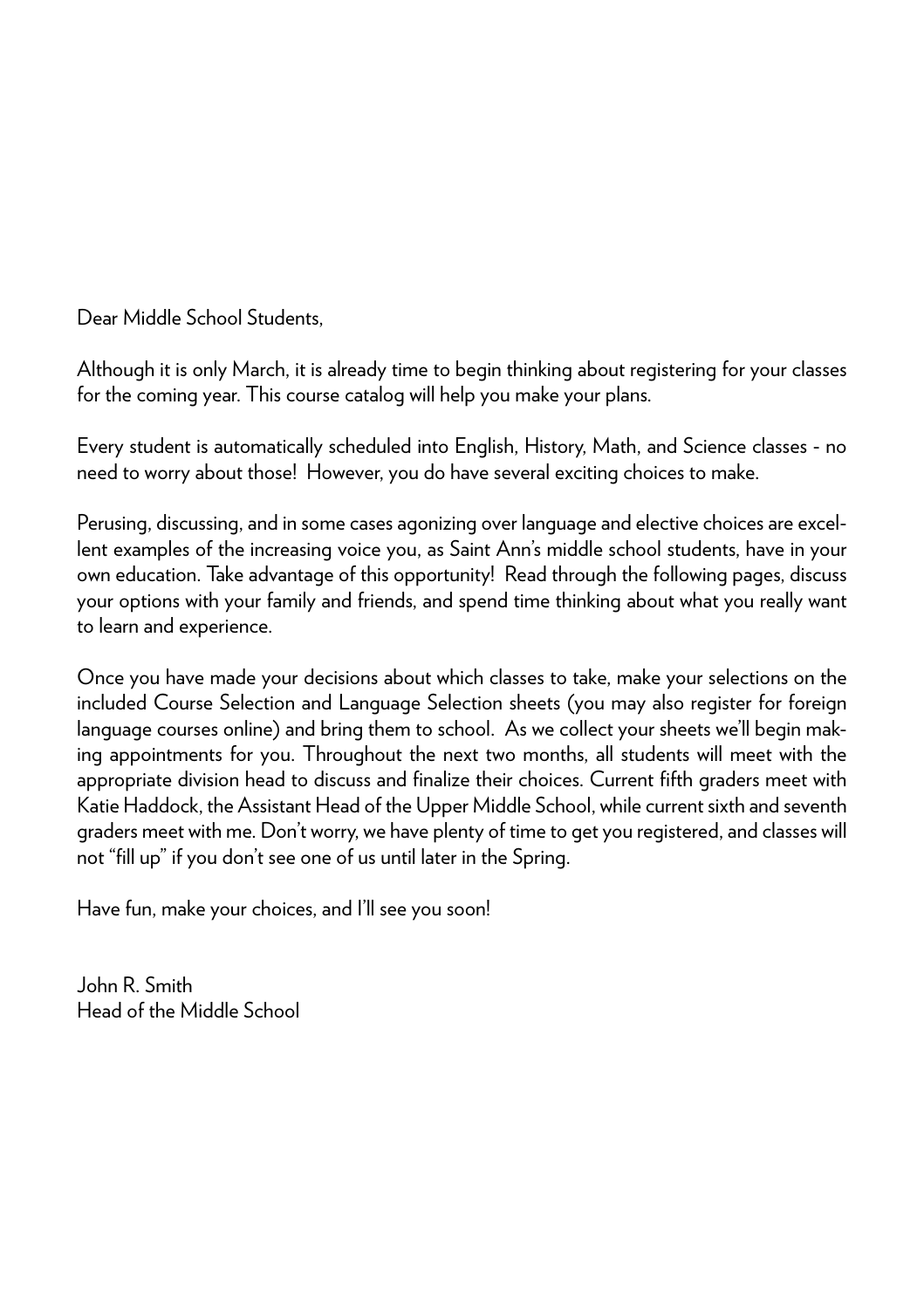Dear Middle School Students,

Although it is only March, it is already time to begin thinking about registering for your classes for the coming year. This course catalog will help you make your plans.

Every student is automatically scheduled into English, History, Math, and Science classes - no need to worry about those!  However, you do have several exciting choices to make.

Perusing, discussing, and in some cases agonizing over language and elective choices are excellent examples of the increasing voice you, as Saint Ann's middle school students, have in your own education. Take advantage of this opportunity!  Read through the following pages, discuss your options with your family and friends, and spend time thinking about what you really want to learn and experience.

Once you have made your decisions about which classes to take, make your selections on the included Course Selection and Language Selection sheets (you may also register for foreign language courses online) and bring them to school.  As we collect your sheets we'll begin making appointments for you. Throughout the next two months, all students will meet with the appropriate division head to discuss and finalize their choices. Current fifth graders meet with Katie Haddock, the Assistant Head of the Upper Middle School, while current sixth and seventh graders meet with me. Don't worry, we have plenty of time to get you registered, and classes will not "fill up" if you don't see one of us until later in the Spring.

Have fun, make your choices, and I'll see you soon!

John R. Smith
Head of the Middle School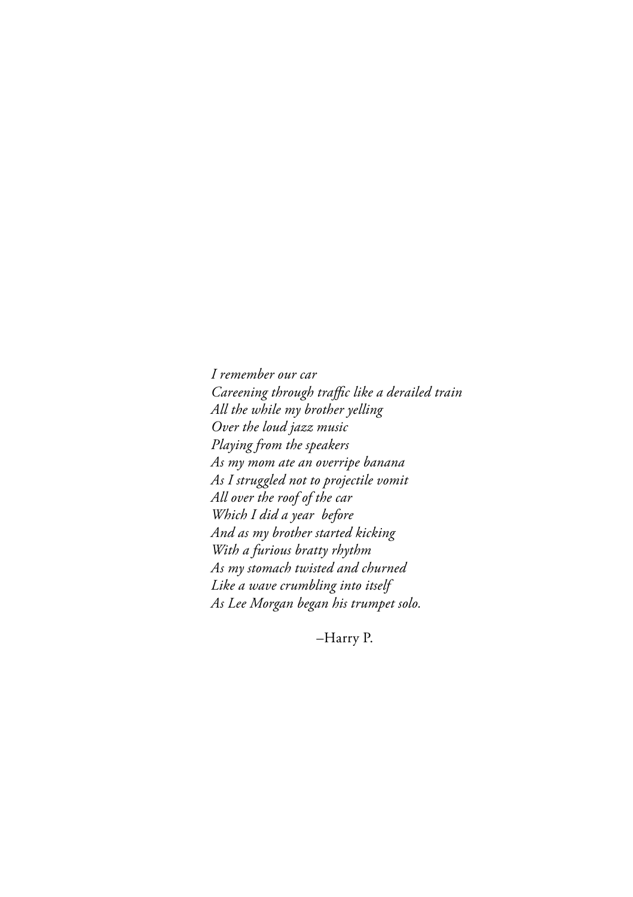*I remember our car*
*Careening through traffic like a derailed train*
*All the while my brother yelling*
*Over the loud jazz music*
*Playing from the speakers*
*As my mom ate an overripe banana*
*As I struggled not to projectile vomit*
*All over the roof of the car*
*Which I did a year before*
*And as my brother started kicking*
*With a furious bratty rhythm*
*As my stomach twisted and churned*
*Like a wave crumbling into itself*
*As Lee Morgan began his trumpet solo.*

–Harry P.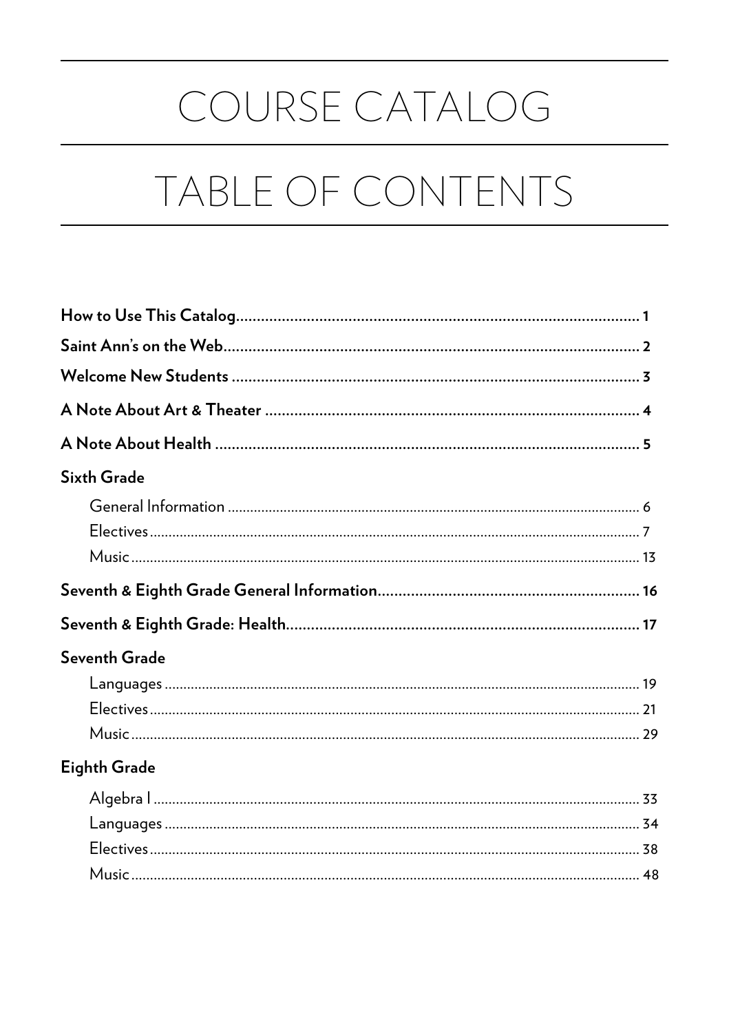# COURSE CATALOG

# TABLE OF CONTENTS

**How to Use This Catalog** ........ **1**

**Saint Ann's on the Web** ........ **2**

**Welcome New Students** ........ **3**

**A Note About Art & Theater** ........ **4**

**A Note About Health** ........ **5**

**Sixth Grade**

- General Information ........ 6
- Electives ........ 7
- Music ........ 13

**Seventh & Eighth Grade General Information** ........ **16**

**Seventh & Eighth Grade: Health** ........ **17**

**Seventh Grade**

- Languages ........ 19
- Electives ........ 21
- Music ........ 29

**Eighth Grade**

- Algebra I ........ 33
- Languages ........ 34
- Electives ........ 38
- Music ........ 48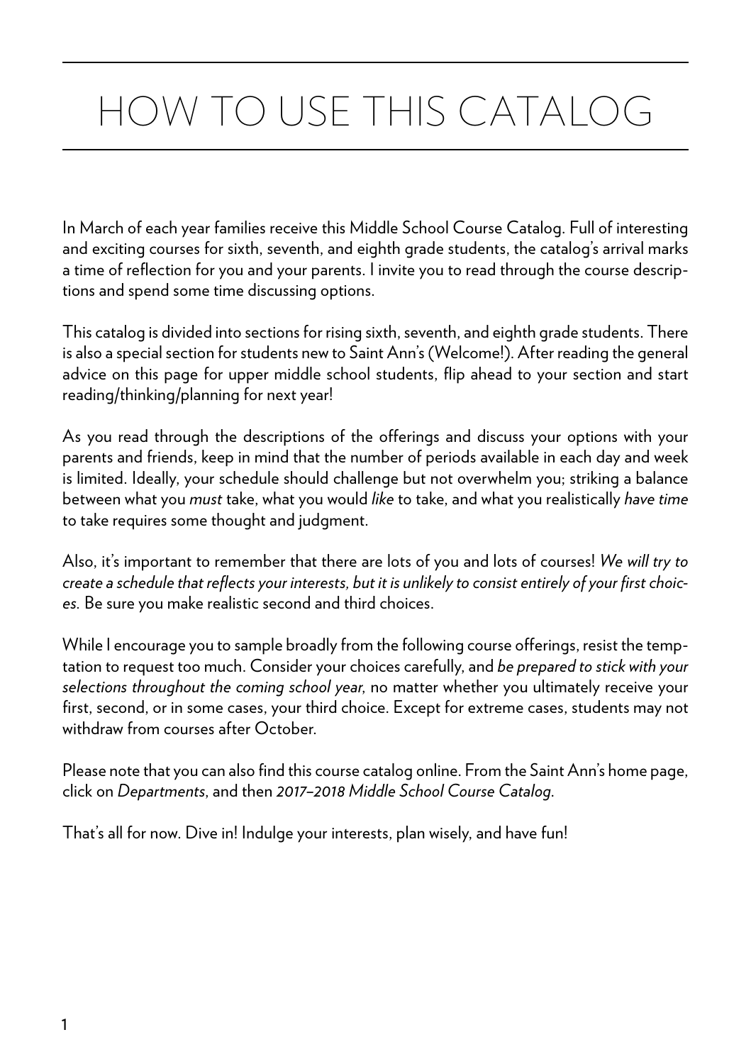# HOW TO USE THIS CATALOG

In March of each year families receive this Middle School Course Catalog. Full of interesting and exciting courses for sixth, seventh, and eighth grade students, the catalog's arrival marks a time of reflection for you and your parents. I invite you to read through the course descriptions and spend some time discussing options.

This catalog is divided into sections for rising sixth, seventh, and eighth grade students. There is also a special section for students new to Saint Ann's (Welcome!). After reading the general advice on this page for upper middle school students, flip ahead to your section and start reading/thinking/planning for next year!

As you read through the descriptions of the offerings and discuss your options with your parents and friends, keep in mind that the number of periods available in each day and week is limited. Ideally, your schedule should challenge but not overwhelm you; striking a balance between what you *must* take, what you would *like* to take, and what you realistically *have time* to take requires some thought and judgment.

Also, it's important to remember that there are lots of you and lots of courses! *We will try to create a schedule that reflects your interests, but it is unlikely to consist entirely of your first choices.* Be sure you make realistic second and third choices.

While I encourage you to sample broadly from the following course offerings, resist the temptation to request too much. Consider your choices carefully, and *be prepared to stick with your selections throughout the coming school year,* no matter whether you ultimately receive your first, second, or in some cases, your third choice. Except for extreme cases, students may not withdraw from courses after October.

Please note that you can also find this course catalog online. From the Saint Ann's home page, click on *Departments*, and then *2017–2018 Middle School Course Catalog*.

That's all for now. Dive in! Indulge your interests, plan wisely, and have fun!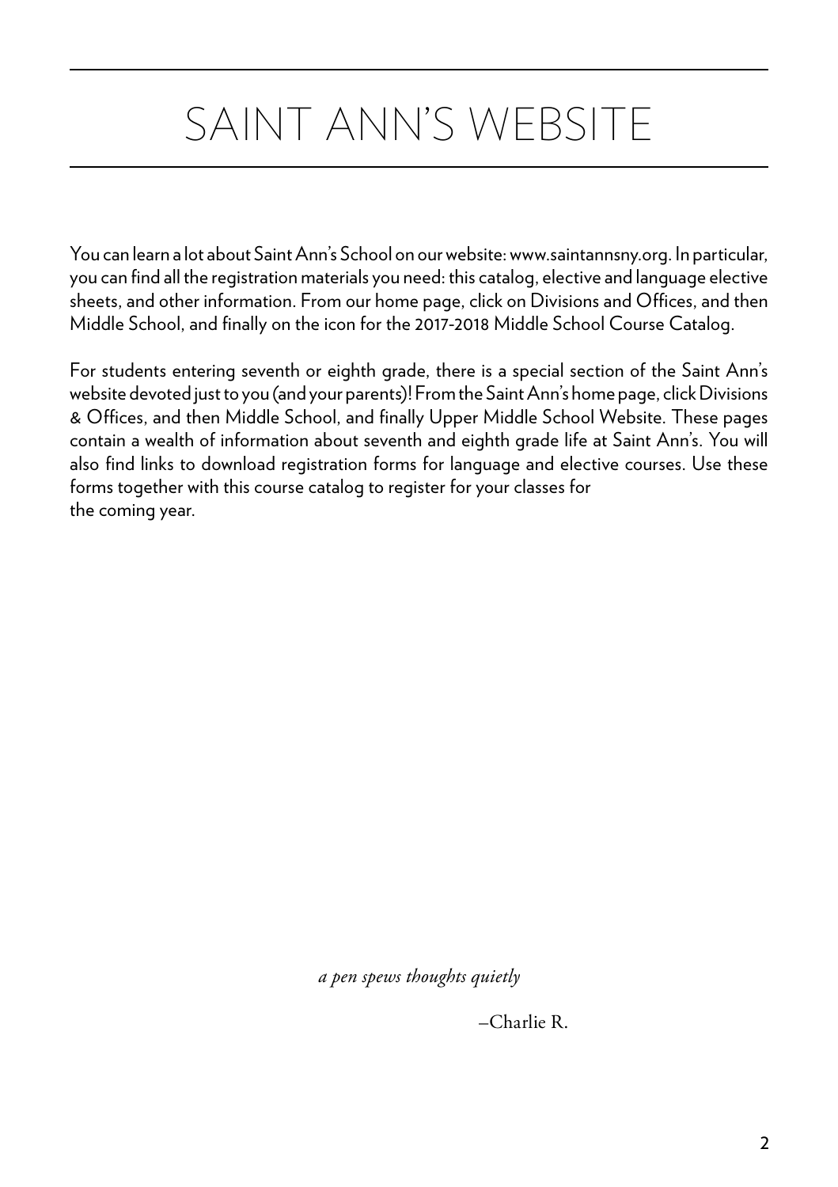# SAINT ANN'S WEBSITE

You can learn a lot about Saint Ann's School on our website: www.saintannsny.org. In particular, you can find all the registration materials you need: this catalog, elective and language elective sheets, and other information. From our home page, click on Divisions and Offices, and then Middle School, and finally on the icon for the 2017-2018 Middle School Course Catalog.

For students entering seventh or eighth grade, there is a special section of the Saint Ann's website devoted just to you (and your parents)! From the Saint Ann's home page, click Divisions & Offices, and then Middle School, and finally Upper Middle School Website. These pages contain a wealth of information about seventh and eighth grade life at Saint Ann's. You will also find links to download registration forms for language and elective courses. Use these forms together with this course catalog to register for your classes for the coming year.

*a pen spews thoughts quietly*

–Charlie R.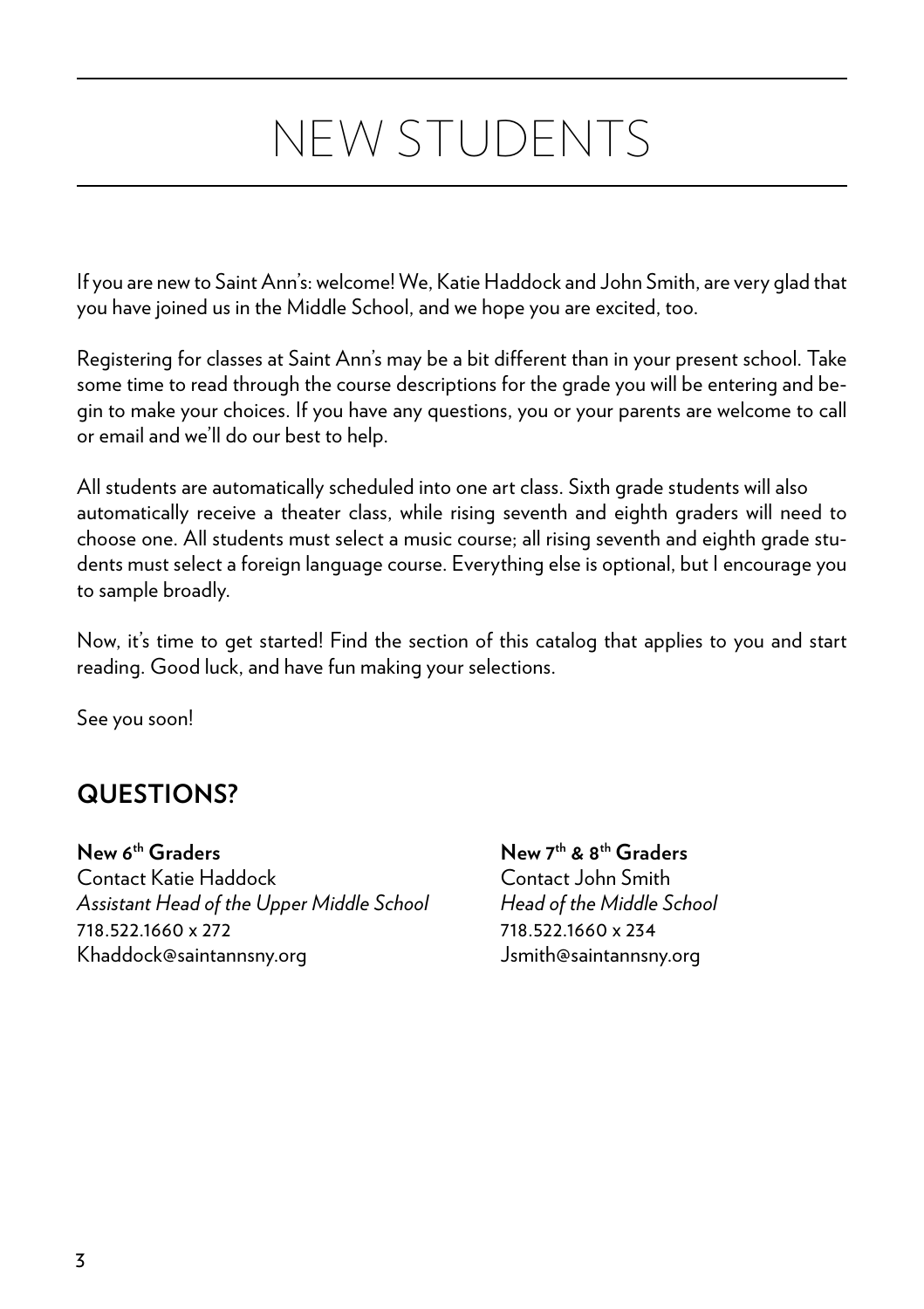# NEW STUDENTS

If you are new to Saint Ann's: welcome! We, Katie Haddock and John Smith, are very glad that you have joined us in the Middle School, and we hope you are excited, too.

Registering for classes at Saint Ann's may be a bit different than in your present school. Take some time to read through the course descriptions for the grade you will be entering and begin to make your choices. If you have any questions, you or your parents are welcome to call or email and we'll do our best to help.

All students are automatically scheduled into one art class. Sixth grade students will also automatically receive a theater class, while rising seventh and eighth graders will need to choose one. All students must select a music course; all rising seventh and eighth grade students must select a foreign language course. Everything else is optional, but I encourage you to sample broadly.

Now, it's time to get started! Find the section of this catalog that applies to you and start reading. Good luck, and have fun making your selections.

See you soon!

## QUESTIONS?

**New 6th Graders**
Contact Katie Haddock
*Assistant Head of the Upper Middle School*
718.522.1660 x 272
Khaddock@saintannsny.org

**New 7th & 8th Graders**
Contact John Smith
*Head of the Middle School*
718.522.1660 x 234
Jsmith@saintannsny.org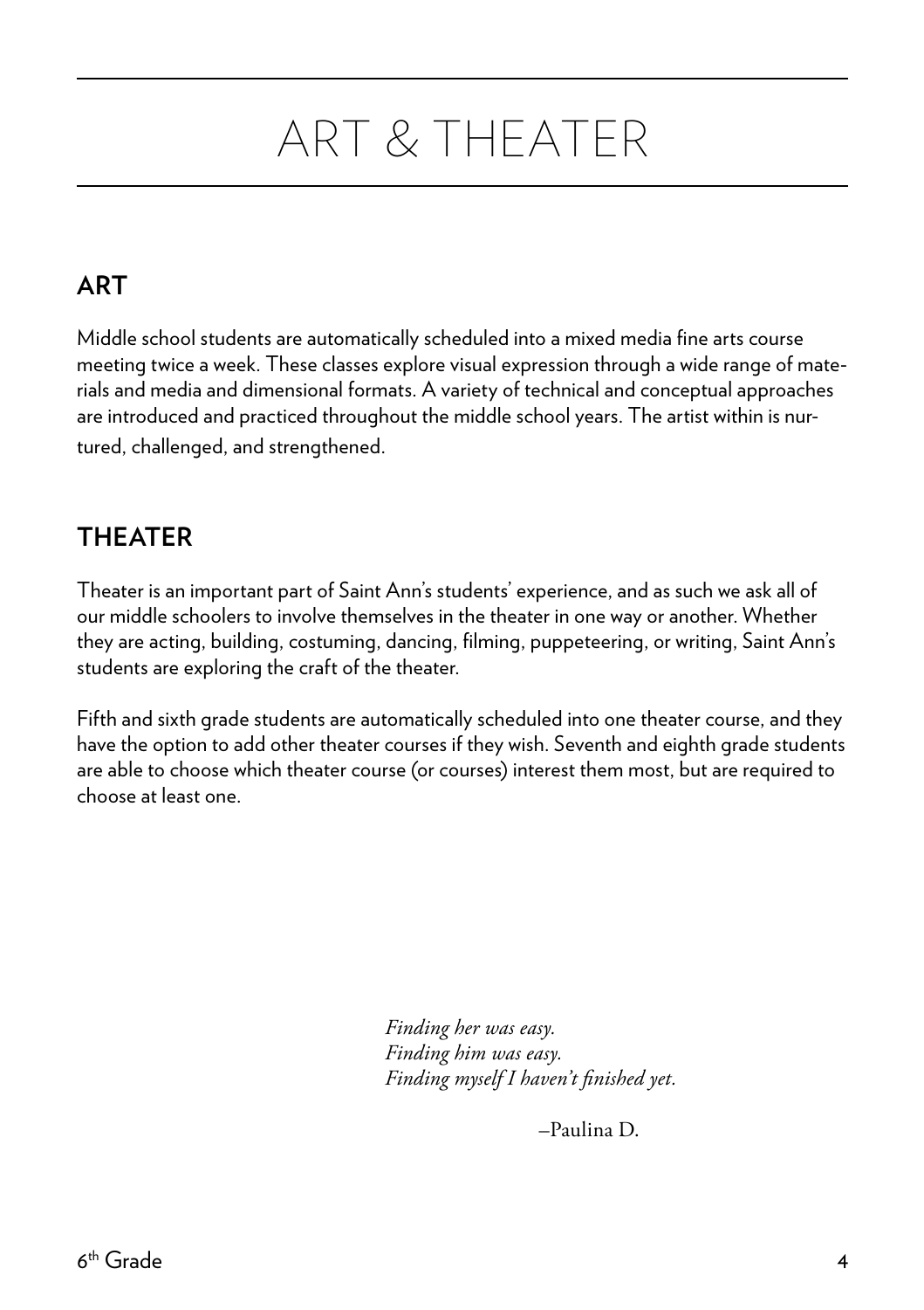# ART & THEATER

## ART

Middle school students are automatically scheduled into a mixed media fine arts course meeting twice a week. These classes explore visual expression through a wide range of materials and media and dimensional formats. A variety of technical and conceptual approaches are introduced and practiced throughout the middle school years. The artist within is nurtured, challenged, and strengthened.

## THEATER

Theater is an important part of Saint Ann's students' experience, and as such we ask all of our middle schoolers to involve themselves in the theater in one way or another. Whether they are acting, building, costuming, dancing, filming, puppeteering, or writing, Saint Ann's students are exploring the craft of the theater.

Fifth and sixth grade students are automatically scheduled into one theater course, and they have the option to add other theater courses if they wish. Seventh and eighth grade students are able to choose which theater course (or courses) interest them most, but are required to choose at least one.

*Finding her was easy.*
*Finding him was easy.*
*Finding myself I haven't finished yet.*

–Paulina D.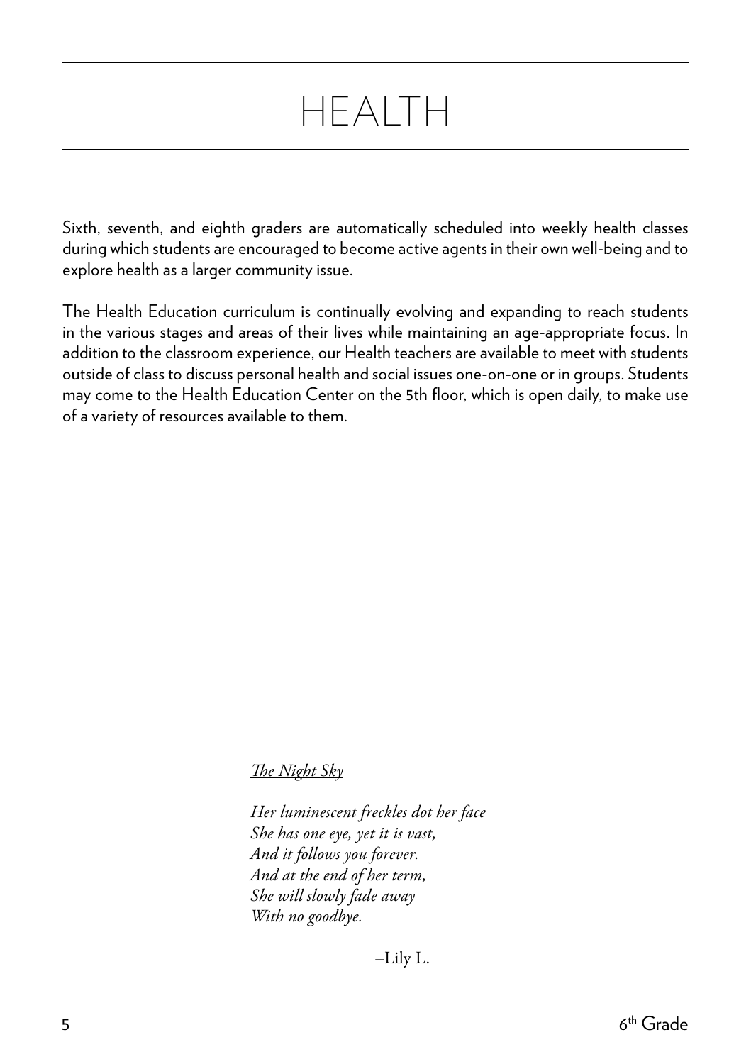# HEALTH

Sixth, seventh, and eighth graders are automatically scheduled into weekly health classes during which students are encouraged to become active agents in their own well-being and to explore health as a larger community issue.

The Health Education curriculum is continually evolving and expanding to reach students in the various stages and areas of their lives while maintaining an age-appropriate focus. In addition to the classroom experience, our Health teachers are available to meet with students outside of class to discuss personal health and social issues one-on-one or in groups. Students may come to the Health Education Center on the 5th floor, which is open daily, to make use of a variety of resources available to them.

*The Night Sky*

*Her luminescent freckles dot her face*  
*She has one eye, yet it is vast,*  
*And it follows you forever.*  
*And at the end of her term,*  
*She will slowly fade away*  
*With no goodbye.*

–Lily L.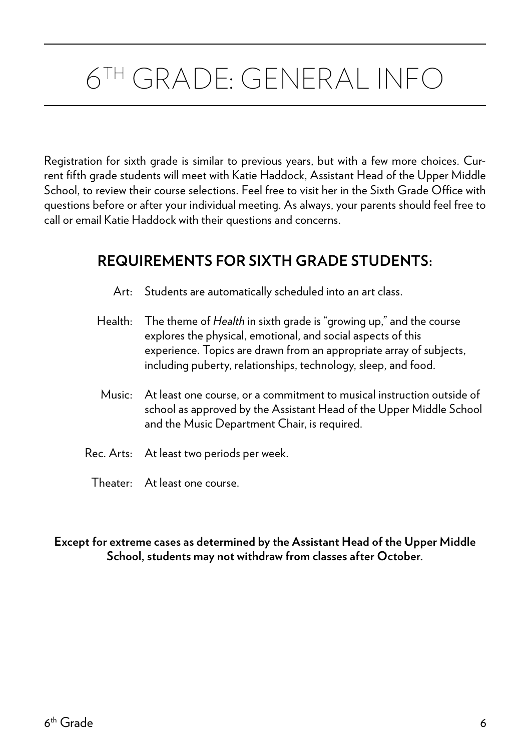# 6TH GRADE: GENERAL INFO

Registration for sixth grade is similar to previous years, but with a few more choices. Current fifth grade students will meet with Katie Haddock, Assistant Head of the Upper Middle School, to review their course selections. Feel free to visit her in the Sixth Grade Office with questions before or after your individual meeting. As always, your parents should feel free to call or email Katie Haddock with their questions and concerns.

## REQUIREMENTS FOR SIXTH GRADE STUDENTS:

**Art:** Students are automatically scheduled into an art class.

**Health:** The theme of *Health* in sixth grade is "growing up," and the course explores the physical, emotional, and social aspects of this experience. Topics are drawn from an appropriate array of subjects, including puberty, relationships, technology, sleep, and food.

**Music:** At least one course, or a commitment to musical instruction outside of school as approved by the Assistant Head of the Upper Middle School and the Music Department Chair, is required.

**Rec. Arts:** At least two periods per week.

**Theater:** At least one course.

**Except for extreme cases as determined by the Assistant Head of the Upper Middle School, students may not withdraw from classes after October.**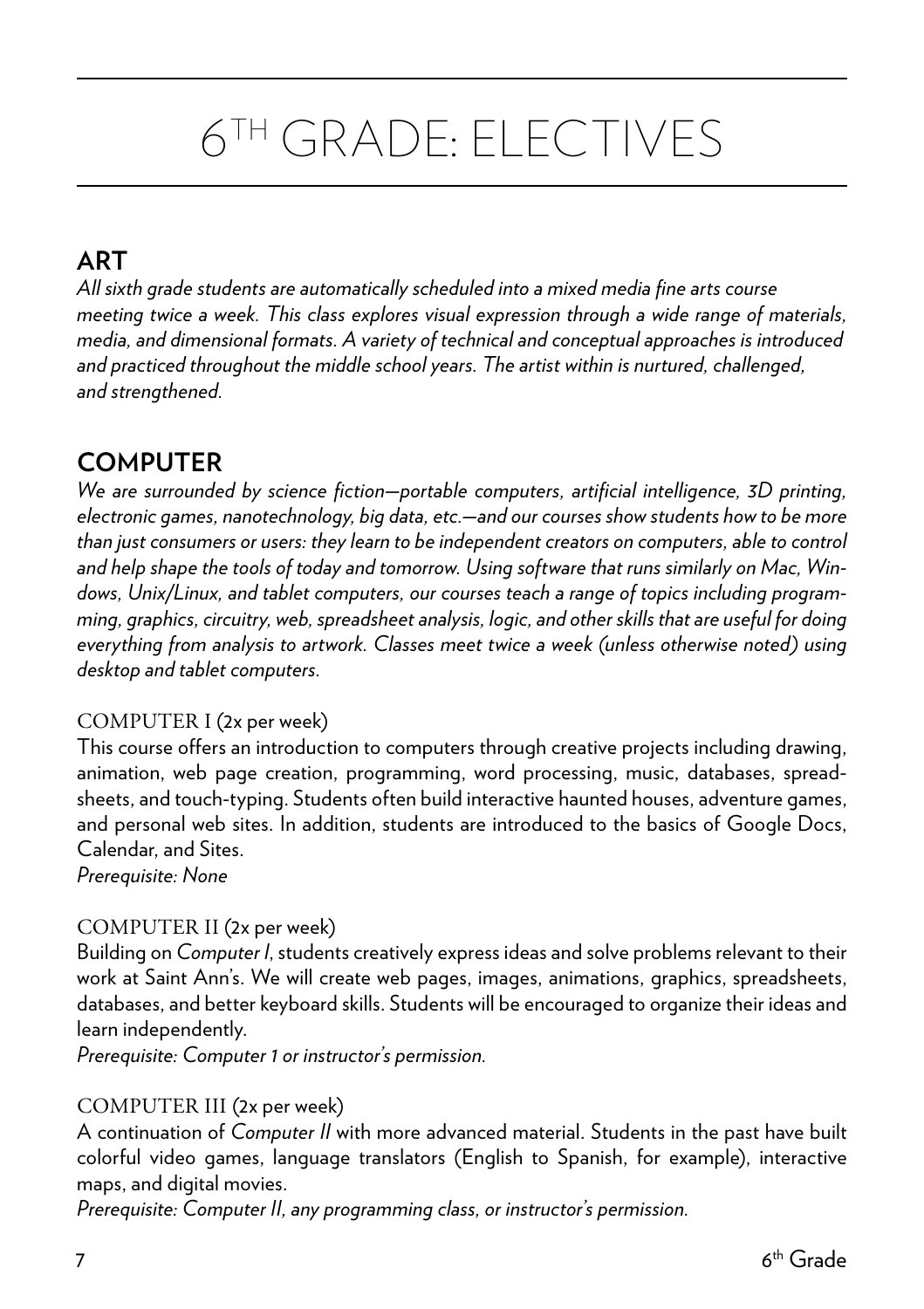# 6TH GRADE: ELECTIVES

## ART

*All sixth grade students are automatically scheduled into a mixed media fine arts course meeting twice a week. This class explores visual expression through a wide range of materials, media, and dimensional formats. A variety of technical and conceptual approaches is introduced and practiced throughout the middle school years. The artist within is nurtured, challenged, and strengthened.*

## COMPUTER

*We are surrounded by science fiction—portable computers, artificial intelligence, 3D printing, electronic games, nanotechnology, big data, etc.—and our courses show students how to be more than just consumers or users: they learn to be independent creators on computers, able to control and help shape the tools of today and tomorrow. Using software that runs similarly on Mac, Windows, Unix/Linux, and tablet computers, our courses teach a range of topics including programming, graphics, circuitry, web, spreadsheet analysis, logic, and other skills that are useful for doing everything from analysis to artwork. Classes meet twice a week (unless otherwise noted) using desktop and tablet computers.*

### COMPUTER I (2x per week)

This course offers an introduction to computers through creative projects including drawing, animation, web page creation, programming, word processing, music, databases, spreadsheets, and touch-typing. Students often build interactive haunted houses, adventure games, and personal web sites. In addition, students are introduced to the basics of Google Docs, Calendar, and Sites.

*Prerequisite: None*

### COMPUTER II (2x per week)

Building on *Computer I*, students creatively express ideas and solve problems relevant to their work at Saint Ann's. We will create web pages, images, animations, graphics, spreadsheets, databases, and better keyboard skills. Students will be encouraged to organize their ideas and learn independently.

*Prerequisite: Computer 1 or instructor's permission.*

### COMPUTER III (2x per week)

A continuation of *Computer II* with more advanced material. Students in the past have built colorful video games, language translators (English to Spanish, for example), interactive maps, and digital movies.

*Prerequisite: Computer II, any programming class, or instructor's permission.*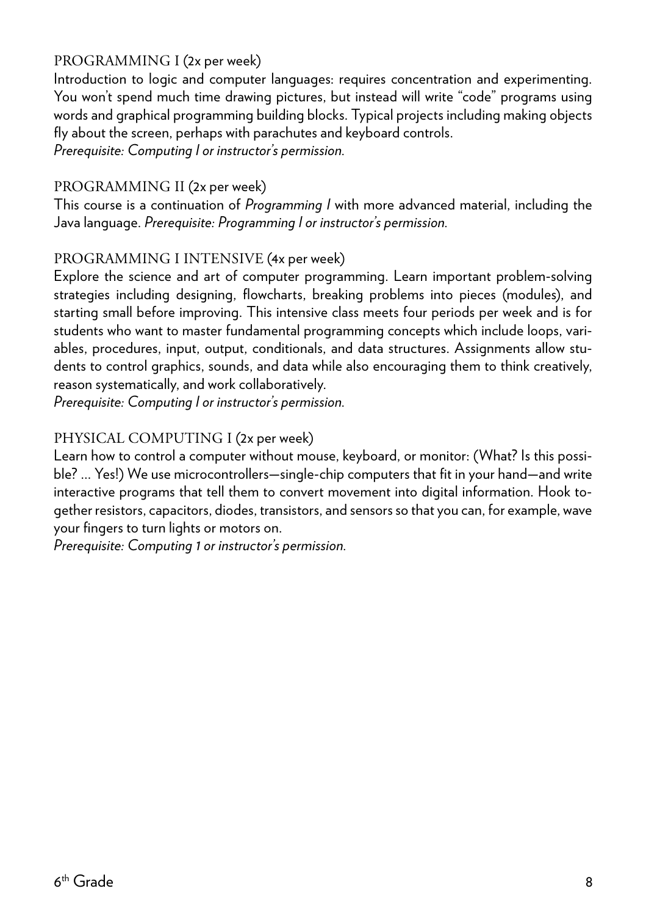### PROGRAMMING I (2x per week)

Introduction to logic and computer languages: requires concentration and experimenting. You won't spend much time drawing pictures, but instead will write "code" programs using words and graphical programming building blocks. Typical projects including making objects fly about the screen, perhaps with parachutes and keyboard controls.
*Prerequisite: Computing I or instructor's permission.*

### PROGRAMMING II (2x per week)

This course is a continuation of *Programming I* with more advanced material, including the Java language. *Prerequisite: Programming I or instructor's permission.*

### PROGRAMMING I INTENSIVE (4x per week)

Explore the science and art of computer programming. Learn important problem-solving strategies including designing, flowcharts, breaking problems into pieces (modules), and starting small before improving. This intensive class meets four periods per week and is for students who want to master fundamental programming concepts which include loops, variables, procedures, input, output, conditionals, and data structures. Assignments allow students to control graphics, sounds, and data while also encouraging them to think creatively, reason systematically, and work collaboratively.
*Prerequisite: Computing I or instructor's permission.*

### PHYSICAL COMPUTING I (2x per week)

Learn how to control a computer without mouse, keyboard, or monitor: (What? Is this possible? ... Yes!) We use microcontrollers—single-chip computers that fit in your hand—and write interactive programs that tell them to convert movement into digital information. Hook together resistors, capacitors, diodes, transistors, and sensors so that you can, for example, wave your fingers to turn lights or motors on.
*Prerequisite: Computing 1 or instructor's permission.*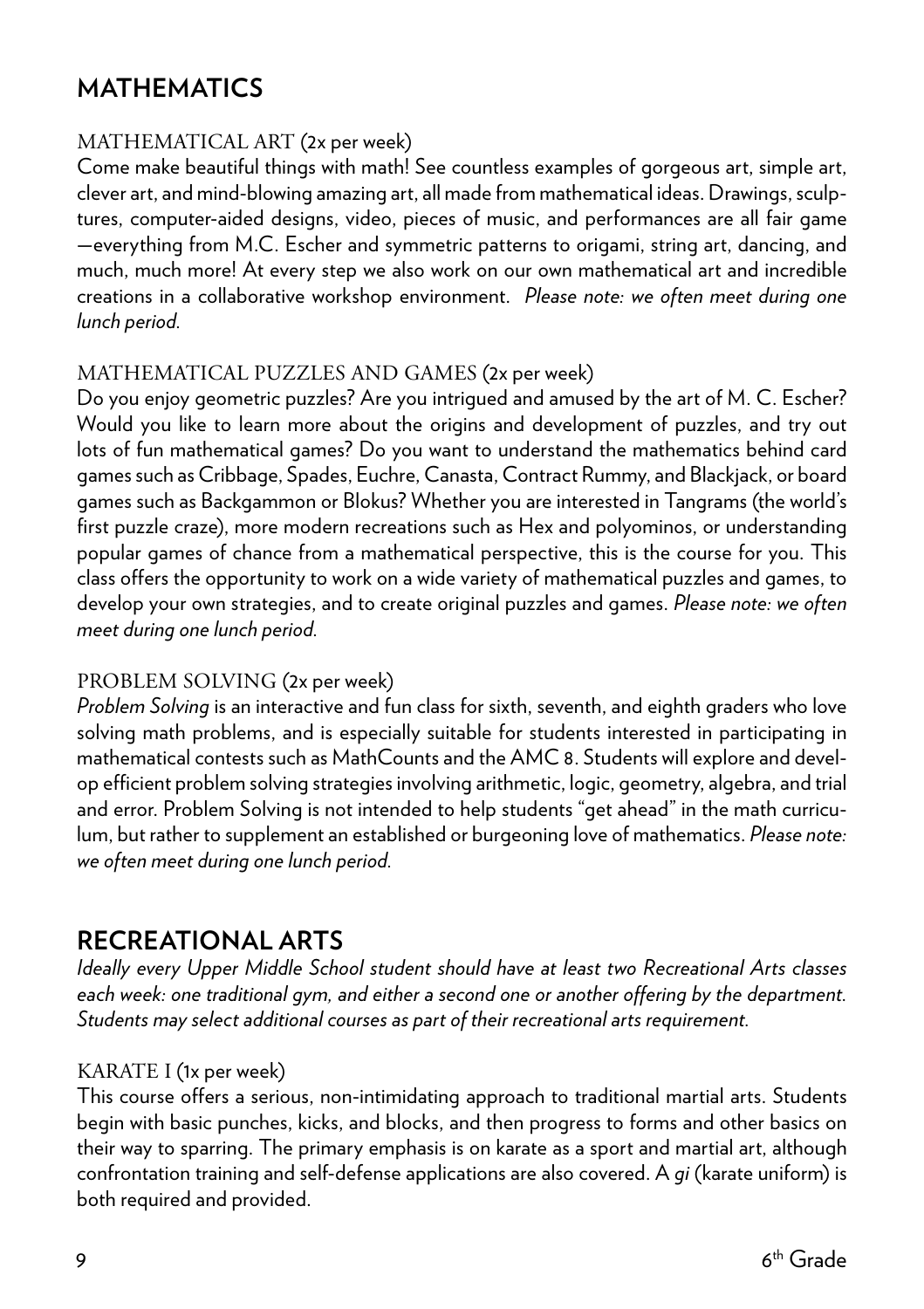## MATHEMATICS

### MATHEMATICAL ART (2x per week)

Come make beautiful things with math! See countless examples of gorgeous art, simple art, clever art, and mind-blowing amazing art, all made from mathematical ideas. Drawings, sculptures, computer-aided designs, video, pieces of music, and performances are all fair game —everything from M.C. Escher and symmetric patterns to origami, string art, dancing, and much, much more! At every step we also work on our own mathematical art and incredible creations in a collaborative workshop environment. *Please note: we often meet during one lunch period.*

### MATHEMATICAL PUZZLES AND GAMES (2x per week)

Do you enjoy geometric puzzles? Are you intrigued and amused by the art of M. C. Escher? Would you like to learn more about the origins and development of puzzles, and try out lots of fun mathematical games? Do you want to understand the mathematics behind card games such as Cribbage, Spades, Euchre, Canasta, Contract Rummy, and Blackjack, or board games such as Backgammon or Blokus? Whether you are interested in Tangrams (the world's first puzzle craze), more modern recreations such as Hex and polyominos, or understanding popular games of chance from a mathematical perspective, this is the course for you. This class offers the opportunity to work on a wide variety of mathematical puzzles and games, to develop your own strategies, and to create original puzzles and games. *Please note: we often meet during one lunch period.*

### PROBLEM SOLVING (2x per week)

*Problem Solving* is an interactive and fun class for sixth, seventh, and eighth graders who love solving math problems, and is especially suitable for students interested in participating in mathematical contests such as MathCounts and the AMC 8. Students will explore and develop efficient problem solving strategies involving arithmetic, logic, geometry, algebra, and trial and error. Problem Solving is not intended to help students "get ahead" in the math curriculum, but rather to supplement an established or burgeoning love of mathematics. *Please note: we often meet during one lunch period.*

## RECREATIONAL ARTS

*Ideally every Upper Middle School student should have at least two Recreational Arts classes each week: one traditional gym, and either a second one or another offering by the department. Students may select additional courses as part of their recreational arts requirement.*

### KARATE I (1x per week)

This course offers a serious, non-intimidating approach to traditional martial arts. Students begin with basic punches, kicks, and blocks, and then progress to forms and other basics on their way to sparring. The primary emphasis is on karate as a sport and martial art, although confrontation training and self-defense applications are also covered. A *gi* (karate uniform) is both required and provided.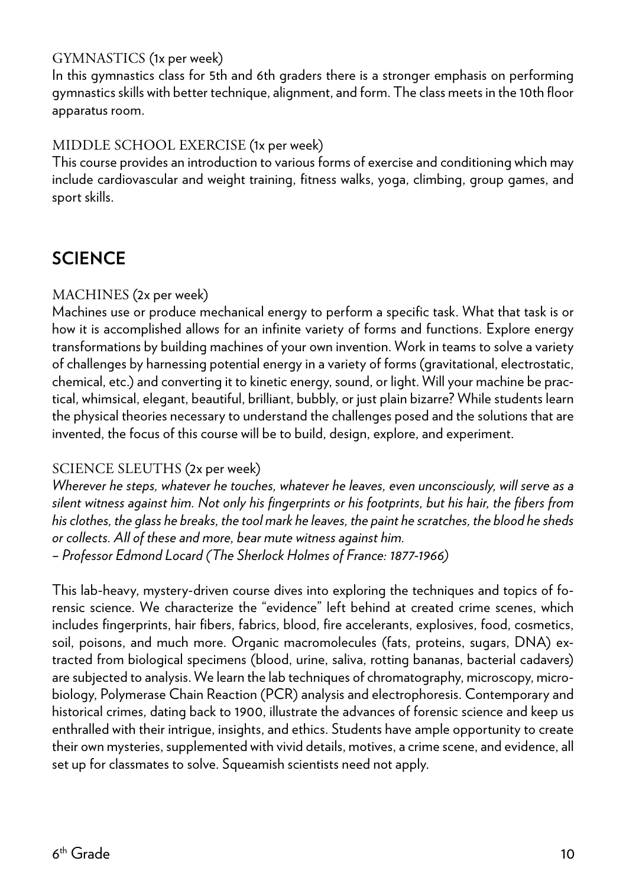### GYMNASTICS (1x per week)

In this gymnastics class for 5th and 6th graders there is a stronger emphasis on performing gymnastics skills with better technique, alignment, and form. The class meets in the 10th floor apparatus room.

### MIDDLE SCHOOL EXERCISE (1x per week)

This course provides an introduction to various forms of exercise and conditioning which may include cardiovascular and weight training, fitness walks, yoga, climbing, group games, and sport skills.

## SCIENCE

### MACHINES (2x per week)

Machines use or produce mechanical energy to perform a specific task. What that task is or how it is accomplished allows for an infinite variety of forms and functions. Explore energy transformations by building machines of your own invention. Work in teams to solve a variety of challenges by harnessing potential energy in a variety of forms (gravitational, electrostatic, chemical, etc.) and converting it to kinetic energy, sound, or light. Will your machine be practical, whimsical, elegant, beautiful, brilliant, bubbly, or just plain bizarre? While students learn the physical theories necessary to understand the challenges posed and the solutions that are invented, the focus of this course will be to build, design, explore, and experiment.

### SCIENCE SLEUTHS (2x per week)

*Wherever he steps, whatever he touches, whatever he leaves, even unconsciously, will serve as a silent witness against him. Not only his fingerprints or his footprints, but his hair, the fibers from his clothes, the glass he breaks, the tool mark he leaves, the paint he scratches, the blood he sheds or collects. All of these and more, bear mute witness against him.*
*– Professor Edmond Locard (The Sherlock Holmes of France: 1877-1966)*

This lab-heavy, mystery-driven course dives into exploring the techniques and topics of forensic science. We characterize the "evidence" left behind at created crime scenes, which includes fingerprints, hair fibers, fabrics, blood, fire accelerants, explosives, food, cosmetics, soil, poisons, and much more. Organic macromolecules (fats, proteins, sugars, DNA) extracted from biological specimens (blood, urine, saliva, rotting bananas, bacterial cadavers) are subjected to analysis. We learn the lab techniques of chromatography, microscopy, microbiology, Polymerase Chain Reaction (PCR) analysis and electrophoresis. Contemporary and historical crimes, dating back to 1900, illustrate the advances of forensic science and keep us enthralled with their intrigue, insights, and ethics. Students have ample opportunity to create their own mysteries, supplemented with vivid details, motives, a crime scene, and evidence, all set up for classmates to solve. Squeamish scientists need not apply.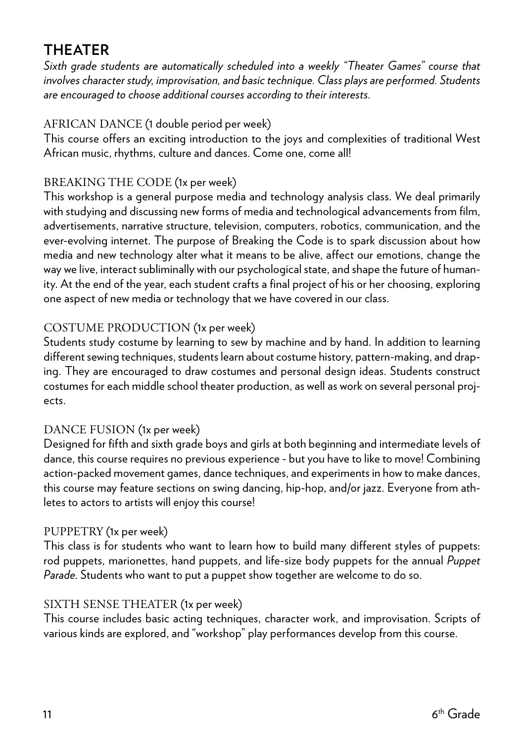## THEATER

*Sixth grade students are automatically scheduled into a weekly "Theater Games" course that involves character study, improvisation, and basic technique. Class plays are performed. Students are encouraged to choose additional courses according to their interests.*

### AFRICAN DANCE (1 double period per week)

This course offers an exciting introduction to the joys and complexities of traditional West African music, rhythms, culture and dances. Come one, come all!

### BREAKING THE CODE (1x per week)

This workshop is a general purpose media and technology analysis class. We deal primarily with studying and discussing new forms of media and technological advancements from film, advertisements, narrative structure, television, computers, robotics, communication, and the ever-evolving internet. The purpose of Breaking the Code is to spark discussion about how media and new technology alter what it means to be alive, affect our emotions, change the way we live, interact subliminally with our psychological state, and shape the future of humanity. At the end of the year, each student crafts a final project of his or her choosing, exploring one aspect of new media or technology that we have covered in our class.

### COSTUME PRODUCTION (1x per week)

Students study costume by learning to sew by machine and by hand. In addition to learning different sewing techniques, students learn about costume history, pattern-making, and draping. They are encouraged to draw costumes and personal design ideas. Students construct costumes for each middle school theater production, as well as work on several personal projects.

### DANCE FUSION (1x per week)

Designed for fifth and sixth grade boys and girls at both beginning and intermediate levels of dance, this course requires no previous experience - but you have to like to move! Combining action-packed movement games, dance techniques, and experiments in how to make dances, this course may feature sections on swing dancing, hip-hop, and/or jazz. Everyone from athletes to actors to artists will enjoy this course!

### PUPPETRY (1x per week)

This class is for students who want to learn how to build many different styles of puppets: rod puppets, marionettes, hand puppets, and life-size body puppets for the annual *Puppet Parade*. Students who want to put a puppet show together are welcome to do so.

### SIXTH SENSE THEATER (1x per week)

This course includes basic acting techniques, character work, and improvisation. Scripts of various kinds are explored, and "workshop" play performances develop from this course.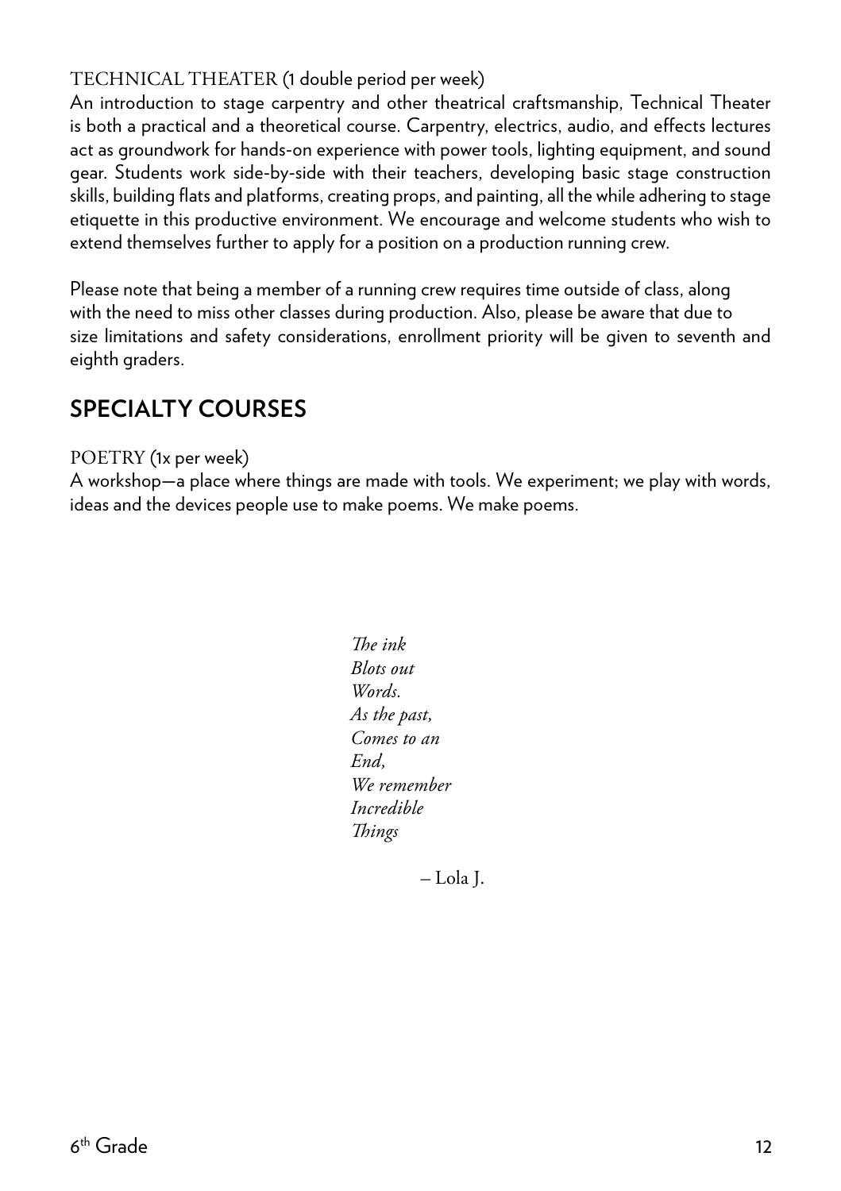### TECHNICAL THEATER (1 double period per week)

An introduction to stage carpentry and other theatrical craftsmanship, Technical Theater is both a practical and a theoretical course. Carpentry, electrics, audio, and effects lectures act as groundwork for hands-on experience with power tools, lighting equipment, and sound gear. Students work side-by-side with their teachers, developing basic stage construction skills, building flats and platforms, creating props, and painting, all the while adhering to stage etiquette in this productive environment. We encourage and welcome students who wish to extend themselves further to apply for a position on a production running crew.

Please note that being a member of a running crew requires time outside of class, along with the need to miss other classes during production. Also, please be aware that due to size limitations and safety considerations, enrollment priority will be given to seventh and eighth graders.

## SPECIALTY COURSES

### POETRY (1x per week)

A workshop—a place where things are made with tools. We experiment; we play with words, ideas and the devices people use to make poems. We make poems.

*The ink*
*Blots out*
*Words.*
*As the past,*
*Comes to an*
*End,*
*We remember*
*Incredible*
*Things*

– Lola J.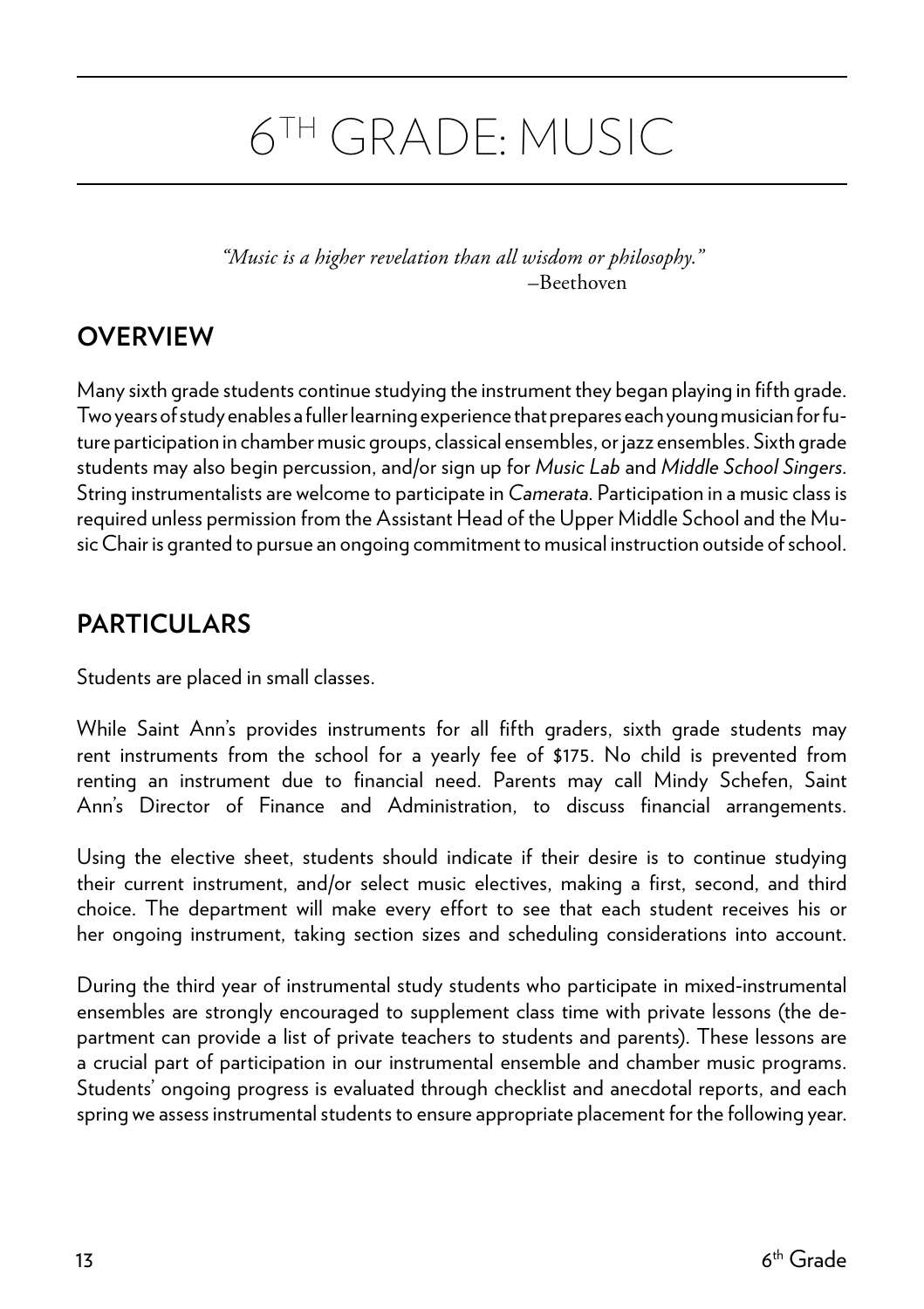# 6TH GRADE: MUSIC

*"Music is a higher revelation than all wisdom or philosophy."*
–Beethoven

## OVERVIEW

Many sixth grade students continue studying the instrument they began playing in fifth grade. Two years of study enables a fuller learning experience that prepares each young musician for future participation in chamber music groups, classical ensembles, or jazz ensembles. Sixth grade students may also begin percussion, and/or sign up for *Music Lab* and *Middle School Singers*. String instrumentalists are welcome to participate in *Camerata*. Participation in a music class is required unless permission from the Assistant Head of the Upper Middle School and the Music Chair is granted to pursue an ongoing commitment to musical instruction outside of school.

## PARTICULARS

Students are placed in small classes.

While Saint Ann's provides instruments for all fifth graders, sixth grade students may rent instruments from the school for a yearly fee of $175. No child is prevented from renting an instrument due to financial need. Parents may call Mindy Schefen, Saint Ann's Director of Finance and Administration, to discuss financial arrangements.

Using the elective sheet, students should indicate if their desire is to continue studying their current instrument, and/or select music electives, making a first, second, and third choice. The department will make every effort to see that each student receives his or her ongoing instrument, taking section sizes and scheduling considerations into account.

During the third year of instrumental study students who participate in mixed-instrumental ensembles are strongly encouraged to supplement class time with private lessons (the department can provide a list of private teachers to students and parents). These lessons are a crucial part of participation in our instrumental ensemble and chamber music programs. Students' ongoing progress is evaluated through checklist and anecdotal reports, and each spring we assess instrumental students to ensure appropriate placement for the following year.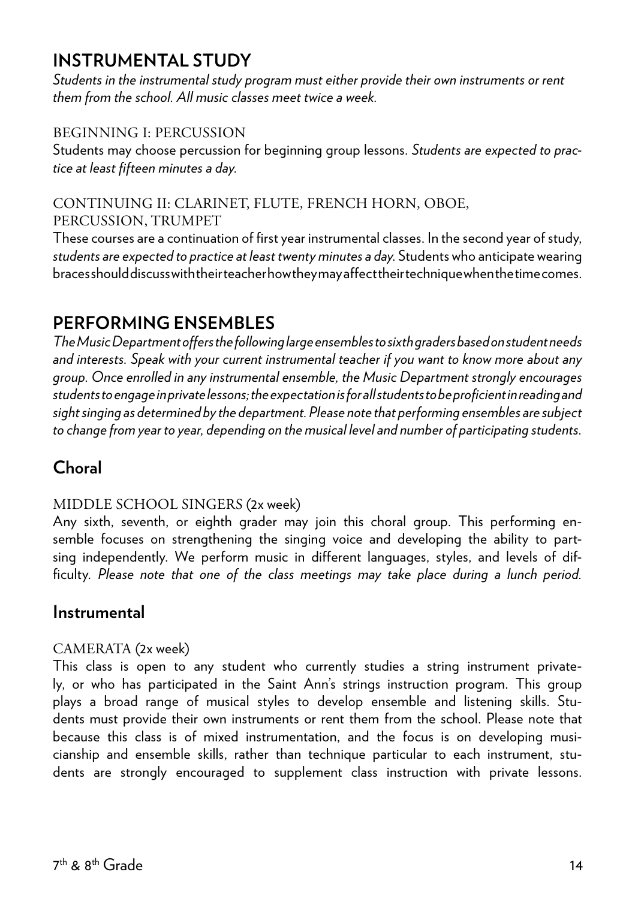## INSTRUMENTAL STUDY

*Students in the instrumental study program must either provide their own instruments or rent them from the school. All music classes meet twice a week.*

BEGINNING I: PERCUSSION

Students may choose percussion for beginning group lessons. *Students are expected to practice at least fifteen minutes a day.*

CONTINUING II: CLARINET, FLUTE, FRENCH HORN, OBOE, PERCUSSION, TRUMPET

These courses are a continuation of first year instrumental classes. In the second year of study, *students are expected to practice at least twenty minutes a day.* Students who anticipate wearing braces should discuss with their teacher how they may affect their technique when the time comes.

## PERFORMING ENSEMBLES

*The Music Department offers the following large ensembles to sixth graders based on student needs and interests. Speak with your current instrumental teacher if you want to know more about any group. Once enrolled in any instrumental ensemble, the Music Department strongly encourages students to engage in private lessons; the expectation is for all students to be proficient in reading and sight singing as determined by the department. Please note that performing ensembles are subject to change from year to year, depending on the musical level and number of participating students.*

### Choral

MIDDLE SCHOOL SINGERS (2x week)

Any sixth, seventh, or eighth grader may join this choral group. This performing ensemble focuses on strengthening the singing voice and developing the ability to part-sing independently. We perform music in different languages, styles, and levels of difficulty. *Please note that one of the class meetings may take place during a lunch period.*

### Instrumental

CAMERATA (2x week)

This class is open to any student who currently studies a string instrument privately, or who has participated in the Saint Ann's strings instruction program. This group plays a broad range of musical styles to develop ensemble and listening skills. Students must provide their own instruments or rent them from the school. Please note that because this class is of mixed instrumentation, and the focus is on developing musicianship and ensemble skills, rather than technique particular to each instrument, students are strongly encouraged to supplement class instruction with private lessons.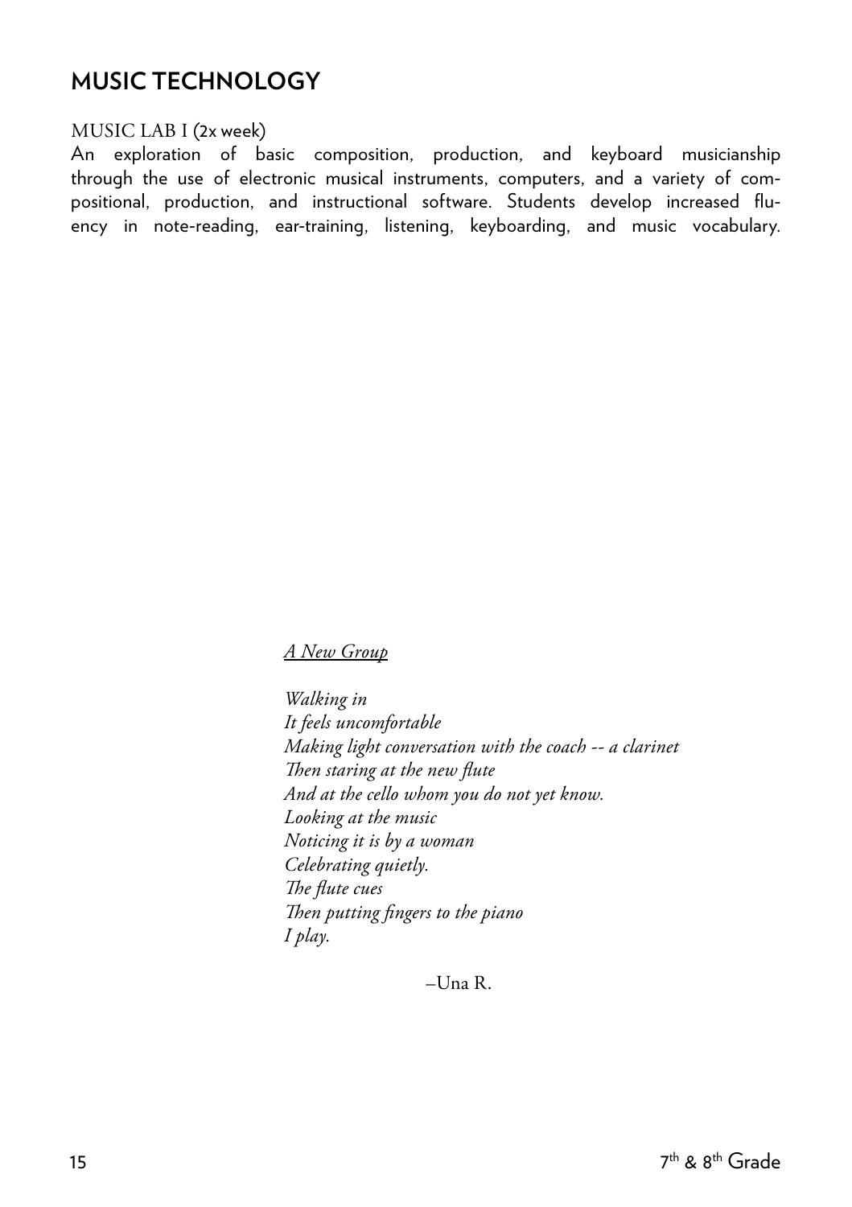## MUSIC TECHNOLOGY

MUSIC LAB I (2x week)

An exploration of basic composition, production, and keyboard musicianship through the use of electronic musical instruments, computers, and a variety of compositional, production, and instructional software. Students develop increased fluency in note-reading, ear-training, listening, keyboarding, and music vocabulary.

*A New Group*

*Walking in*
*It feels uncomfortable*
*Making light conversation with the coach -- a clarinet*
*Then staring at the new flute*
*And at the cello whom you do not yet know.*
*Looking at the music*
*Noticing it is by a woman*
*Celebrating quietly.*
*The flute cues*
*Then putting fingers to the piano*
*I play.*

–Una R.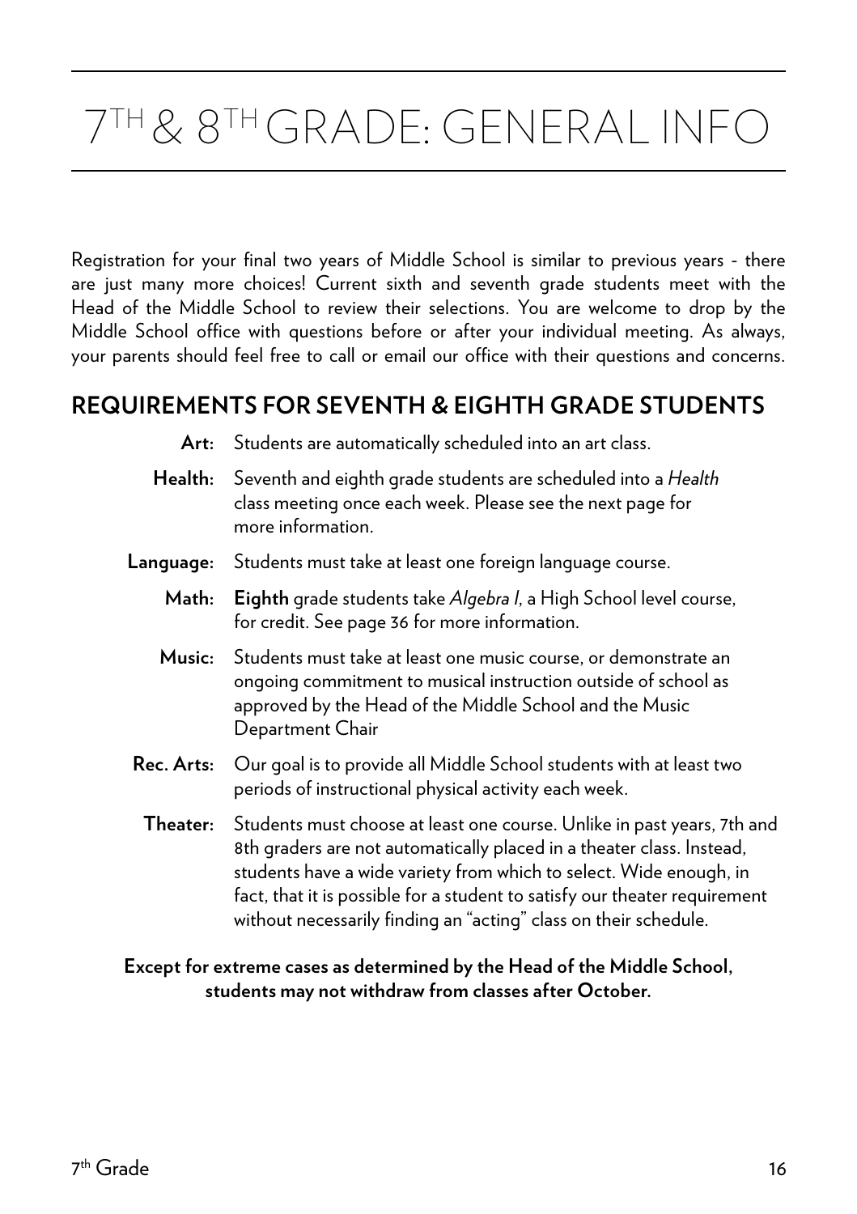# 7TH & 8TH GRADE: GENERAL INFO

Registration for your final two years of Middle School is similar to previous years - there are just many more choices! Current sixth and seventh grade students meet with the Head of the Middle School to review their selections. You are welcome to drop by the Middle School office with questions before or after your individual meeting. As always, your parents should feel free to call or email our office with their questions and concerns.

## REQUIREMENTS FOR SEVENTH & EIGHTH GRADE STUDENTS

**Art:** Students are automatically scheduled into an art class.

**Health:** Seventh and eighth grade students are scheduled into a *Health* class meeting once each week. Please see the next page for more information.

**Language:** Students must take at least one foreign language course.

**Math:** **Eighth** grade students take *Algebra I*, a High School level course, for credit. See page 36 for more information.

**Music:** Students must take at least one music course, or demonstrate an ongoing commitment to musical instruction outside of school as approved by the Head of the Middle School and the Music Department Chair

**Rec. Arts:** Our goal is to provide all Middle School students with at least two periods of instructional physical activity each week.

**Theater:** Students must choose at least one course. Unlike in past years, 7th and 8th graders are not automatically placed in a theater class. Instead, students have a wide variety from which to select. Wide enough, in fact, that it is possible for a student to satisfy our theater requirement without necessarily finding an "acting" class on their schedule.

**Except for extreme cases as determined by the Head of the Middle School, students may not withdraw from classes after October.**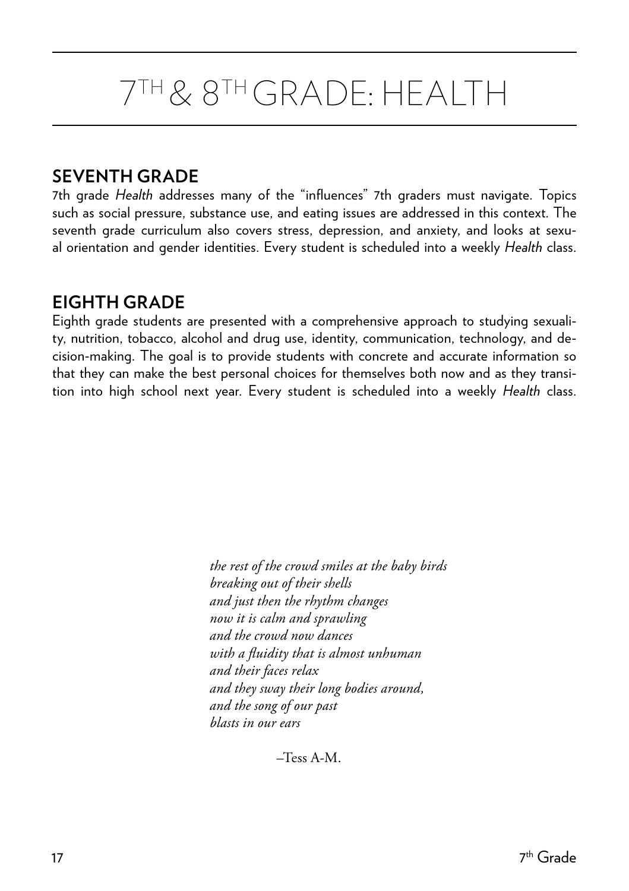# 7TH & 8TH GRADE: HEALTH

## SEVENTH GRADE

7th grade *Health* addresses many of the "influences" 7th graders must navigate. Topics such as social pressure, substance use, and eating issues are addressed in this context. The seventh grade curriculum also covers stress, depression, and anxiety, and looks at sexual orientation and gender identities. Every student is scheduled into a weekly *Health* class.

## EIGHTH GRADE

Eighth grade students are presented with a comprehensive approach to studying sexuality, nutrition, tobacco, alcohol and drug use, identity, communication, technology, and decision-making. The goal is to provide students with concrete and accurate information so that they can make the best personal choices for themselves both now and as they transition into high school next year. Every student is scheduled into a weekly *Health* class.

*the rest of the crowd smiles at the baby birds*
*breaking out of their shells*
*and just then the rhythm changes*
*now it is calm and sprawling*
*and the crowd now dances*
*with a fluidity that is almost unhuman*
*and their faces relax*
*and they sway their long bodies around,*
*and the song of our past*
*blasts in our ears*

–Tess A-M.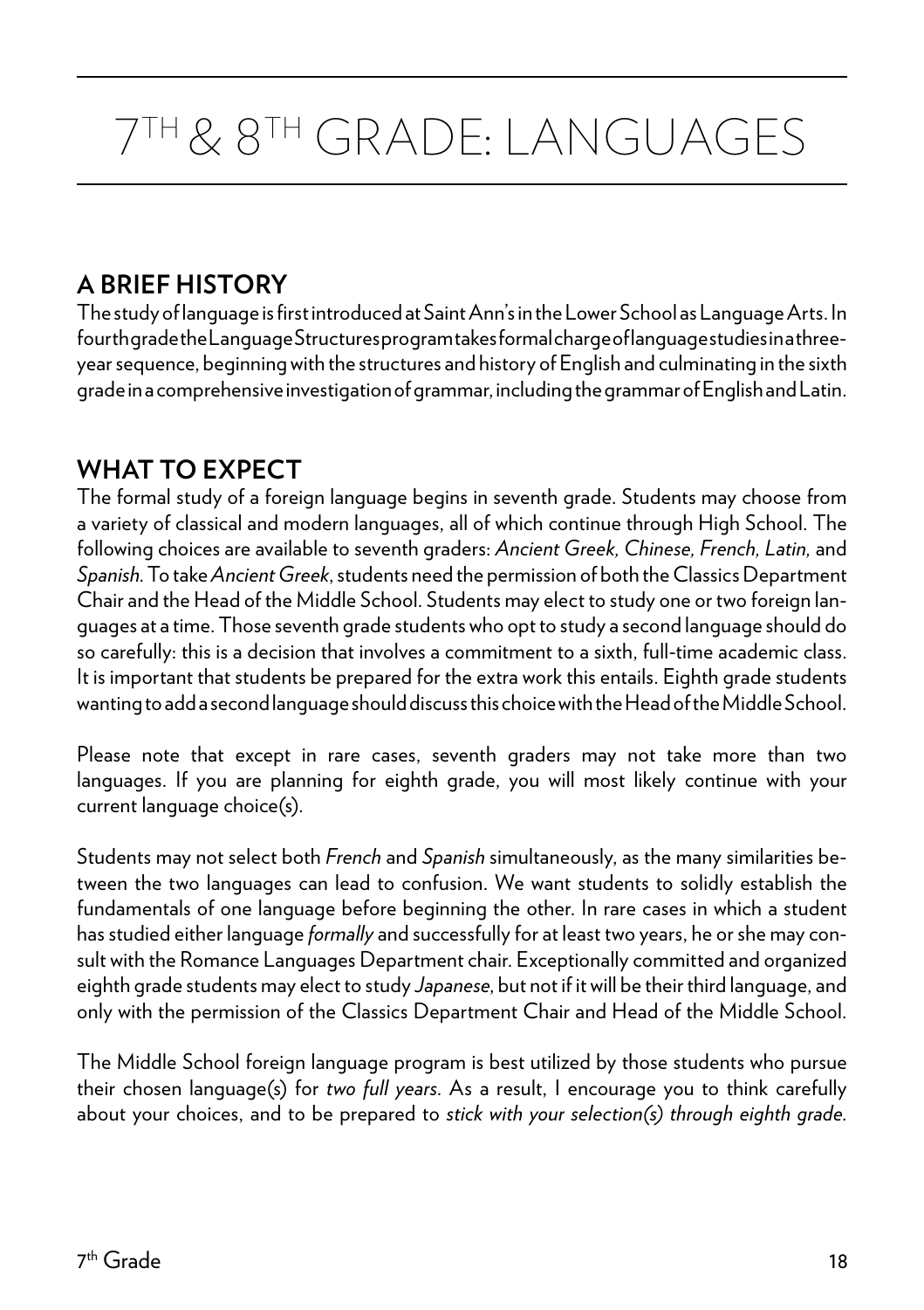# $7^{TH}$ & $8^{TH}$ GRADE: LANGUAGES

## A BRIEF HISTORY

The study of language is first introduced at Saint Ann's in the Lower School as Language Arts. In fourth grade the Language Structures program takes formal charge of language studies in a three-year sequence, beginning with the structures and history of English and culminating in the sixth grade in a comprehensive investigation of grammar, including the grammar of English and Latin.

## WHAT TO EXPECT

The formal study of a foreign language begins in seventh grade. Students may choose from a variety of classical and modern languages, all of which continue through High School. The following choices are available to seventh graders: *Ancient Greek, Chinese, French, Latin,* and *Spanish*. To take *Ancient Greek*, students need the permission of both the Classics Department Chair and the Head of the Middle School. Students may elect to study one or two foreign languages at a time. Those seventh grade students who opt to study a second language should do so carefully: this is a decision that involves a commitment to a sixth, full-time academic class. It is important that students be prepared for the extra work this entails. Eighth grade students wanting to add a second language should discuss this choice with the Head of the Middle School.

Please note that except in rare cases, seventh graders may not take more than two languages. If you are planning for eighth grade, you will most likely continue with your current language choice(s).

Students may not select both *French* and *Spanish* simultaneously, as the many similarities between the two languages can lead to confusion. We want students to solidly establish the fundamentals of one language before beginning the other. In rare cases in which a student has studied either language *formally* and successfully for at least two years, he or she may consult with the Romance Languages Department chair. Exceptionally committed and organized eighth grade students may elect to study *Japanese*, but not if it will be their third language, and only with the permission of the Classics Department Chair and Head of the Middle School.

The Middle School foreign language program is best utilized by those students who pursue their chosen language(s) for *two full years*. As a result, I encourage you to think carefully about your choices, and to be prepared to *stick with your selection(s) through eighth grade*.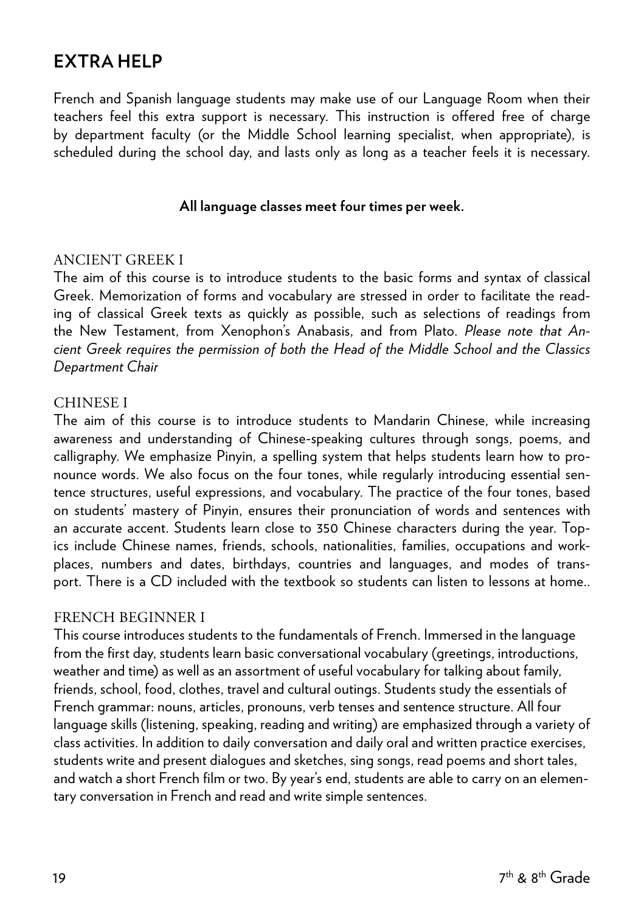## EXTRA HELP

French and Spanish language students may make use of our Language Room when their teachers feel this extra support is necessary. This instruction is offered free of charge by department faculty (or the Middle School learning specialist, when appropriate), is scheduled during the school day, and lasts only as long as a teacher feels it is necessary.

**All language classes meet four times per week.**

### ANCIENT GREEK I

The aim of this course is to introduce students to the basic forms and syntax of classical Greek. Memorization of forms and vocabulary are stressed in order to facilitate the reading of classical Greek texts as quickly as possible, such as selections of readings from the New Testament, from Xenophon's Anabasis, and from Plato. *Please note that Ancient Greek requires the permission of both the Head of the Middle School and the Classics Department Chair*

### CHINESE I

The aim of this course is to introduce students to Mandarin Chinese, while increasing awareness and understanding of Chinese-speaking cultures through songs, poems, and calligraphy. We emphasize Pinyin, a spelling system that helps students learn how to pronounce words. We also focus on the four tones, while regularly introducing essential sentence structures, useful expressions, and vocabulary. The practice of the four tones, based on students' mastery of Pinyin, ensures their pronunciation of words and sentences with an accurate accent. Students learn close to 350 Chinese characters during the year. Topics include Chinese names, friends, schools, nationalities, families, occupations and workplaces, numbers and dates, birthdays, countries and languages, and modes of transport. There is a CD included with the textbook so students can listen to lessons at home..

### FRENCH BEGINNER I

This course introduces students to the fundamentals of French. Immersed in the language from the first day, students learn basic conversational vocabulary (greetings, introductions, weather and time) as well as an assortment of useful vocabulary for talking about family, friends, school, food, clothes, travel and cultural outings. Students study the essentials of French grammar: nouns, articles, pronouns, verb tenses and sentence structure. All four language skills (listening, speaking, reading and writing) are emphasized through a variety of class activities. In addition to daily conversation and daily oral and written practice exercises, students write and present dialogues and sketches, sing songs, read poems and short tales, and watch a short French film or two. By year's end, students are able to carry on an elementary conversation in French and read and write simple sentences.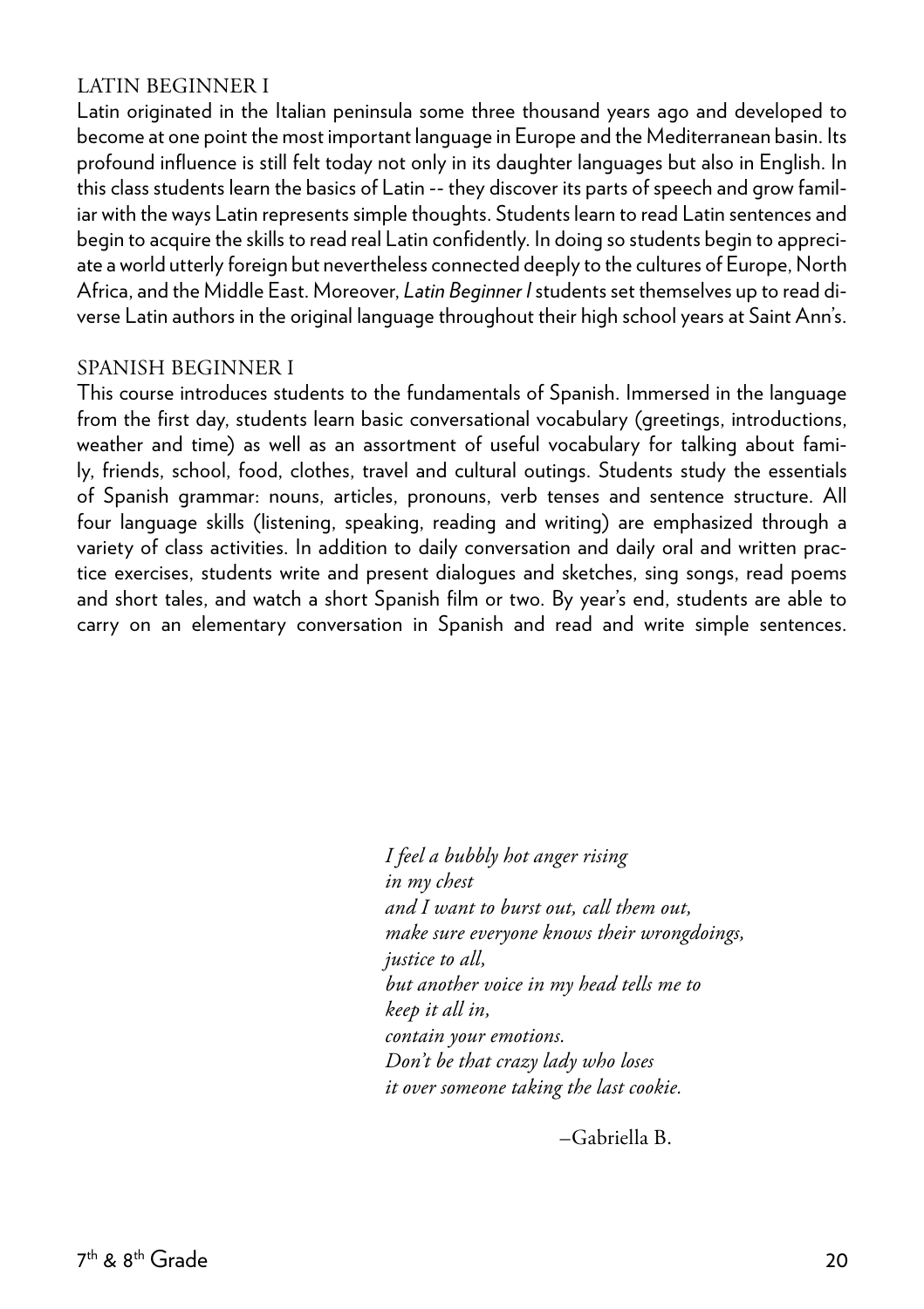## LATIN BEGINNER I

Latin originated in the Italian peninsula some three thousand years ago and developed to become at one point the most important language in Europe and the Mediterranean basin. Its profound influence is still felt today not only in its daughter languages but also in English. In this class students learn the basics of Latin -- they discover its parts of speech and grow familiar with the ways Latin represents simple thoughts. Students learn to read Latin sentences and begin to acquire the skills to read real Latin confidently. In doing so students begin to appreciate a world utterly foreign but nevertheless connected deeply to the cultures of Europe, North Africa, and the Middle East. Moreover, *Latin Beginner I* students set themselves up to read diverse Latin authors in the original language throughout their high school years at Saint Ann's.

## SPANISH BEGINNER I

This course introduces students to the fundamentals of Spanish. Immersed in the language from the first day, students learn basic conversational vocabulary (greetings, introductions, weather and time) as well as an assortment of useful vocabulary for talking about family, friends, school, food, clothes, travel and cultural outings. Students study the essentials of Spanish grammar: nouns, articles, pronouns, verb tenses and sentence structure. All four language skills (listening, speaking, reading and writing) are emphasized through a variety of class activities. In addition to daily conversation and daily oral and written practice exercises, students write and present dialogues and sketches, sing songs, read poems and short tales, and watch a short Spanish film or two. By year's end, students are able to carry on an elementary conversation in Spanish and read and write simple sentences.

*I feel a bubbly hot anger rising*
*in my chest*
*and I want to burst out, call them out,*
*make sure everyone knows their wrongdoings,*
*justice to all,*
*but another voice in my head tells me to*
*keep it all in,*
*contain your emotions.*
*Don't be that crazy lady who loses*
*it over someone taking the last cookie.*

–Gabriella B.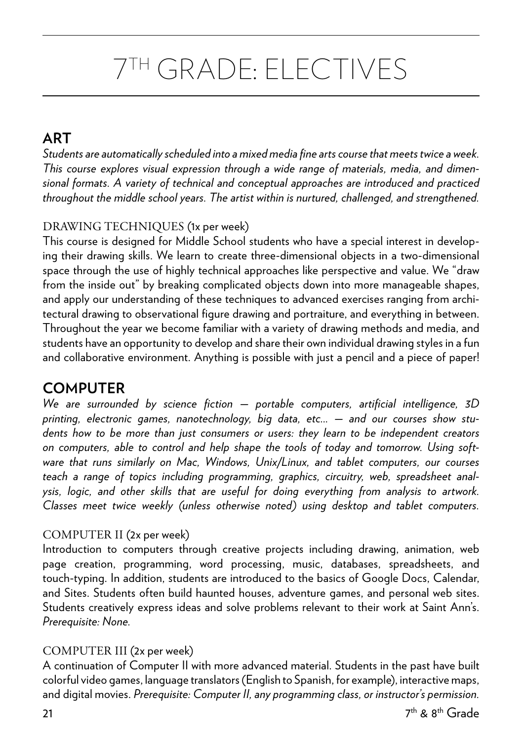# 7TH GRADE: ELECTIVES

## ART

*Students are automatically scheduled into a mixed media fine arts course that meets twice a week. This course explores visual expression through a wide range of materials, media, and dimensional formats. A variety of technical and conceptual approaches are introduced and practiced throughout the middle school years. The artist within is nurtured, challenged, and strengthened.*

### DRAWING TECHNIQUES (1x per week)

This course is designed for Middle School students who have a special interest in developing their drawing skills. We learn to create three-dimensional objects in a two-dimensional space through the use of highly technical approaches like perspective and value. We "draw from the inside out" by breaking complicated objects down into more manageable shapes, and apply our understanding of these techniques to advanced exercises ranging from architectural drawing to observational figure drawing and portraiture, and everything in between. Throughout the year we become familiar with a variety of drawing methods and media, and students have an opportunity to develop and share their own individual drawing styles in a fun and collaborative environment. Anything is possible with just a pencil and a piece of paper!

## COMPUTER

*We are surrounded by science fiction — portable computers, artificial intelligence, 3D printing, electronic games, nanotechnology, big data, etc... — and our courses show students how to be more than just consumers or users: they learn to be independent creators on computers, able to control and help shape the tools of today and tomorrow. Using software that runs similarly on Mac, Windows, Unix/Linux, and tablet computers, our courses teach a range of topics including programming, graphics, circuitry, web, spreadsheet analysis, logic, and other skills that are useful for doing everything from analysis to artwork. Classes meet twice weekly (unless otherwise noted) using desktop and tablet computers.*

### COMPUTER II (2x per week)

Introduction to computers through creative projects including drawing, animation, web page creation, programming, word processing, music, databases, spreadsheets, and touch-typing. In addition, students are introduced to the basics of Google Docs, Calendar, and Sites. Students often build haunted houses, adventure games, and personal web sites. Students creatively express ideas and solve problems relevant to their work at Saint Ann's. *Prerequisite: None.*

### COMPUTER III (2x per week)

A continuation of Computer II with more advanced material. Students in the past have built colorful video games, language translators (English to Spanish, for example), interactive maps, and digital movies. *Prerequisite: Computer II, any programming class, or instructor's permission.*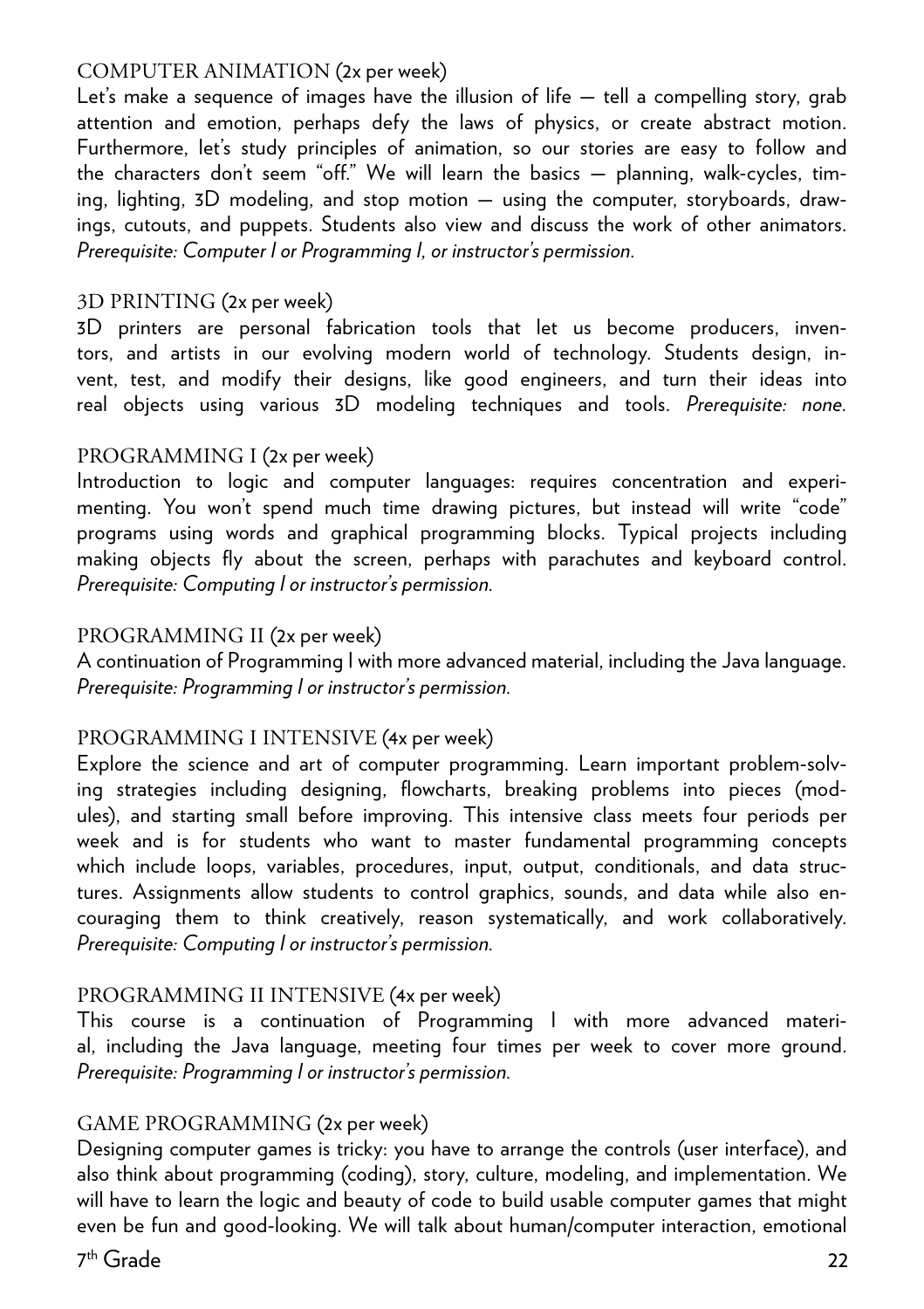### COMPUTER ANIMATION (2x per week)

Let's make a sequence of images have the illusion of life — tell a compelling story, grab attention and emotion, perhaps defy the laws of physics, or create abstract motion. Furthermore, let's study principles of animation, so our stories are easy to follow and the characters don't seem "off." We will learn the basics — planning, walk-cycles, timing, lighting, 3D modeling, and stop motion — using the computer, storyboards, drawings, cutouts, and puppets. Students also view and discuss the work of other animators. *Prerequisite: Computer I or Programming I, or instructor's permission.*

### 3D PRINTING (2x per week)

3D printers are personal fabrication tools that let us become producers, inventors, and artists in our evolving modern world of technology. Students design, invent, test, and modify their designs, like good engineers, and turn their ideas into real objects using various 3D modeling techniques and tools. *Prerequisite: none.*

### PROGRAMMING I (2x per week)

Introduction to logic and computer languages: requires concentration and experimenting. You won't spend much time drawing pictures, but instead will write "code" programs using words and graphical programming blocks. Typical projects including making objects fly about the screen, perhaps with parachutes and keyboard control. *Prerequisite: Computing I or instructor's permission.*

### PROGRAMMING II (2x per week)

A continuation of Programming I with more advanced material, including the Java language. *Prerequisite: Programming I or instructor's permission.*

### PROGRAMMING I INTENSIVE (4x per week)

Explore the science and art of computer programming. Learn important problem-solving strategies including designing, flowcharts, breaking problems into pieces (modules), and starting small before improving. This intensive class meets four periods per week and is for students who want to master fundamental programming concepts which include loops, variables, procedures, input, output, conditionals, and data structures. Assignments allow students to control graphics, sounds, and data while also encouraging them to think creatively, reason systematically, and work collaboratively. *Prerequisite: Computing I or instructor's permission.*

### PROGRAMMING II INTENSIVE (4x per week)

This course is a continuation of Programming I with more advanced material, including the Java language, meeting four times per week to cover more ground. *Prerequisite: Programming I or instructor's permission.*

### GAME PROGRAMMING (2x per week)

Designing computer games is tricky: you have to arrange the controls (user interface), and also think about programming (coding), story, culture, modeling, and implementation. We will have to learn the logic and beauty of code to build usable computer games that might even be fun and good-looking. We will talk about human/computer interaction, emotional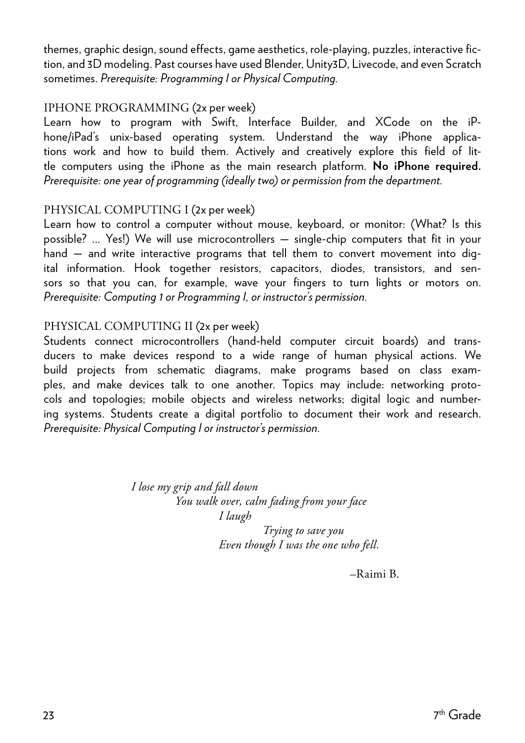themes, graphic design, sound effects, game aesthetics, role-playing, puzzles, interactive fiction, and 3D modeling. Past courses have used Blender, Unity3D, Livecode, and even Scratch sometimes. *Prerequisite: Programming I or Physical Computing.*

### IPHONE PROGRAMMING (2x per week)

Learn how to program with Swift, Interface Builder, and XCode on the iPhone/iPad's unix-based operating system. Understand the way iPhone applications work and how to build them. Actively and creatively explore this field of little computers using the iPhone as the main research platform. **No iPhone required.** *Prerequisite: one year of programming (ideally two) or permission from the department.*

### PHYSICAL COMPUTING I (2x per week)

Learn how to control a computer without mouse, keyboard, or monitor: (What? Is this possible? ... Yes!) We will use microcontrollers — single-chip computers that fit in your hand — and write interactive programs that tell them to convert movement into digital information. Hook together resistors, capacitors, diodes, transistors, and sensors so that you can, for example, wave your fingers to turn lights or motors on. *Prerequisite: Computing 1 or Programming I, or instructor's permission.*

### PHYSICAL COMPUTING II (2x per week)

Students connect microcontrollers (hand-held computer circuit boards) and transducers to make devices respond to a wide range of human physical actions. We build projects from schematic diagrams, make programs based on class examples, and make devices talk to one another. Topics may include: networking protocols and topologies; mobile objects and wireless networks; digital logic and numbering systems. Students create a digital portfolio to document their work and research. *Prerequisite: Physical Computing I or instructor's permission.*

*I lose my grip and fall down*
*You walk over, calm fading from your face*
*I laugh*
*Trying to save you*
*Even though I was the one who fell.*

–Raimi B.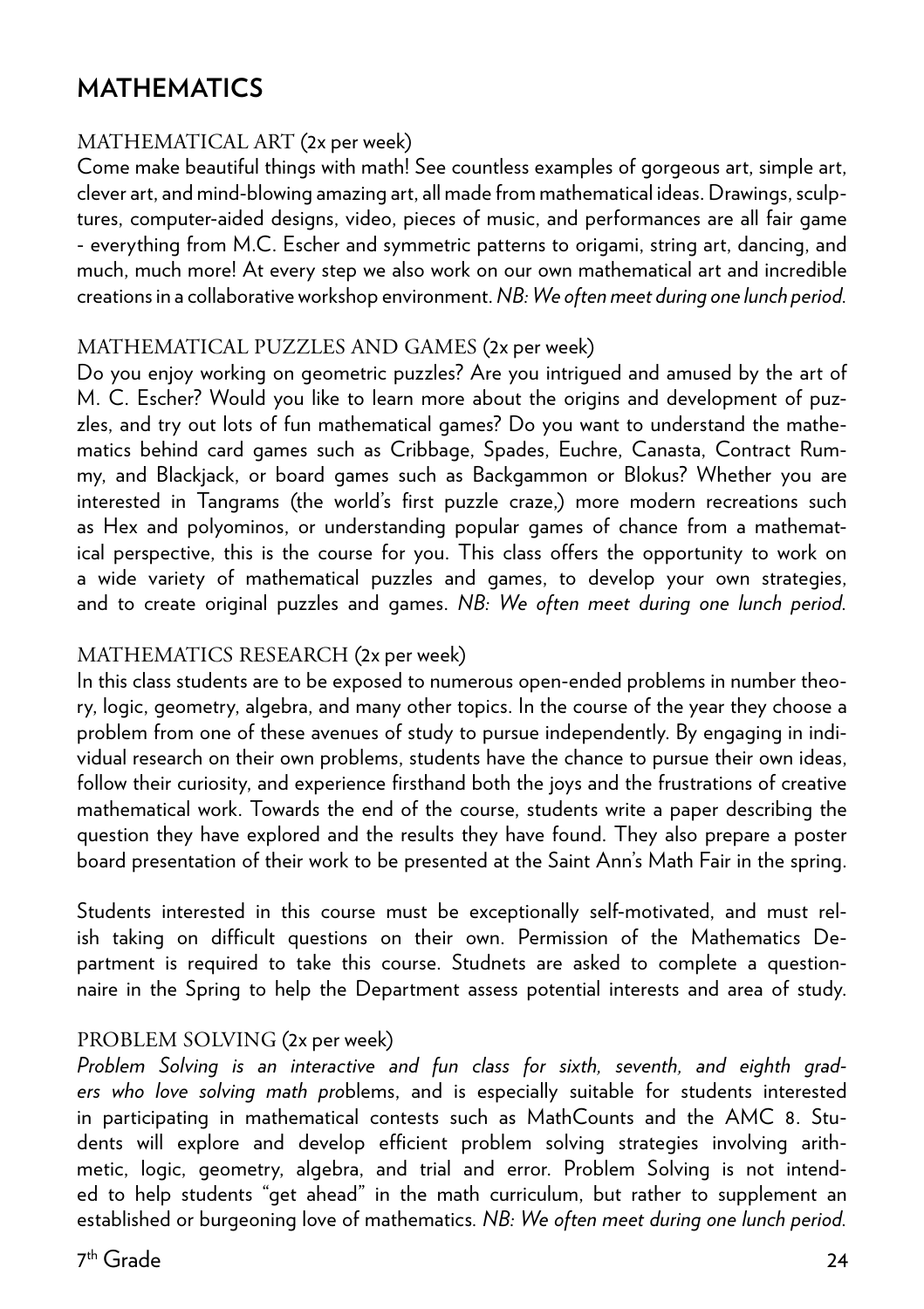# MATHEMATICS

## MATHEMATICAL ART (2x per week)

Come make beautiful things with math! See countless examples of gorgeous art, simple art, clever art, and mind-blowing amazing art, all made from mathematical ideas. Drawings, sculptures, computer-aided designs, video, pieces of music, and performances are all fair game - everything from M.C. Escher and symmetric patterns to origami, string art, dancing, and much, much more! At every step we also work on our own mathematical art and incredible creations in a collaborative workshop environment. *NB: We often meet during one lunch period.*

## MATHEMATICAL PUZZLES AND GAMES (2x per week)

Do you enjoy working on geometric puzzles? Are you intrigued and amused by the art of M. C. Escher? Would you like to learn more about the origins and development of puzzles, and try out lots of fun mathematical games? Do you want to understand the mathematics behind card games such as Cribbage, Spades, Euchre, Canasta, Contract Rummy, and Blackjack, or board games such as Backgammon or Blokus? Whether you are interested in Tangrams (the world's first puzzle craze,) more modern recreations such as Hex and polyominos, or understanding popular games of chance from a mathematical perspective, this is the course for you. This class offers the opportunity to work on a wide variety of mathematical puzzles and games, to develop your own strategies, and to create original puzzles and games. *NB: We often meet during one lunch period.*

## MATHEMATICS RESEARCH (2x per week)

In this class students are to be exposed to numerous open-ended problems in number theory, logic, geometry, algebra, and many other topics. In the course of the year they choose a problem from one of these avenues of study to pursue independently. By engaging in individual research on their own problems, students have the chance to pursue their own ideas, follow their curiosity, and experience firsthand both the joys and the frustrations of creative mathematical work. Towards the end of the course, students write a paper describing the question they have explored and the results they have found. They also prepare a poster board presentation of their work to be presented at the Saint Ann's Math Fair in the spring.

Students interested in this course must be exceptionally self-motivated, and must relish taking on difficult questions on their own. Permission of the Mathematics Department is required to take this course. Studnets are asked to complete a questionnaire in the Spring to help the Department assess potential interests and area of study.

## PROBLEM SOLVING (2x per week)

*Problem Solving is an interactive and fun class for sixth, seventh, and eighth graders who love solving math pro*blems, and is especially suitable for students interested in participating in mathematical contests such as MathCounts and the AMC 8. Students will explore and develop efficient problem solving strategies involving arithmetic, logic, geometry, algebra, and trial and error. Problem Solving is not intended to help students "get ahead" in the math curriculum, but rather to supplement an established or burgeoning love of mathematics. *NB: We often meet during one lunch period.*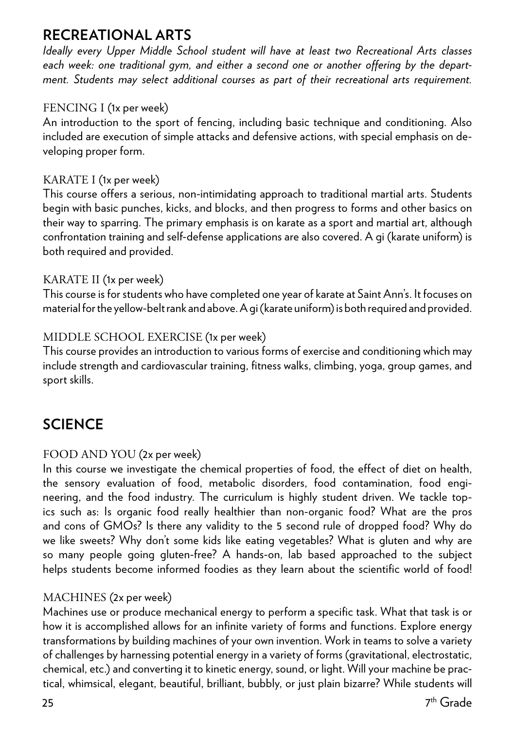## RECREATIONAL ARTS

*Ideally every Upper Middle School student will have at least two Recreational Arts classes each week: one traditional gym, and either a second one or another offering by the department. Students may select additional courses as part of their recreational arts requirement.*

### FENCING I (1x per week)

An introduction to the sport of fencing, including basic technique and conditioning. Also included are execution of simple attacks and defensive actions, with special emphasis on developing proper form.

### KARATE I (1x per week)

This course offers a serious, non-intimidating approach to traditional martial arts. Students begin with basic punches, kicks, and blocks, and then progress to forms and other basics on their way to sparring. The primary emphasis is on karate as a sport and martial art, although confrontation training and self-defense applications are also covered. A gi (karate uniform) is both required and provided.

### KARATE II (1x per week)

This course is for students who have completed one year of karate at Saint Ann's. It focuses on material for the yellow-belt rank and above. A gi (karate uniform) is both required and provided.

### MIDDLE SCHOOL EXERCISE (1x per week)

This course provides an introduction to various forms of exercise and conditioning which may include strength and cardiovascular training, fitness walks, climbing, yoga, group games, and sport skills.

## SCIENCE

### FOOD AND YOU (2x per week)

In this course we investigate the chemical properties of food, the effect of diet on health, the sensory evaluation of food, metabolic disorders, food contamination, food engineering, and the food industry. The curriculum is highly student driven. We tackle topics such as: Is organic food really healthier than non-organic food? What are the pros and cons of GMOs? Is there any validity to the 5 second rule of dropped food? Why do we like sweets? Why don't some kids like eating vegetables? What is gluten and why are so many people going gluten-free? A hands-on, lab based approached to the subject helps students become informed foodies as they learn about the scientific world of food!

### MACHINES (2x per week)

Machines use or produce mechanical energy to perform a specific task. What that task is or how it is accomplished allows for an infinite variety of forms and functions. Explore energy transformations by building machines of your own invention. Work in teams to solve a variety of challenges by harnessing potential energy in a variety of forms (gravitational, electrostatic, chemical, etc.) and converting it to kinetic energy, sound, or light. Will your machine be practical, whimsical, elegant, beautiful, brilliant, bubbly, or just plain bizarre? While students will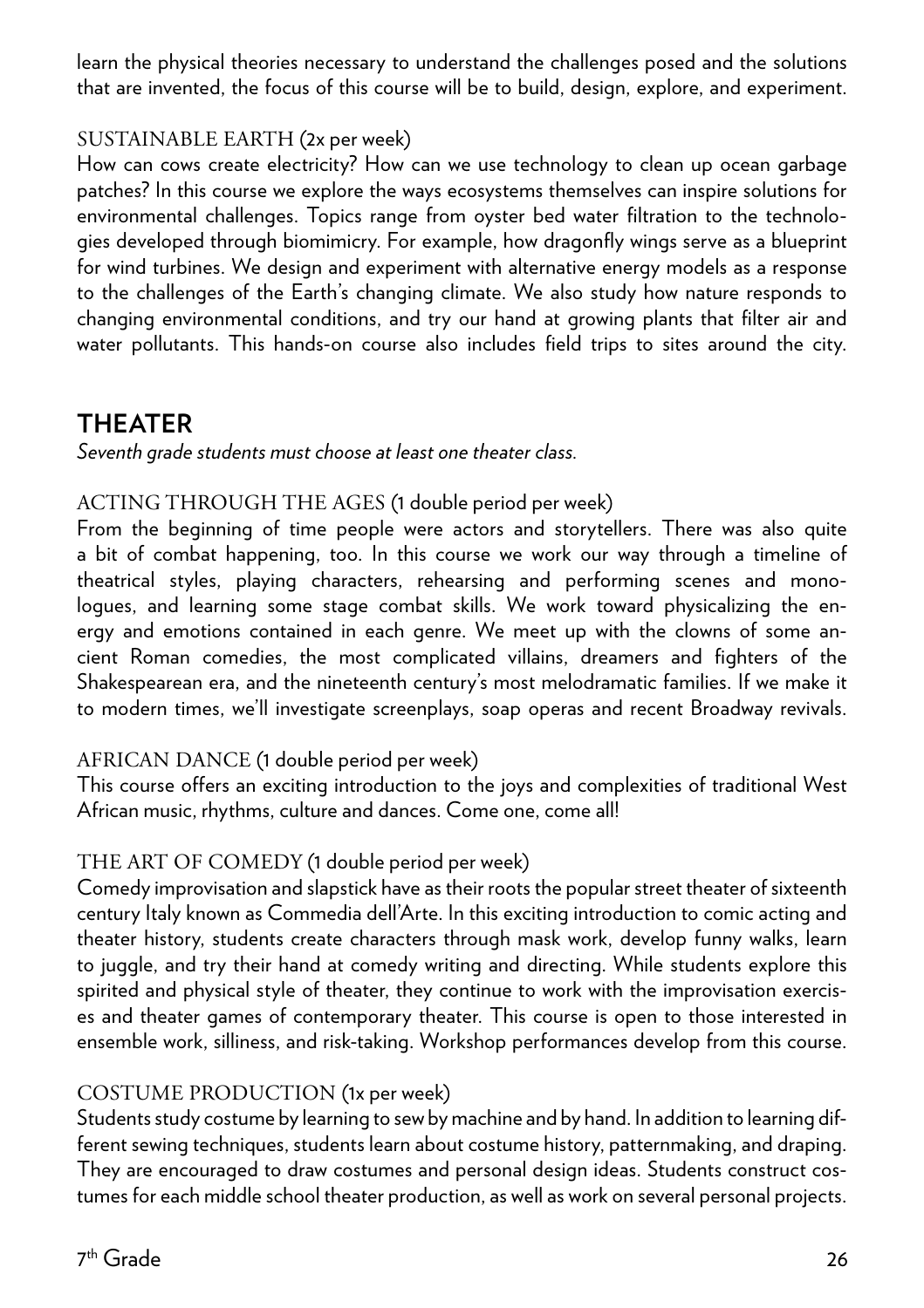learn the physical theories necessary to understand the challenges posed and the solutions that are invented, the focus of this course will be to build, design, explore, and experiment.

### SUSTAINABLE EARTH (2x per week)

How can cows create electricity? How can we use technology to clean up ocean garbage patches? In this course we explore the ways ecosystems themselves can inspire solutions for environmental challenges. Topics range from oyster bed water filtration to the technologies developed through biomimicry. For example, how dragonfly wings serve as a blueprint for wind turbines. We design and experiment with alternative energy models as a response to the challenges of the Earth's changing climate. We also study how nature responds to changing environmental conditions, and try our hand at growing plants that filter air and water pollutants. This hands-on course also includes field trips to sites around the city.

## THEATER

*Seventh grade students must choose at least one theater class.*

### ACTING THROUGH THE AGES (1 double period per week)

From the beginning of time people were actors and storytellers. There was also quite a bit of combat happening, too. In this course we work our way through a timeline of theatrical styles, playing characters, rehearsing and performing scenes and monologues, and learning some stage combat skills. We work toward physicalizing the energy and emotions contained in each genre. We meet up with the clowns of some ancient Roman comedies, the most complicated villains, dreamers and fighters of the Shakespearean era, and the nineteenth century's most melodramatic families. If we make it to modern times, we'll investigate screenplays, soap operas and recent Broadway revivals.

### AFRICAN DANCE (1 double period per week)

This course offers an exciting introduction to the joys and complexities of traditional West African music, rhythms, culture and dances. Come one, come all!

### THE ART OF COMEDY (1 double period per week)

Comedy improvisation and slapstick have as their roots the popular street theater of sixteenth century Italy known as Commedia dell'Arte. In this exciting introduction to comic acting and theater history, students create characters through mask work, develop funny walks, learn to juggle, and try their hand at comedy writing and directing. While students explore this spirited and physical style of theater, they continue to work with the improvisation exercises and theater games of contemporary theater. This course is open to those interested in ensemble work, silliness, and risk-taking. Workshop performances develop from this course.

### COSTUME PRODUCTION (1x per week)

Students study costume by learning to sew by machine and by hand. In addition to learning different sewing techniques, students learn about costume history, patternmaking, and draping. They are encouraged to draw costumes and personal design ideas. Students construct costumes for each middle school theater production, as well as work on several personal projects.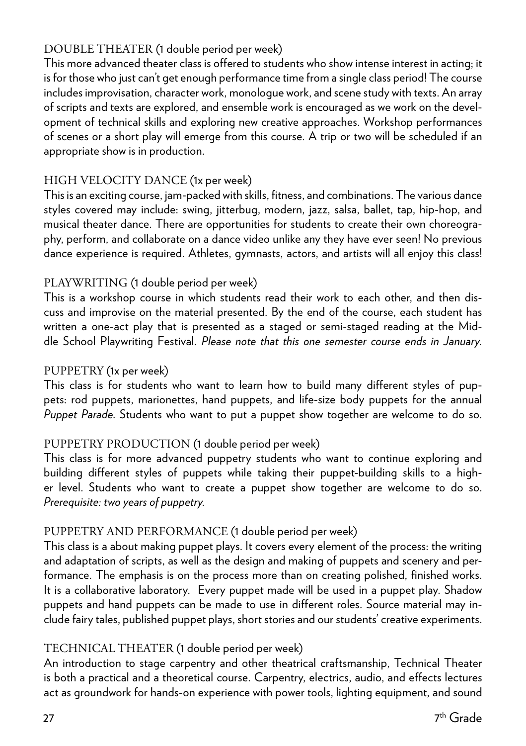### DOUBLE THEATER (1 double period per week)

This more advanced theater class is offered to students who show intense interest in acting; it is for those who just can't get enough performance time from a single class period! The course includes improvisation, character work, monologue work, and scene study with texts. An array of scripts and texts are explored, and ensemble work is encouraged as we work on the development of technical skills and exploring new creative approaches. Workshop performances of scenes or a short play will emerge from this course. A trip or two will be scheduled if an appropriate show is in production.

### HIGH VELOCITY DANCE (1x per week)

This is an exciting course, jam-packed with skills, fitness, and combinations. The various dance styles covered may include: swing, jitterbug, modern, jazz, salsa, ballet, tap, hip-hop, and musical theater dance. There are opportunities for students to create their own choreography, perform, and collaborate on a dance video unlike any they have ever seen! No previous dance experience is required. Athletes, gymnasts, actors, and artists will all enjoy this class!

### PLAYWRITING (1 double period per week)

This is a workshop course in which students read their work to each other, and then discuss and improvise on the material presented. By the end of the course, each student has written a one-act play that is presented as a staged or semi-staged reading at the Middle School Playwriting Festival. *Please note that this one semester course ends in January.*

### PUPPETRY (1x per week)

This class is for students who want to learn how to build many different styles of puppets: rod puppets, marionettes, hand puppets, and life-size body puppets for the annual *Puppet Parade*. Students who want to put a puppet show together are welcome to do so.

### PUPPETRY PRODUCTION (1 double period per week)

This class is for more advanced puppetry students who want to continue exploring and building different styles of puppets while taking their puppet-building skills to a higher level. Students who want to create a puppet show together are welcome to do so. *Prerequisite: two years of puppetry.*

### PUPPETRY AND PERFORMANCE (1 double period per week)

This class is a about making puppet plays. It covers every element of the process: the writing and adaptation of scripts, as well as the design and making of puppets and scenery and performance. The emphasis is on the process more than on creating polished, finished works. It is a collaborative laboratory. Every puppet made will be used in a puppet play. Shadow puppets and hand puppets can be made to use in different roles. Source material may include fairy tales, published puppet plays, short stories and our students' creative experiments.

### TECHNICAL THEATER (1 double period per week)

An introduction to stage carpentry and other theatrical craftsmanship, Technical Theater is both a practical and a theoretical course. Carpentry, electrics, audio, and effects lectures act as groundwork for hands-on experience with power tools, lighting equipment, and sound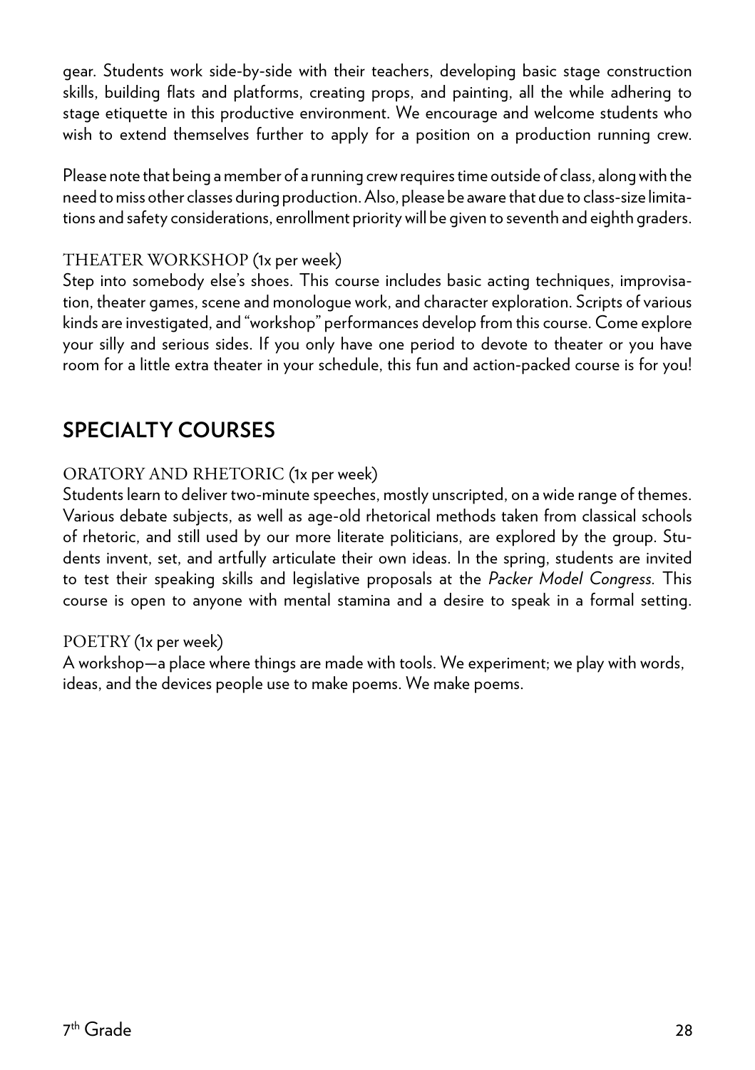gear. Students work side-by-side with their teachers, developing basic stage construction skills, building flats and platforms, creating props, and painting, all the while adhering to stage etiquette in this productive environment. We encourage and welcome students who wish to extend themselves further to apply for a position on a production running crew.

Please note that being a member of a running crew requires time outside of class, along with the need to miss other classes during production. Also, please be aware that due to class-size limitations and safety considerations, enrollment priority will be given to seventh and eighth graders.

### THEATER WORKSHOP (1x per week)

Step into somebody else's shoes. This course includes basic acting techniques, improvisation, theater games, scene and monologue work, and character exploration. Scripts of various kinds are investigated, and "workshop" performances develop from this course. Come explore your silly and serious sides. If you only have one period to devote to theater or you have room for a little extra theater in your schedule, this fun and action-packed course is for you!

## SPECIALTY COURSES

### ORATORY AND RHETORIC (1x per week)

Students learn to deliver two-minute speeches, mostly unscripted, on a wide range of themes. Various debate subjects, as well as age-old rhetorical methods taken from classical schools of rhetoric, and still used by our more literate politicians, are explored by the group. Students invent, set, and artfully articulate their own ideas. In the spring, students are invited to test their speaking skills and legislative proposals at the *Packer Model Congress.* This course is open to anyone with mental stamina and a desire to speak in a formal setting.

### POETRY (1x per week)

A workshop—a place where things are made with tools. We experiment; we play with words, ideas, and the devices people use to make poems. We make poems.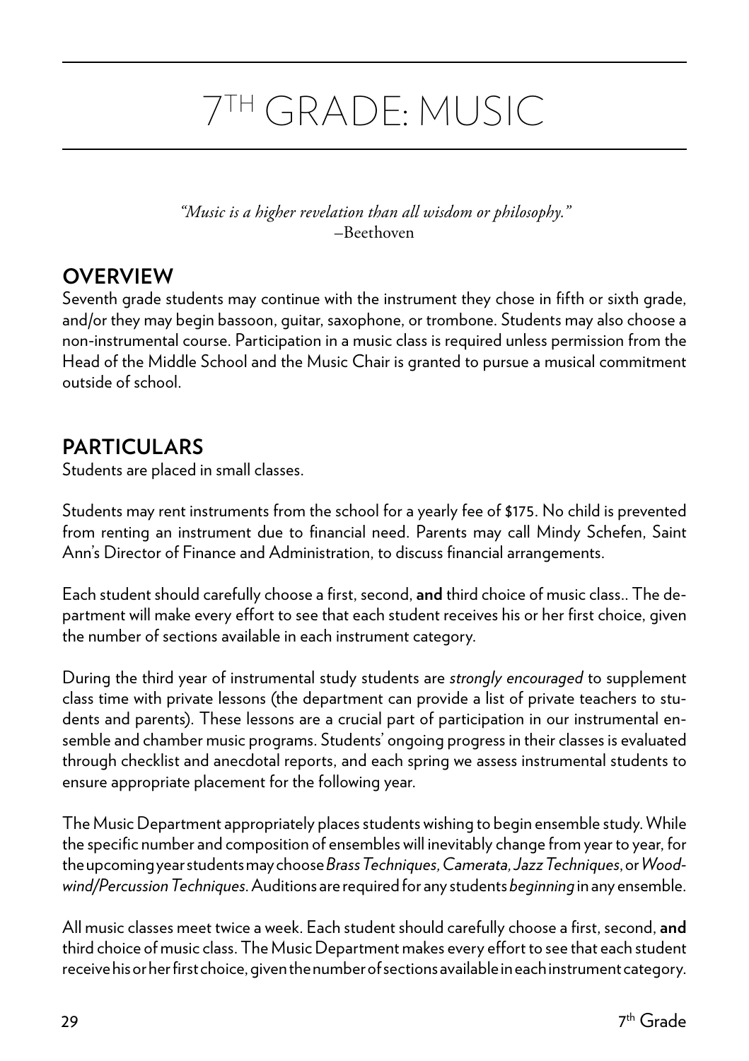# 7TH GRADE: MUSIC

*"Music is a higher revelation than all wisdom or philosophy."*
–Beethoven

## OVERVIEW

Seventh grade students may continue with the instrument they chose in fifth or sixth grade, and/or they may begin bassoon, guitar, saxophone, or trombone. Students may also choose a non-instrumental course. Participation in a music class is required unless permission from the Head of the Middle School and the Music Chair is granted to pursue a musical commitment outside of school.

## PARTICULARS

Students are placed in small classes.

Students may rent instruments from the school for a yearly fee of $175. No child is prevented from renting an instrument due to financial need. Parents may call Mindy Schefen, Saint Ann's Director of Finance and Administration, to discuss financial arrangements.

Each student should carefully choose a first, second, **and** third choice of music class.. The department will make every effort to see that each student receives his or her first choice, given the number of sections available in each instrument category.

During the third year of instrumental study students are *strongly encouraged* to supplement class time with private lessons (the department can provide a list of private teachers to students and parents). These lessons are a crucial part of participation in our instrumental ensemble and chamber music programs. Students' ongoing progress in their classes is evaluated through checklist and anecdotal reports, and each spring we assess instrumental students to ensure appropriate placement for the following year.

The Music Department appropriately places students wishing to begin ensemble study. While the specific number and composition of ensembles will inevitably change from year to year, for the upcoming year students may choose *Brass Techniques, Camerata, Jazz Techniques*, or *Woodwind/Percussion Techniques*. Auditions are required for any students *beginning* in any ensemble.

All music classes meet twice a week. Each student should carefully choose a first, second, **and** third choice of music class. The Music Department makes every effort to see that each student receive his or her first choice, given the number of sections available in each instrument category.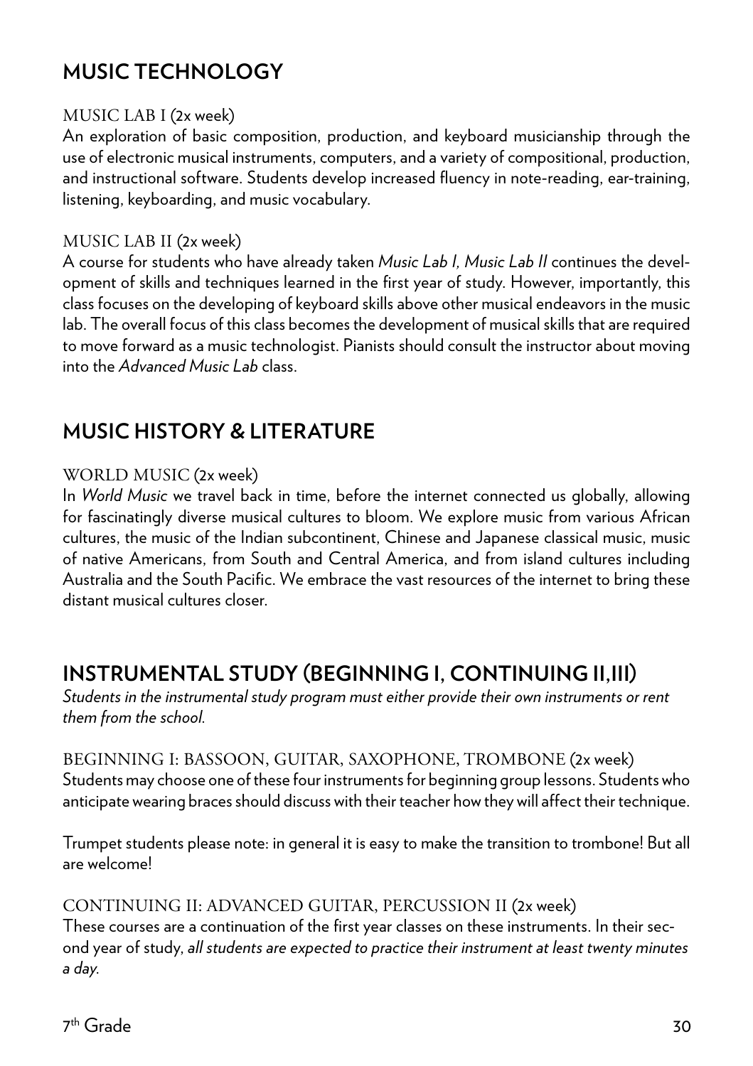## MUSIC TECHNOLOGY

MUSIC LAB I (2x week)

An exploration of basic composition, production, and keyboard musicianship through the use of electronic musical instruments, computers, and a variety of compositional, production, and instructional software. Students develop increased fluency in note-reading, ear-training, listening, keyboarding, and music vocabulary.

MUSIC LAB II (2x week)

A course for students who have already taken *Music Lab I, Music Lab II* continues the development of skills and techniques learned in the first year of study. However, importantly, this class focuses on the developing of keyboard skills above other musical endeavors in the music lab. The overall focus of this class becomes the development of musical skills that are required to move forward as a music technologist. Pianists should consult the instructor about moving into the *Advanced Music Lab* class.

## MUSIC HISTORY & LITERATURE

WORLD MUSIC (2x week)

In *World Music* we travel back in time, before the internet connected us globally, allowing for fascinatingly diverse musical cultures to bloom. We explore music from various African cultures, the music of the Indian subcontinent, Chinese and Japanese classical music, music of native Americans, from South and Central America, and from island cultures including Australia and the South Pacific. We embrace the vast resources of the internet to bring these distant musical cultures closer.

## INSTRUMENTAL STUDY (BEGINNING I, CONTINUING II,III)

*Students in the instrumental study program must either provide their own instruments or rent them from the school.*

BEGINNING I: BASSOON, GUITAR, SAXOPHONE, TROMBONE (2x week)

Students may choose one of these four instruments for beginning group lessons. Students who anticipate wearing braces should discuss with their teacher how they will affect their technique.

Trumpet students please note: in general it is easy to make the transition to trombone! But all are welcome!

CONTINUING II: ADVANCED GUITAR, PERCUSSION II (2x week)

These courses are a continuation of the first year classes on these instruments. In their second year of study, *all students are expected to practice their instrument at least twenty minutes a day.*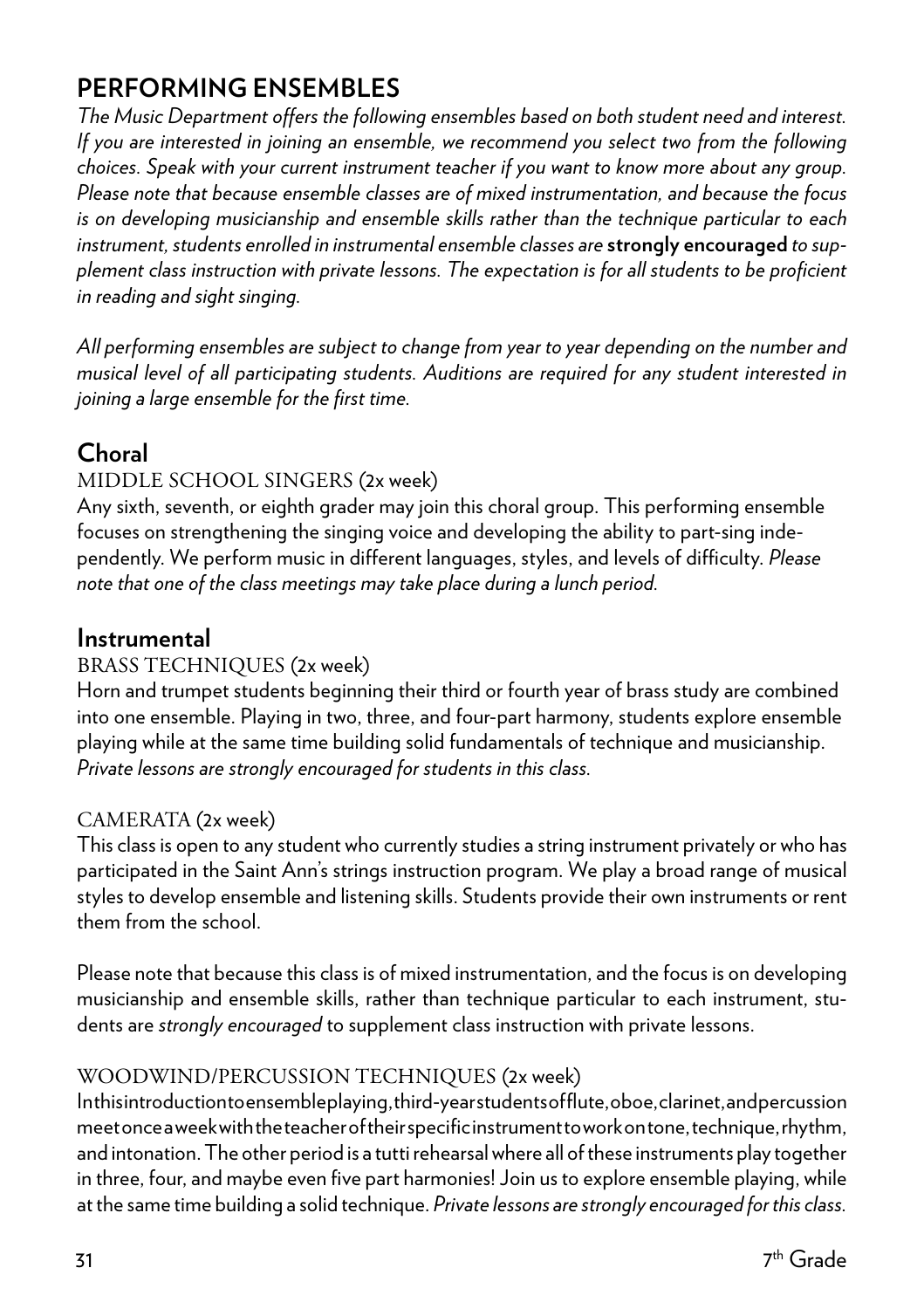# PERFORMING ENSEMBLES

*The Music Department offers the following ensembles based on both student need and interest. If you are interested in joining an ensemble, we recommend you select two from the following choices. Speak with your current instrument teacher if you want to know more about any group. Please note that because ensemble classes are of mixed instrumentation, and because the focus is on developing musicianship and ensemble skills rather than the technique particular to each instrument, students enrolled in instrumental ensemble classes are* **strongly encouraged** *to supplement class instruction with private lessons. The expectation is for all students to be proficient in reading and sight singing.*

*All performing ensembles are subject to change from year to year depending on the number and musical level of all participating students. Auditions are required for any student interested in joining a large ensemble for the first time.*

## Choral

### MIDDLE SCHOOL SINGERS (2x week)

Any sixth, seventh, or eighth grader may join this choral group. This performing ensemble focuses on strengthening the singing voice and developing the ability to part-sing independently. We perform music in different languages, styles, and levels of difficulty. *Please note that one of the class meetings may take place during a lunch period.*

## Instrumental

### BRASS TECHNIQUES (2x week)

Horn and trumpet students beginning their third or fourth year of brass study are combined into one ensemble. Playing in two, three, and four-part harmony, students explore ensemble playing while at the same time building solid fundamentals of technique and musicianship. *Private lessons are strongly encouraged for students in this class.*

### CAMERATA (2x week)

This class is open to any student who currently studies a string instrument privately or who has participated in the Saint Ann's strings instruction program. We play a broad range of musical styles to develop ensemble and listening skills. Students provide their own instruments or rent them from the school.

Please note that because this class is of mixed instrumentation, and the focus is on developing musicianship and ensemble skills, rather than technique particular to each instrument, students are *strongly encouraged* to supplement class instruction with private lessons.

### WOODWIND/PERCUSSION TECHNIQUES (2x week)

In this introduction to ensemble playing, third-year students of flute, oboe, clarinet, and percussion meet once a week with the teacher of their specific instrument to work on tone, technique, rhythm, and intonation. The other period is a tutti rehearsal where all of these instruments play together in three, four, and maybe even five part harmonies! Join us to explore ensemble playing, while at the same time building a solid technique. *Private lessons are strongly encouraged for this class.*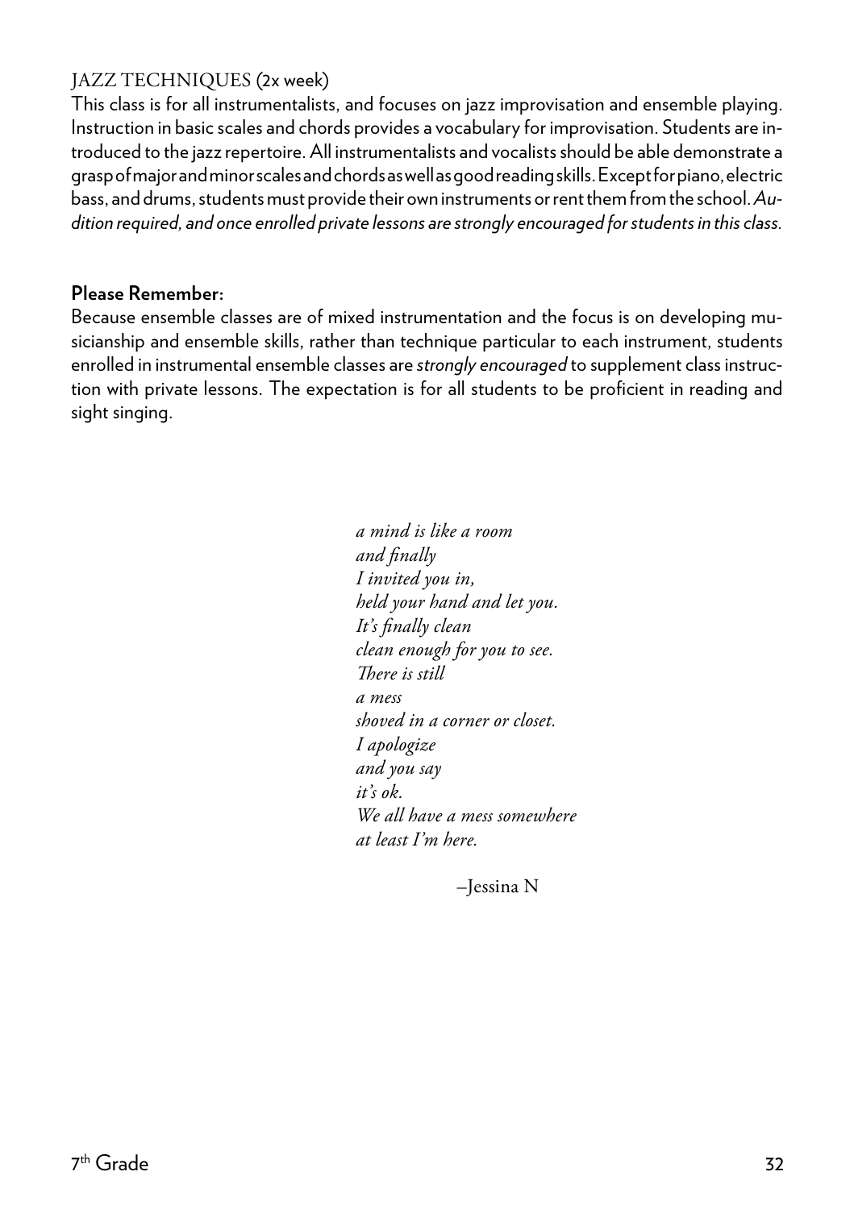### JAZZ TECHNIQUES (2x week)

This class is for all instrumentalists, and focuses on jazz improvisation and ensemble playing. Instruction in basic scales and chords provides a vocabulary for improvisation. Students are introduced to the jazz repertoire. All instrumentalists and vocalists should be able demonstrate a grasp of major and minor scales and chords as well as good reading skills. Except for piano, electric bass, and drums, students must provide their own instruments or rent them from the school. *Audition required, and once enrolled private lessons are strongly encouraged for students in this class.*

**Please Remember:**

Because ensemble classes are of mixed instrumentation and the focus is on developing musicianship and ensemble skills, rather than technique particular to each instrument, students enrolled in instrumental ensemble classes are *strongly encouraged* to supplement class instruction with private lessons. The expectation is for all students to be proficient in reading and sight singing.

*a mind is like a room*
*and finally*
*I invited you in,*
*held your hand and let you.*
*It's finally clean*
*clean enough for you to see.*
*There is still*
*a mess*
*shoved in a corner or closet.*
*I apologize*
*and you say*
*it's ok.*
*We all have a mess somewhere*
*at least I'm here.*

–Jessina N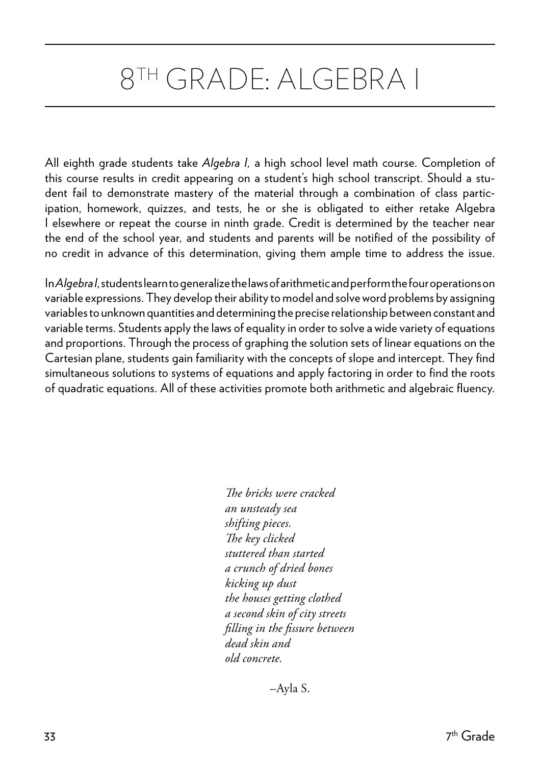# 8TH GRADE: ALGEBRA I

All eighth grade students take *Algebra I,* a high school level math course. Completion of this course results in credit appearing on a student's high school transcript. Should a student fail to demonstrate mastery of the material through a combination of class participation, homework, quizzes, and tests, he or she is obligated to either retake Algebra I elsewhere or repeat the course in ninth grade. Credit is determined by the teacher near the end of the school year, and students and parents will be notified of the possibility of no credit in advance of this determination, giving them ample time to address the issue.

In *Algebra I*, students learn to generalize the laws of arithmetic and perform the four operations on variable expressions. They develop their ability to model and solve word problems by assigning variables to unknown quantities and determining the precise relationship between constant and variable terms. Students apply the laws of equality in order to solve a wide variety of equations and proportions. Through the process of graphing the solution sets of linear equations on the Cartesian plane, students gain familiarity with the concepts of slope and intercept. They find simultaneous solutions to systems of equations and apply factoring in order to find the roots of quadratic equations. All of these activities promote both arithmetic and algebraic fluency.

*The bricks were cracked*  
*an unsteady sea*  
*shifting pieces.*  
*The key clicked*  
*stuttered than started*  
*a crunch of dried bones*  
*kicking up dust*  
*the houses getting clothed*  
*a second skin of city streets*  
*filling in the fissure between*  
*dead skin and*  
*old concrete.*

–Ayla S.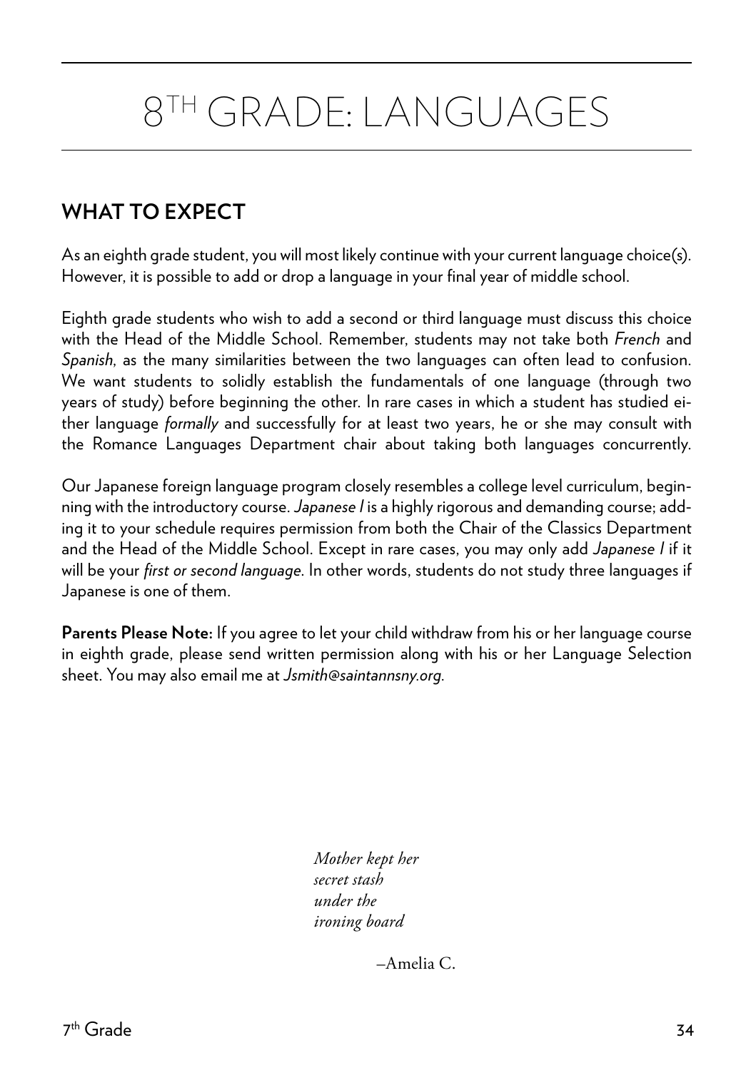# 8TH GRADE: LANGUAGES

## WHAT TO EXPECT

As an eighth grade student, you will most likely continue with your current language choice(s). However, it is possible to add or drop a language in your final year of middle school.

Eighth grade students who wish to add a second or third language must discuss this choice with the Head of the Middle School. Remember, students may not take both *French* and *Spanish*, as the many similarities between the two languages can often lead to confusion. We want students to solidly establish the fundamentals of one language (through two years of study) before beginning the other. In rare cases in which a student has studied either language *formally* and successfully for at least two years, he or she may consult with the Romance Languages Department chair about taking both languages concurrently.

Our Japanese foreign language program closely resembles a college level curriculum, beginning with the introductory course. *Japanese I* is a highly rigorous and demanding course; adding it to your schedule requires permission from both the Chair of the Classics Department and the Head of the Middle School. Except in rare cases, you may only add *Japanese I* if it will be your *first or second language*. In other words, students do not study three languages if Japanese is one of them.

**Parents Please Note:** If you agree to let your child withdraw from his or her language course in eighth grade, please send written permission along with his or her Language Selection sheet. You may also email me at *Jsmith@saintannsny.org*.

*Mother kept her*
*secret stash*
*under the*
*ironing board*

–Amelia C.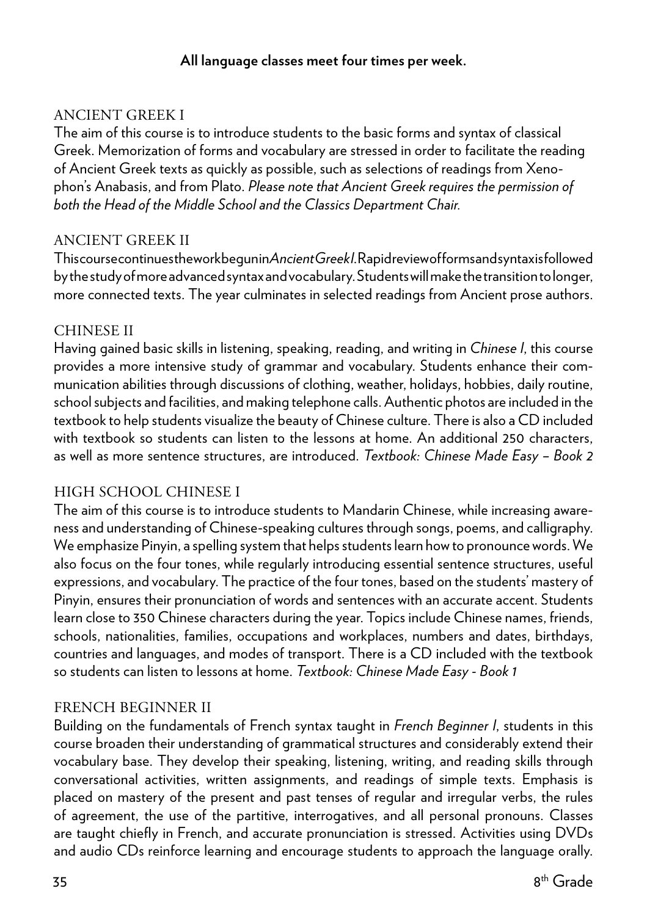**All language classes meet four times per week.**

## ANCIENT GREEK I

The aim of this course is to introduce students to the basic forms and syntax of classical Greek. Memorization of forms and vocabulary are stressed in order to facilitate the reading of Ancient Greek texts as quickly as possible, such as selections of readings from Xenophon's Anabasis, and from Plato. *Please note that Ancient Greek requires the permission of both the Head of the Middle School and the Classics Department Chair.*

## ANCIENT GREEK II

This course continues the work begun in *Ancient Greek I*. Rapid review of forms and syntax is followed by the study of more advanced syntax and vocabulary. Students will make the transition to longer, more connected texts. The year culminates in selected readings from Ancient prose authors.

## CHINESE II

Having gained basic skills in listening, speaking, reading, and writing in *Chinese I*, this course provides a more intensive study of grammar and vocabulary. Students enhance their communication abilities through discussions of clothing, weather, holidays, hobbies, daily routine, school subjects and facilities, and making telephone calls. Authentic photos are included in the textbook to help students visualize the beauty of Chinese culture. There is also a CD included with textbook so students can listen to the lessons at home. An additional 250 characters, as well as more sentence structures, are introduced. *Textbook: Chinese Made Easy – Book 2*

## HIGH SCHOOL CHINESE I

The aim of this course is to introduce students to Mandarin Chinese, while increasing awareness and understanding of Chinese-speaking cultures through songs, poems, and calligraphy. We emphasize Pinyin, a spelling system that helps students learn how to pronounce words. We also focus on the four tones, while regularly introducing essential sentence structures, useful expressions, and vocabulary. The practice of the four tones, based on the students' mastery of Pinyin, ensures their pronunciation of words and sentences with an accurate accent. Students learn close to 350 Chinese characters during the year. Topics include Chinese names, friends, schools, nationalities, families, occupations and workplaces, numbers and dates, birthdays, countries and languages, and modes of transport. There is a CD included with the textbook so students can listen to lessons at home. *Textbook: Chinese Made Easy - Book 1*

## FRENCH BEGINNER II

Building on the fundamentals of French syntax taught in *French Beginner I*, students in this course broaden their understanding of grammatical structures and considerably extend their vocabulary base. They develop their speaking, listening, writing, and reading skills through conversational activities, written assignments, and readings of simple texts. Emphasis is placed on mastery of the present and past tenses of regular and irregular verbs, the rules of agreement, the use of the partitive, interrogatives, and all personal pronouns. Classes are taught chiefly in French, and accurate pronunciation is stressed. Activities using DVDs and audio CDs reinforce learning and encourage students to approach the language orally.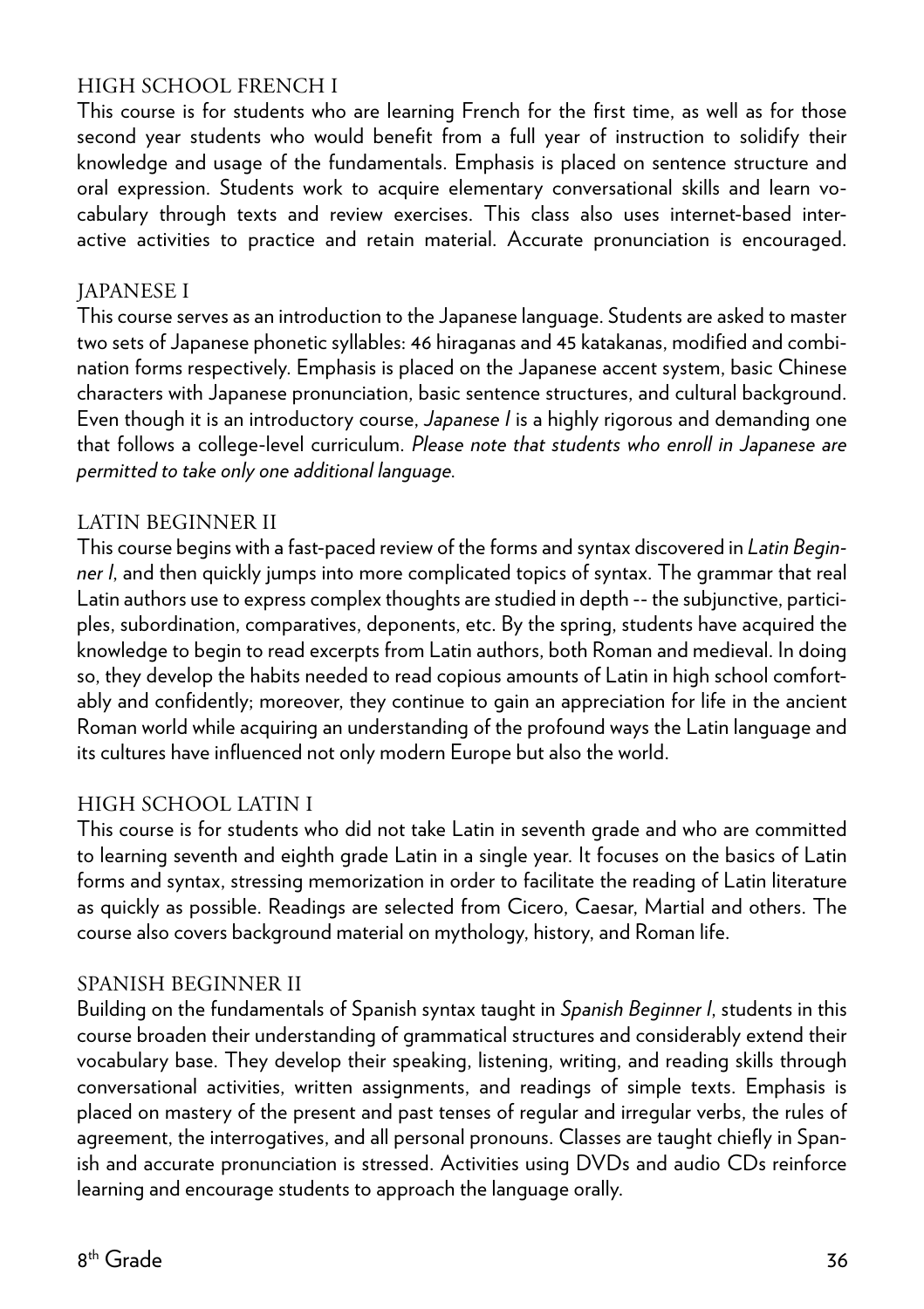## HIGH SCHOOL FRENCH I

This course is for students who are learning French for the first time, as well as for those second year students who would benefit from a full year of instruction to solidify their knowledge and usage of the fundamentals. Emphasis is placed on sentence structure and oral expression. Students work to acquire elementary conversational skills and learn vocabulary through texts and review exercises. This class also uses internet-based interactive activities to practice and retain material. Accurate pronunciation is encouraged.

## JAPANESE I

This course serves as an introduction to the Japanese language. Students are asked to master two sets of Japanese phonetic syllables: 46 hiraganas and 45 katakanas, modified and combination forms respectively. Emphasis is placed on the Japanese accent system, basic Chinese characters with Japanese pronunciation, basic sentence structures, and cultural background. Even though it is an introductory course, *Japanese I* is a highly rigorous and demanding one that follows a college-level curriculum. *Please note that students who enroll in Japanese are permitted to take only one additional language.*

## LATIN BEGINNER II

This course begins with a fast-paced review of the forms and syntax discovered in *Latin Beginner I*, and then quickly jumps into more complicated topics of syntax. The grammar that real Latin authors use to express complex thoughts are studied in depth -- the subjunctive, participles, subordination, comparatives, deponents, etc. By the spring, students have acquired the knowledge to begin to read excerpts from Latin authors, both Roman and medieval. In doing so, they develop the habits needed to read copious amounts of Latin in high school comfortably and confidently; moreover, they continue to gain an appreciation for life in the ancient Roman world while acquiring an understanding of the profound ways the Latin language and its cultures have influenced not only modern Europe but also the world.

## HIGH SCHOOL LATIN I

This course is for students who did not take Latin in seventh grade and who are committed to learning seventh and eighth grade Latin in a single year. It focuses on the basics of Latin forms and syntax, stressing memorization in order to facilitate the reading of Latin literature as quickly as possible. Readings are selected from Cicero, Caesar, Martial and others. The course also covers background material on mythology, history, and Roman life.

## SPANISH BEGINNER II

Building on the fundamentals of Spanish syntax taught in *Spanish Beginner I*, students in this course broaden their understanding of grammatical structures and considerably extend their vocabulary base. They develop their speaking, listening, writing, and reading skills through conversational activities, written assignments, and readings of simple texts. Emphasis is placed on mastery of the present and past tenses of regular and irregular verbs, the rules of agreement, the interrogatives, and all personal pronouns. Classes are taught chiefly in Spanish and accurate pronunciation is stressed. Activities using DVDs and audio CDs reinforce learning and encourage students to approach the language orally.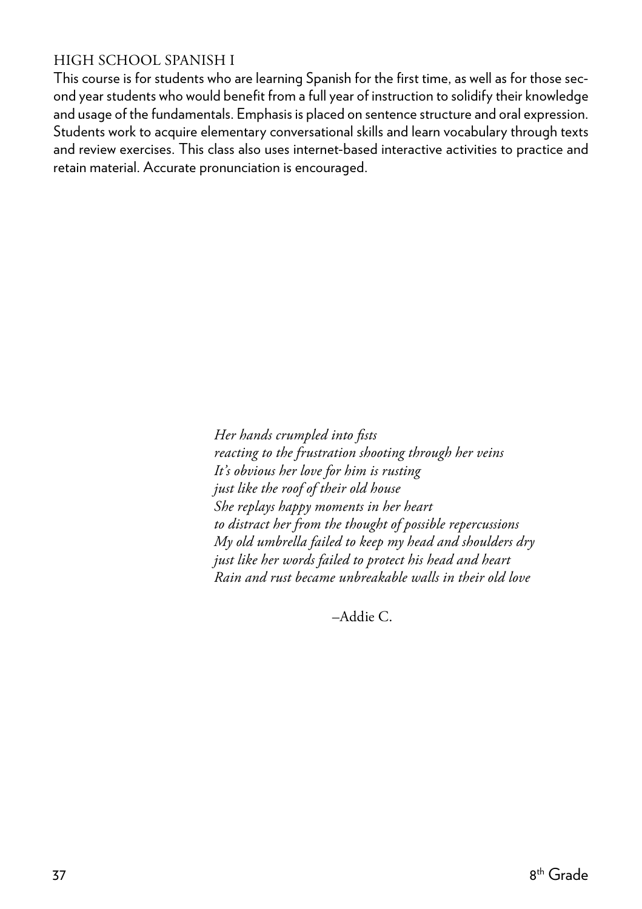### HIGH SCHOOL SPANISH I

This course is for students who are learning Spanish for the first time, as well as for those second year students who would benefit from a full year of instruction to solidify their knowledge and usage of the fundamentals. Emphasis is placed on sentence structure and oral expression. Students work to acquire elementary conversational skills and learn vocabulary through texts and review exercises. This class also uses internet-based interactive activities to practice and retain material. Accurate pronunciation is encouraged.

*Her hands crumpled into fists*
*reacting to the frustration shooting through her veins*
*It's obvious her love for him is rusting*
*just like the roof of their old house*
*She replays happy moments in her heart*
*to distract her from the thought of possible repercussions*
*My old umbrella failed to keep my head and shoulders dry*
*just like her words failed to protect his head and heart*
*Rain and rust became unbreakable walls in their old love*

–Addie C.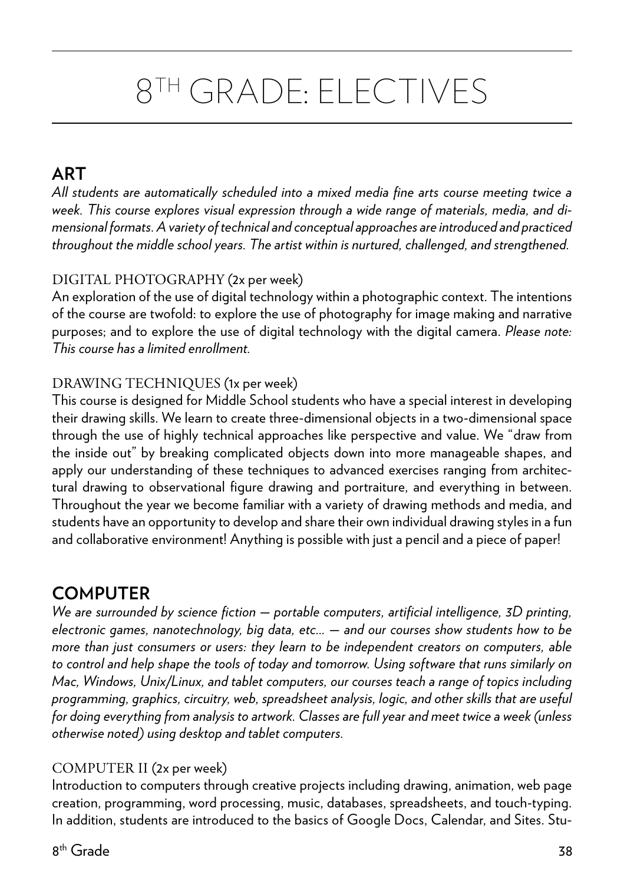# 8TH GRADE: ELECTIVES

## ART

*All students are automatically scheduled into a mixed media fine arts course meeting twice a week. This course explores visual expression through a wide range of materials, media, and dimensional formats. A variety of technical and conceptual approaches are introduced and practiced throughout the middle school years. The artist within is nurtured, challenged, and strengthened.*

### DIGITAL PHOTOGRAPHY (2x per week)

An exploration of the use of digital technology within a photographic context. The intentions of the course are twofold: to explore the use of photography for image making and narrative purposes; and to explore the use of digital technology with the digital camera. *Please note: This course has a limited enrollment.*

### DRAWING TECHNIQUES (1x per week)

This course is designed for Middle School students who have a special interest in developing their drawing skills. We learn to create three-dimensional objects in a two-dimensional space through the use of highly technical approaches like perspective and value. We "draw from the inside out" by breaking complicated objects down into more manageable shapes, and apply our understanding of these techniques to advanced exercises ranging from architectural drawing to observational figure drawing and portraiture, and everything in between. Throughout the year we become familiar with a variety of drawing methods and media, and students have an opportunity to develop and share their own individual drawing styles in a fun and collaborative environment! Anything is possible with just a pencil and a piece of paper!

## COMPUTER

*We are surrounded by science fiction — portable computers, artificial intelligence, 3D printing, electronic games, nanotechnology, big data, etc... — and our courses show students how to be more than just consumers or users: they learn to be independent creators on computers, able to control and help shape the tools of today and tomorrow. Using software that runs similarly on Mac, Windows, Unix/Linux, and tablet computers, our courses teach a range of topics including programming, graphics, circuitry, web, spreadsheet analysis, logic, and other skills that are useful for doing everything from analysis to artwork. Classes are full year and meet twice a week (unless otherwise noted) using desktop and tablet computers.*

### COMPUTER II (2x per week)

Introduction to computers through creative projects including drawing, animation, web page creation, programming, word processing, music, databases, spreadsheets, and touch-typing. In addition, students are introduced to the basics of Google Docs, Calendar, and Sites. Stu-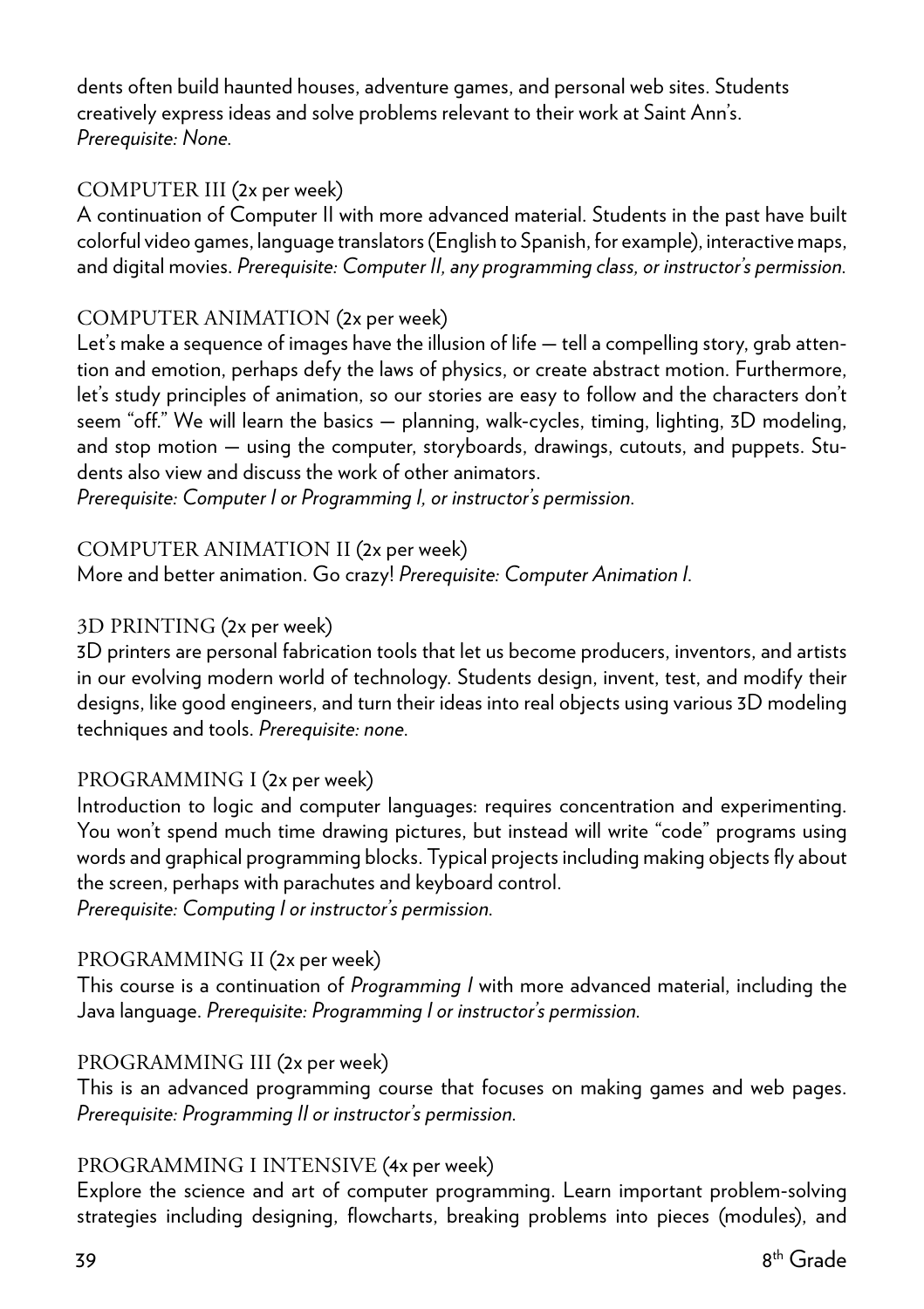dents often build haunted houses, adventure games, and personal web sites. Students creatively express ideas and solve problems relevant to their work at Saint Ann's.
*Prerequisite: None.*

### COMPUTER III (2x per week)

A continuation of Computer II with more advanced material. Students in the past have built colorful video games, language translators (English to Spanish, for example), interactive maps, and digital movies. *Prerequisite: Computer II, any programming class, or instructor's permission.*

### COMPUTER ANIMATION (2x per week)

Let's make a sequence of images have the illusion of life — tell a compelling story, grab attention and emotion, perhaps defy the laws of physics, or create abstract motion. Furthermore, let's study principles of animation, so our stories are easy to follow and the characters don't seem "off." We will learn the basics — planning, walk-cycles, timing, lighting, 3D modeling, and stop motion — using the computer, storyboards, drawings, cutouts, and puppets. Students also view and discuss the work of other animators.
*Prerequisite: Computer I or Programming I, or instructor's permission.*

### COMPUTER ANIMATION II (2x per week)

More and better animation. Go crazy! *Prerequisite: Computer Animation I.*

### 3D PRINTING (2x per week)

3D printers are personal fabrication tools that let us become producers, inventors, and artists in our evolving modern world of technology. Students design, invent, test, and modify their designs, like good engineers, and turn their ideas into real objects using various 3D modeling techniques and tools. *Prerequisite: none.*

### PROGRAMMING I (2x per week)

Introduction to logic and computer languages: requires concentration and experimenting. You won't spend much time drawing pictures, but instead will write "code" programs using words and graphical programming blocks. Typical projects including making objects fly about the screen, perhaps with parachutes and keyboard control.
*Prerequisite: Computing I or instructor's permission.*

### PROGRAMMING II (2x per week)

This course is a continuation of *Programming I* with more advanced material, including the Java language. *Prerequisite: Programming I or instructor's permission.*

### PROGRAMMING III (2x per week)

This is an advanced programming course that focuses on making games and web pages. *Prerequisite: Programming II or instructor's permission.*

### PROGRAMMING I INTENSIVE (4x per week)

Explore the science and art of computer programming. Learn important problem-solving strategies including designing, flowcharts, breaking problems into pieces (modules), and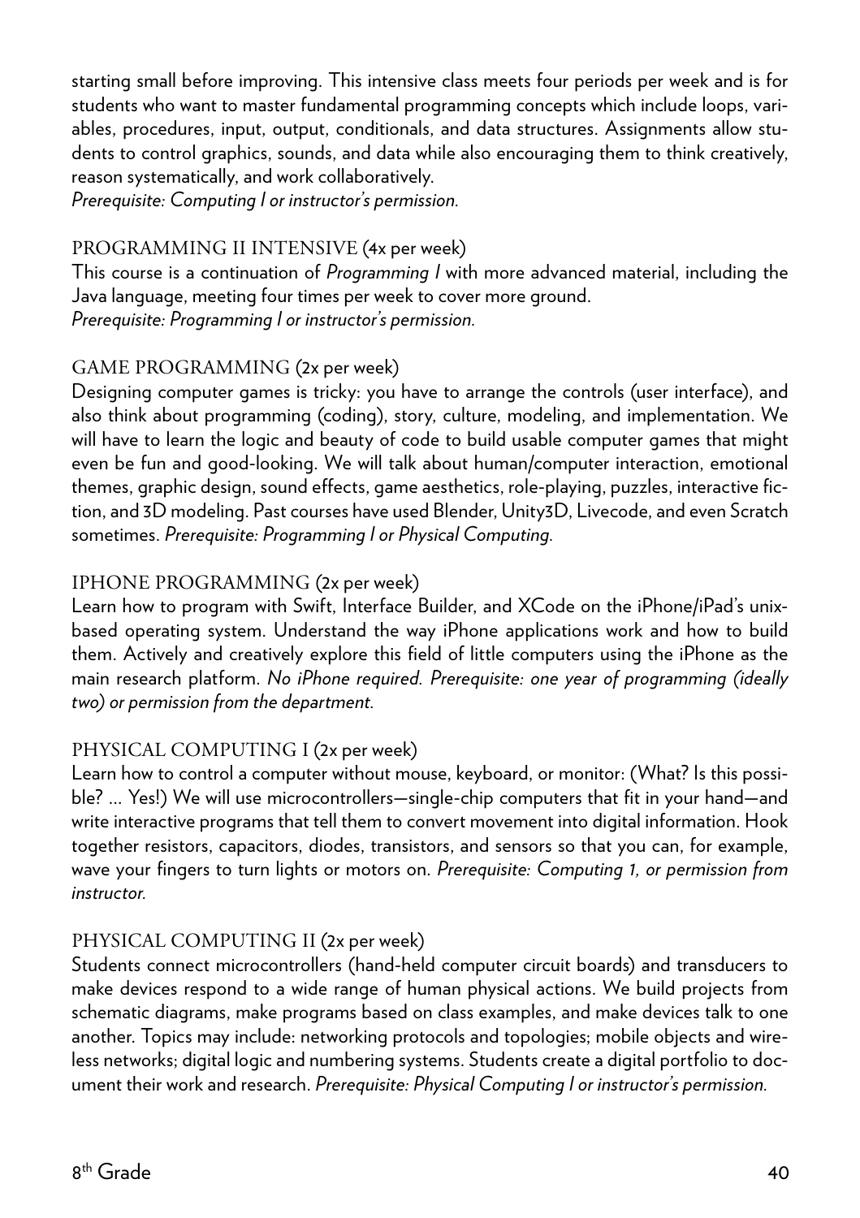starting small before improving. This intensive class meets four periods per week and is for students who want to master fundamental programming concepts which include loops, variables, procedures, input, output, conditionals, and data structures. Assignments allow students to control graphics, sounds, and data while also encouraging them to think creatively, reason systematically, and work collaboratively.
*Prerequisite: Computing I or instructor's permission.*

### PROGRAMMING II INTENSIVE (4x per week)

This course is a continuation of *Programming I* with more advanced material, including the Java language, meeting four times per week to cover more ground.
*Prerequisite: Programming I or instructor's permission.*

### GAME PROGRAMMING (2x per week)

Designing computer games is tricky: you have to arrange the controls (user interface), and also think about programming (coding), story, culture, modeling, and implementation. We will have to learn the logic and beauty of code to build usable computer games that might even be fun and good-looking. We will talk about human/computer interaction, emotional themes, graphic design, sound effects, game aesthetics, role-playing, puzzles, interactive fiction, and 3D modeling. Past courses have used Blender, Unity3D, Livecode, and even Scratch sometimes. *Prerequisite: Programming I or Physical Computing.*

### IPHONE PROGRAMMING (2x per week)

Learn how to program with Swift, Interface Builder, and XCode on the iPhone/iPad's unix-based operating system. Understand the way iPhone applications work and how to build them. Actively and creatively explore this field of little computers using the iPhone as the main research platform. *No iPhone required. Prerequisite: one year of programming (ideally two) or permission from the department.*

### PHYSICAL COMPUTING I (2x per week)

Learn how to control a computer without mouse, keyboard, or monitor: (What? Is this possible? ... Yes!) We will use microcontrollers—single-chip computers that fit in your hand—and write interactive programs that tell them to convert movement into digital information. Hook together resistors, capacitors, diodes, transistors, and sensors so that you can, for example, wave your fingers to turn lights or motors on. *Prerequisite: Computing 1, or permission from instructor.*

### PHYSICAL COMPUTING II (2x per week)

Students connect microcontrollers (hand-held computer circuit boards) and transducers to make devices respond to a wide range of human physical actions. We build projects from schematic diagrams, make programs based on class examples, and make devices talk to one another. Topics may include: networking protocols and topologies; mobile objects and wireless networks; digital logic and numbering systems. Students create a digital portfolio to document their work and research. *Prerequisite: Physical Computing I or instructor's permission.*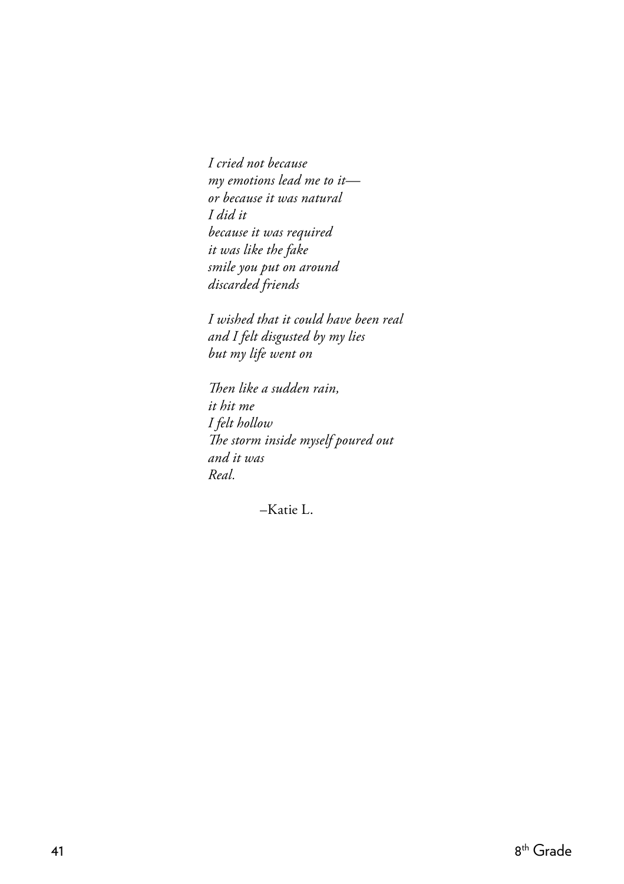*I cried not because*  
*my emotions lead me to it—*  
*or because it was natural*  
*I did it*  
*because it was required*  
*it was like the fake*  
*smile you put on around*  
*discarded friends*

*I wished that it could have been real*  
*and I felt disgusted by my lies*  
*but my life went on*

*Then like a sudden rain,*  
*it hit me*  
*I felt hollow*  
*The storm inside myself poured out*  
*and it was*  
*Real.*

–Katie L.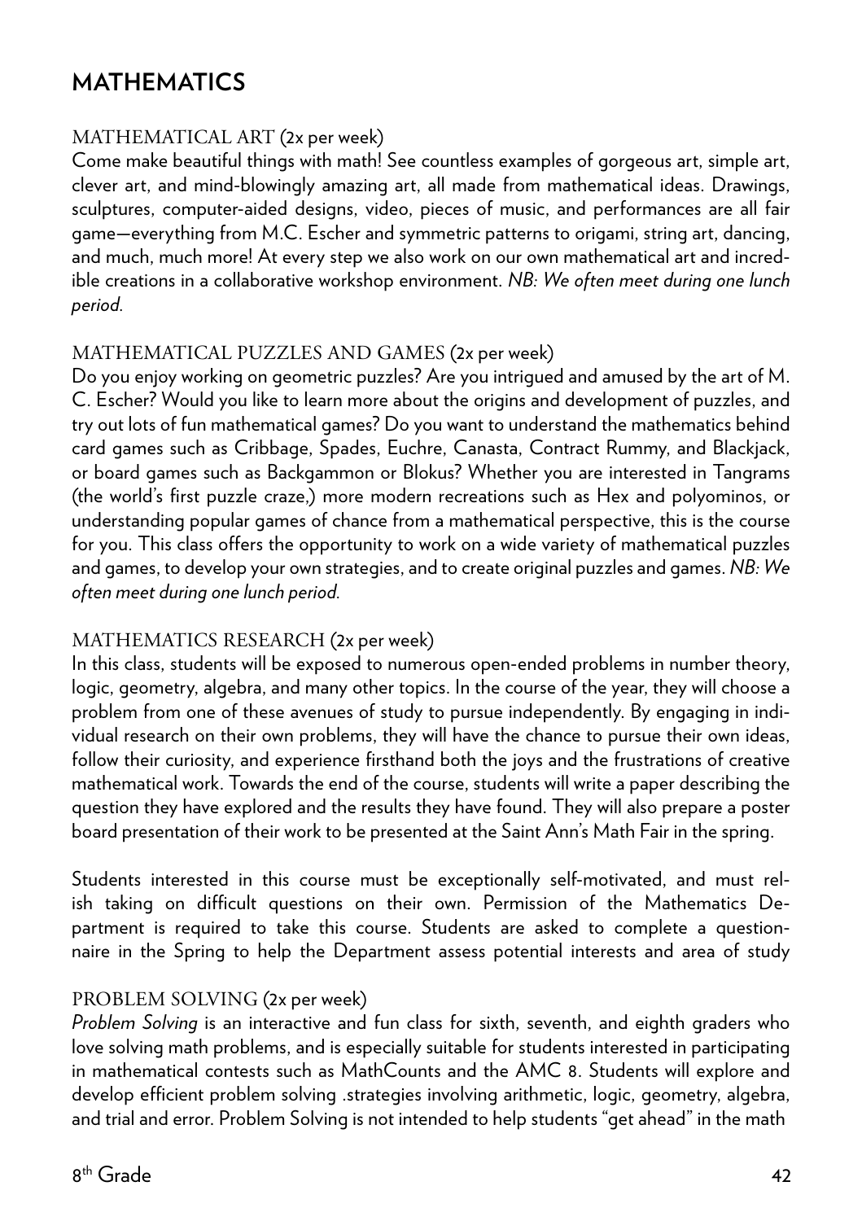# MATHEMATICS

## MATHEMATICAL ART (2x per week)

Come make beautiful things with math! See countless examples of gorgeous art, simple art, clever art, and mind-blowingly amazing art, all made from mathematical ideas. Drawings, sculptures, computer-aided designs, video, pieces of music, and performances are all fair game—everything from M.C. Escher and symmetric patterns to origami, string art, dancing, and much, much more! At every step we also work on our own mathematical art and incredible creations in a collaborative workshop environment. *NB: We often meet during one lunch period.*

## MATHEMATICAL PUZZLES AND GAMES (2x per week)

Do you enjoy working on geometric puzzles? Are you intrigued and amused by the art of M. C. Escher? Would you like to learn more about the origins and development of puzzles, and try out lots of fun mathematical games? Do you want to understand the mathematics behind card games such as Cribbage, Spades, Euchre, Canasta, Contract Rummy, and Blackjack, or board games such as Backgammon or Blokus? Whether you are interested in Tangrams (the world's first puzzle craze,) more modern recreations such as Hex and polyominos, or understanding popular games of chance from a mathematical perspective, this is the course for you. This class offers the opportunity to work on a wide variety of mathematical puzzles and games, to develop your own strategies, and to create original puzzles and games. *NB: We often meet during one lunch period.*

## MATHEMATICS RESEARCH (2x per week)

In this class, students will be exposed to numerous open-ended problems in number theory, logic, geometry, algebra, and many other topics. In the course of the year, they will choose a problem from one of these avenues of study to pursue independently. By engaging in individual research on their own problems, they will have the chance to pursue their own ideas, follow their curiosity, and experience firsthand both the joys and the frustrations of creative mathematical work. Towards the end of the course, students will write a paper describing the question they have explored and the results they have found. They will also prepare a poster board presentation of their work to be presented at the Saint Ann's Math Fair in the spring.

Students interested in this course must be exceptionally self-motivated, and must relish taking on difficult questions on their own. Permission of the Mathematics Department is required to take this course. Students are asked to complete a questionnaire in the Spring to help the Department assess potential interests and area of study

## PROBLEM SOLVING (2x per week)

*Problem Solving* is an interactive and fun class for sixth, seventh, and eighth graders who love solving math problems, and is especially suitable for students interested in participating in mathematical contests such as MathCounts and the AMC 8. Students will explore and develop efficient problem solving .strategies involving arithmetic, logic, geometry, algebra, and trial and error. Problem Solving is not intended to help students "get ahead" in the math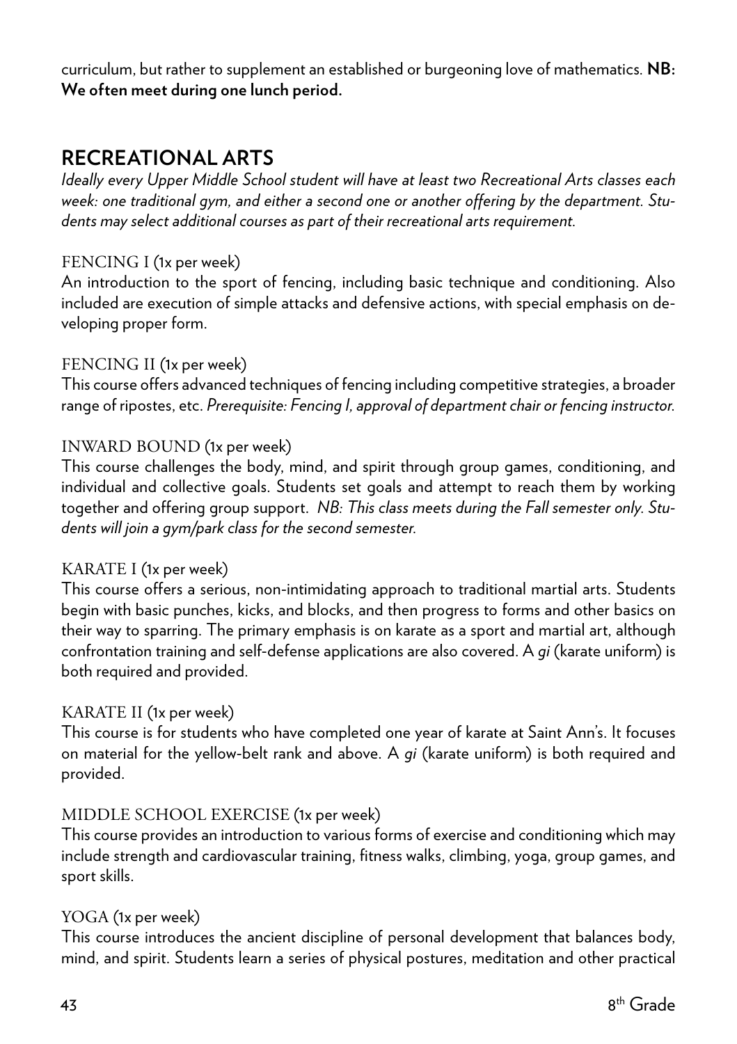curriculum, but rather to supplement an established or burgeoning love of mathematics. **NB: We often meet during one lunch period.**

## RECREATIONAL ARTS

*Ideally every Upper Middle School student will have at least two Recreational Arts classes each week: one traditional gym, and either a second one or another offering by the department. Students may select additional courses as part of their recreational arts requirement.*

### FENCING I (1x per week)

An introduction to the sport of fencing, including basic technique and conditioning. Also included are execution of simple attacks and defensive actions, with special emphasis on developing proper form.

### FENCING II (1x per week)

This course offers advanced techniques of fencing including competitive strategies, a broader range of ripostes, etc. *Prerequisite: Fencing I, approval of department chair or fencing instructor.*

### INWARD BOUND (1x per week)

This course challenges the body, mind, and spirit through group games, conditioning, and individual and collective goals. Students set goals and attempt to reach them by working together and offering group support. *NB: This class meets during the Fall semester only. Students will join a gym/park class for the second semester.*

### KARATE I (1x per week)

This course offers a serious, non-intimidating approach to traditional martial arts. Students begin with basic punches, kicks, and blocks, and then progress to forms and other basics on their way to sparring. The primary emphasis is on karate as a sport and martial art, although confrontation training and self-defense applications are also covered. A *gi* (karate uniform) is both required and provided.

### KARATE II (1x per week)

This course is for students who have completed one year of karate at Saint Ann's. It focuses on material for the yellow-belt rank and above. A *gi* (karate uniform) is both required and provided.

### MIDDLE SCHOOL EXERCISE (1x per week)

This course provides an introduction to various forms of exercise and conditioning which may include strength and cardiovascular training, fitness walks, climbing, yoga, group games, and sport skills.

### YOGA (1x per week)

This course introduces the ancient discipline of personal development that balances body, mind, and spirit. Students learn a series of physical postures, meditation and other practical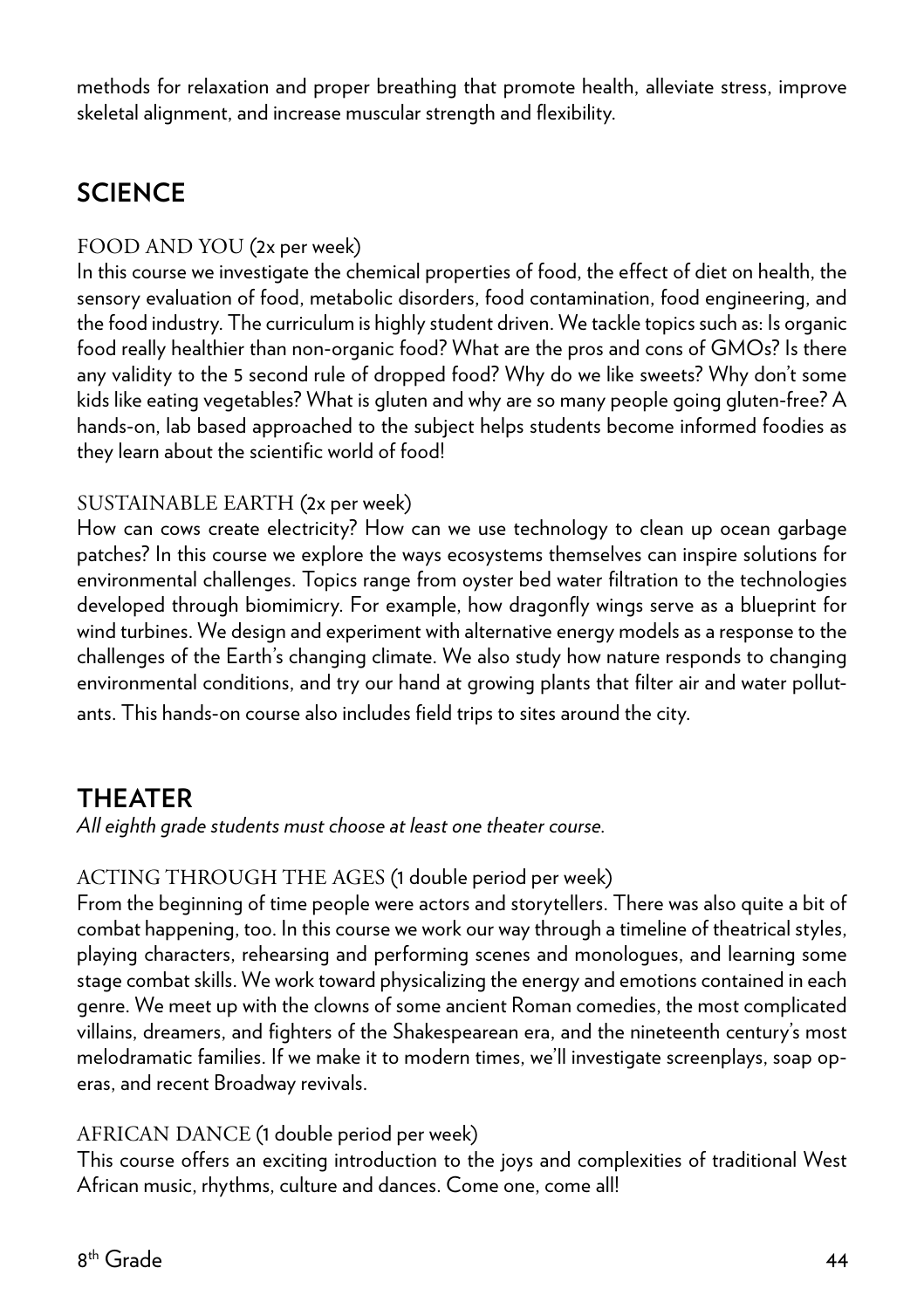methods for relaxation and proper breathing that promote health, alleviate stress, improve skeletal alignment, and increase muscular strength and flexibility.

## SCIENCE

### FOOD AND YOU (2x per week)

In this course we investigate the chemical properties of food, the effect of diet on health, the sensory evaluation of food, metabolic disorders, food contamination, food engineering, and the food industry. The curriculum is highly student driven. We tackle topics such as: Is organic food really healthier than non-organic food? What are the pros and cons of GMOs? Is there any validity to the 5 second rule of dropped food? Why do we like sweets? Why don't some kids like eating vegetables? What is gluten and why are so many people going gluten-free? A hands-on, lab based approached to the subject helps students become informed foodies as they learn about the scientific world of food!

### SUSTAINABLE EARTH (2x per week)

How can cows create electricity? How can we use technology to clean up ocean garbage patches? In this course we explore the ways ecosystems themselves can inspire solutions for environmental challenges. Topics range from oyster bed water filtration to the technologies developed through biomimicry. For example, how dragonfly wings serve as a blueprint for wind turbines. We design and experiment with alternative energy models as a response to the challenges of the Earth's changing climate. We also study how nature responds to changing environmental conditions, and try our hand at growing plants that filter air and water pollutants. This hands-on course also includes field trips to sites around the city.

## THEATER

*All eighth grade students must choose at least one theater course.*

### ACTING THROUGH THE AGES (1 double period per week)

From the beginning of time people were actors and storytellers. There was also quite a bit of combat happening, too. In this course we work our way through a timeline of theatrical styles, playing characters, rehearsing and performing scenes and monologues, and learning some stage combat skills. We work toward physicalizing the energy and emotions contained in each genre. We meet up with the clowns of some ancient Roman comedies, the most complicated villains, dreamers, and fighters of the Shakespearean era, and the nineteenth century's most melodramatic families. If we make it to modern times, we'll investigate screenplays, soap operas, and recent Broadway revivals.

### AFRICAN DANCE (1 double period per week)

This course offers an exciting introduction to the joys and complexities of traditional West African music, rhythms, culture and dances. Come one, come all!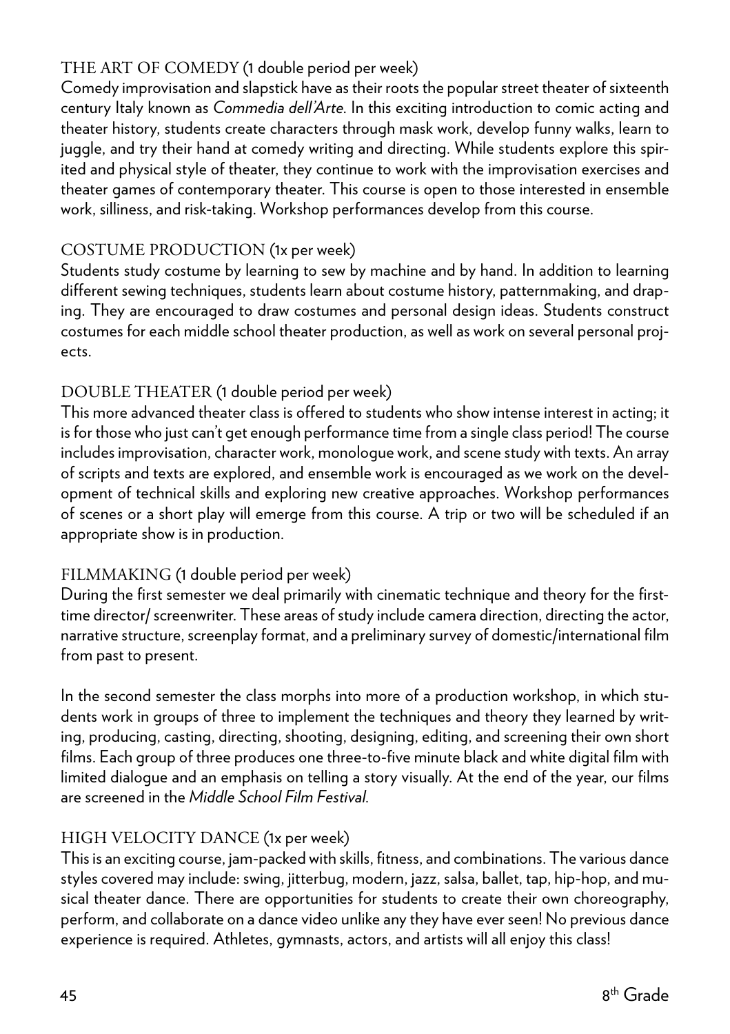### THE ART OF COMEDY (1 double period per week)

Comedy improvisation and slapstick have as their roots the popular street theater of sixteenth century Italy known as *Commedia dell'Arte*. In this exciting introduction to comic acting and theater history, students create characters through mask work, develop funny walks, learn to juggle, and try their hand at comedy writing and directing. While students explore this spirited and physical style of theater, they continue to work with the improvisation exercises and theater games of contemporary theater. This course is open to those interested in ensemble work, silliness, and risk-taking. Workshop performances develop from this course.

### COSTUME PRODUCTION (1x per week)

Students study costume by learning to sew by machine and by hand. In addition to learning different sewing techniques, students learn about costume history, patternmaking, and draping. They are encouraged to draw costumes and personal design ideas. Students construct costumes for each middle school theater production, as well as work on several personal projects.

### DOUBLE THEATER (1 double period per week)

This more advanced theater class is offered to students who show intense interest in acting; it is for those who just can't get enough performance time from a single class period! The course includes improvisation, character work, monologue work, and scene study with texts. An array of scripts and texts are explored, and ensemble work is encouraged as we work on the development of technical skills and exploring new creative approaches. Workshop performances of scenes or a short play will emerge from this course. A trip or two will be scheduled if an appropriate show is in production.

### FILMMAKING (1 double period per week)

During the first semester we deal primarily with cinematic technique and theory for the first-time director/ screenwriter. These areas of study include camera direction, directing the actor, narrative structure, screenplay format, and a preliminary survey of domestic/international film from past to present.

In the second semester the class morphs into more of a production workshop, in which students work in groups of three to implement the techniques and theory they learned by writing, producing, casting, directing, shooting, designing, editing, and screening their own short films. Each group of three produces one three-to-five minute black and white digital film with limited dialogue and an emphasis on telling a story visually. At the end of the year, our films are screened in the *Middle School Film Festival*.

### HIGH VELOCITY DANCE (1x per week)

This is an exciting course, jam-packed with skills, fitness, and combinations. The various dance styles covered may include: swing, jitterbug, modern, jazz, salsa, ballet, tap, hip-hop, and musical theater dance. There are opportunities for students to create their own choreography, perform, and collaborate on a dance video unlike any they have ever seen! No previous dance experience is required. Athletes, gymnasts, actors, and artists will all enjoy this class!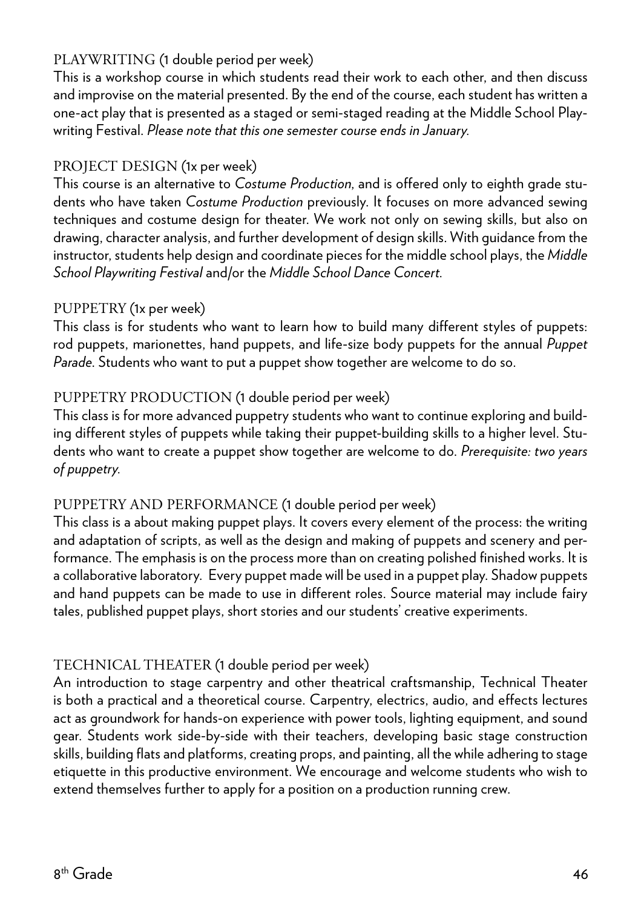### PLAYWRITING (1 double period per week)

This is a workshop course in which students read their work to each other, and then discuss and improvise on the material presented. By the end of the course, each student has written a one-act play that is presented as a staged or semi-staged reading at the Middle School Playwriting Festival. *Please note that this one semester course ends in January.*

### PROJECT DESIGN (1x per week)

This course is an alternative to *Costume Production*, and is offered only to eighth grade students who have taken *Costume Production* previously. It focuses on more advanced sewing techniques and costume design for theater. We work not only on sewing skills, but also on drawing, character analysis, and further development of design skills. With guidance from the instructor, students help design and coordinate pieces for the middle school plays, the *Middle School Playwriting Festival* and/or the *Middle School Dance Concert*.

### PUPPETRY (1x per week)

This class is for students who want to learn how to build many different styles of puppets: rod puppets, marionettes, hand puppets, and life-size body puppets for the annual *Puppet Parade*. Students who want to put a puppet show together are welcome to do so.

### PUPPETRY PRODUCTION (1 double period per week)

This class is for more advanced puppetry students who want to continue exploring and building different styles of puppets while taking their puppet-building skills to a higher level. Students who want to create a puppet show together are welcome to do. *Prerequisite: two years of puppetry.*

### PUPPETRY AND PERFORMANCE (1 double period per week)

This class is a about making puppet plays. It covers every element of the process: the writing and adaptation of scripts, as well as the design and making of puppets and scenery and performance. The emphasis is on the process more than on creating polished finished works. It is a collaborative laboratory. Every puppet made will be used in a puppet play. Shadow puppets and hand puppets can be made to use in different roles. Source material may include fairy tales, published puppet plays, short stories and our students' creative experiments.

### TECHNICAL THEATER (1 double period per week)

An introduction to stage carpentry and other theatrical craftsmanship, Technical Theater is both a practical and a theoretical course. Carpentry, electrics, audio, and effects lectures act as groundwork for hands-on experience with power tools, lighting equipment, and sound gear. Students work side-by-side with their teachers, developing basic stage construction skills, building flats and platforms, creating props, and painting, all the while adhering to stage etiquette in this productive environment. We encourage and welcome students who wish to extend themselves further to apply for a position on a production running crew.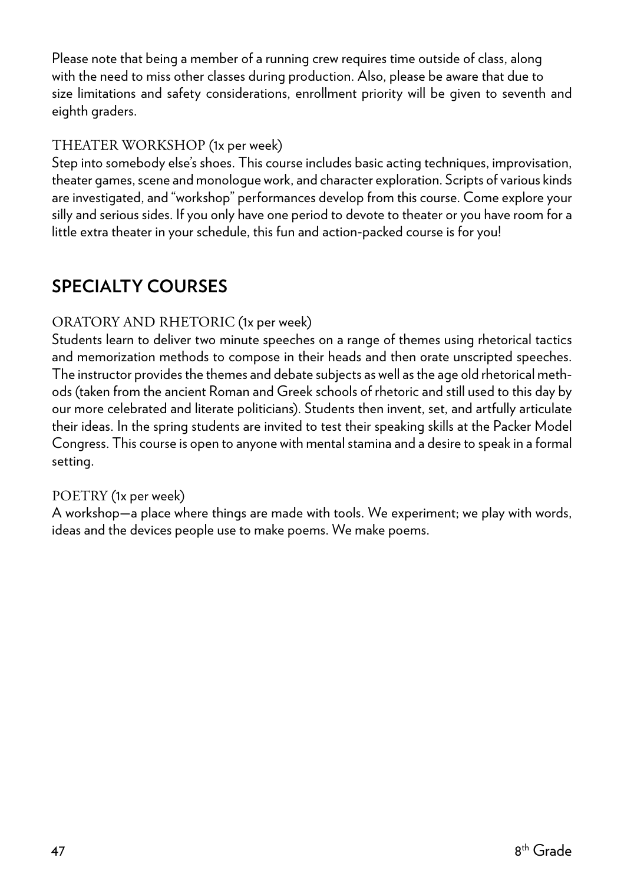Please note that being a member of a running crew requires time outside of class, along with the need to miss other classes during production. Also, please be aware that due to size limitations and safety considerations, enrollment priority will be given to seventh and eighth graders.

### THEATER WORKSHOP (1x per week)

Step into somebody else's shoes. This course includes basic acting techniques, improvisation, theater games, scene and monologue work, and character exploration. Scripts of various kinds are investigated, and "workshop" performances develop from this course. Come explore your silly and serious sides. If you only have one period to devote to theater or you have room for a little extra theater in your schedule, this fun and action-packed course is for you!

## SPECIALTY COURSES

### ORATORY AND RHETORIC (1x per week)

Students learn to deliver two minute speeches on a range of themes using rhetorical tactics and memorization methods to compose in their heads and then orate unscripted speeches. The instructor provides the themes and debate subjects as well as the age old rhetorical methods (taken from the ancient Roman and Greek schools of rhetoric and still used to this day by our more celebrated and literate politicians). Students then invent, set, and artfully articulate their ideas. In the spring students are invited to test their speaking skills at the Packer Model Congress. This course is open to anyone with mental stamina and a desire to speak in a formal setting.

### POETRY (1x per week)

A workshop—a place where things are made with tools. We experiment; we play with words, ideas and the devices people use to make poems. We make poems.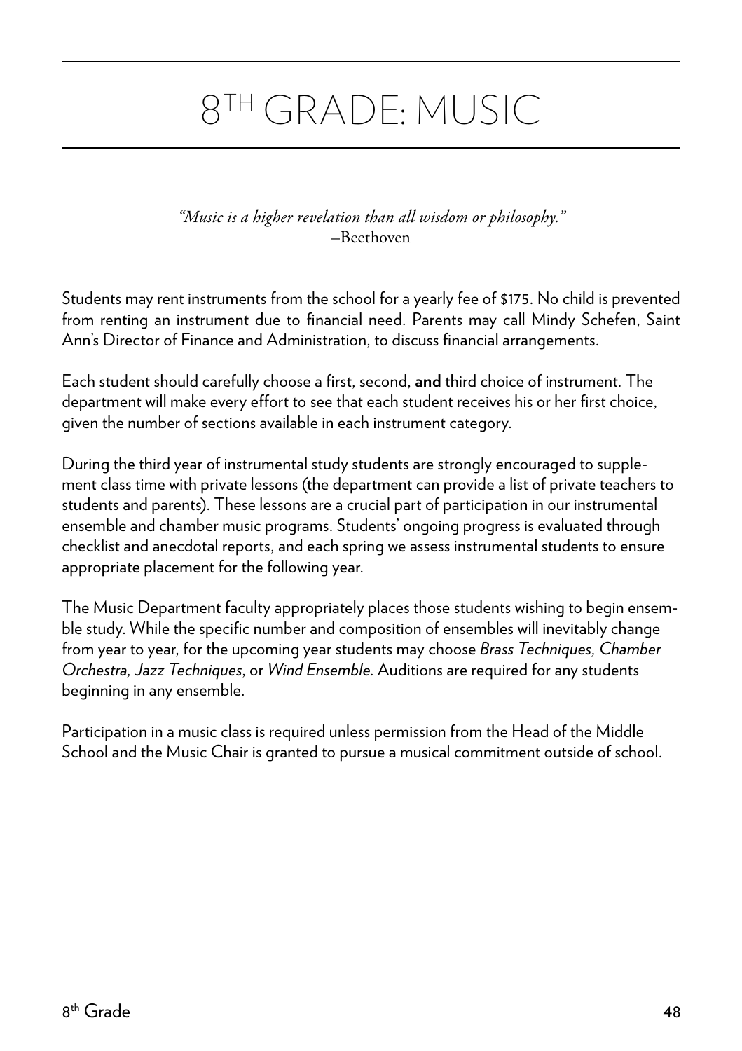# 8TH GRADE: MUSIC

*"Music is a higher revelation than all wisdom or philosophy."*
–Beethoven

Students may rent instruments from the school for a yearly fee of $175. No child is prevented from renting an instrument due to financial need. Parents may call Mindy Schefen, Saint Ann's Director of Finance and Administration, to discuss financial arrangements.

Each student should carefully choose a first, second, **and** third choice of instrument. The department will make every effort to see that each student receives his or her first choice, given the number of sections available in each instrument category.

During the third year of instrumental study students are strongly encouraged to supplement class time with private lessons (the department can provide a list of private teachers to students and parents). These lessons are a crucial part of participation in our instrumental ensemble and chamber music programs. Students' ongoing progress is evaluated through checklist and anecdotal reports, and each spring we assess instrumental students to ensure appropriate placement for the following year.

The Music Department faculty appropriately places those students wishing to begin ensemble study. While the specific number and composition of ensembles will inevitably change from year to year, for the upcoming year students may choose *Brass Techniques, Chamber Orchestra, Jazz Techniques*, or *Wind Ensemble*. Auditions are required for any students beginning in any ensemble.

Participation in a music class is required unless permission from the Head of the Middle School and the Music Chair is granted to pursue a musical commitment outside of school.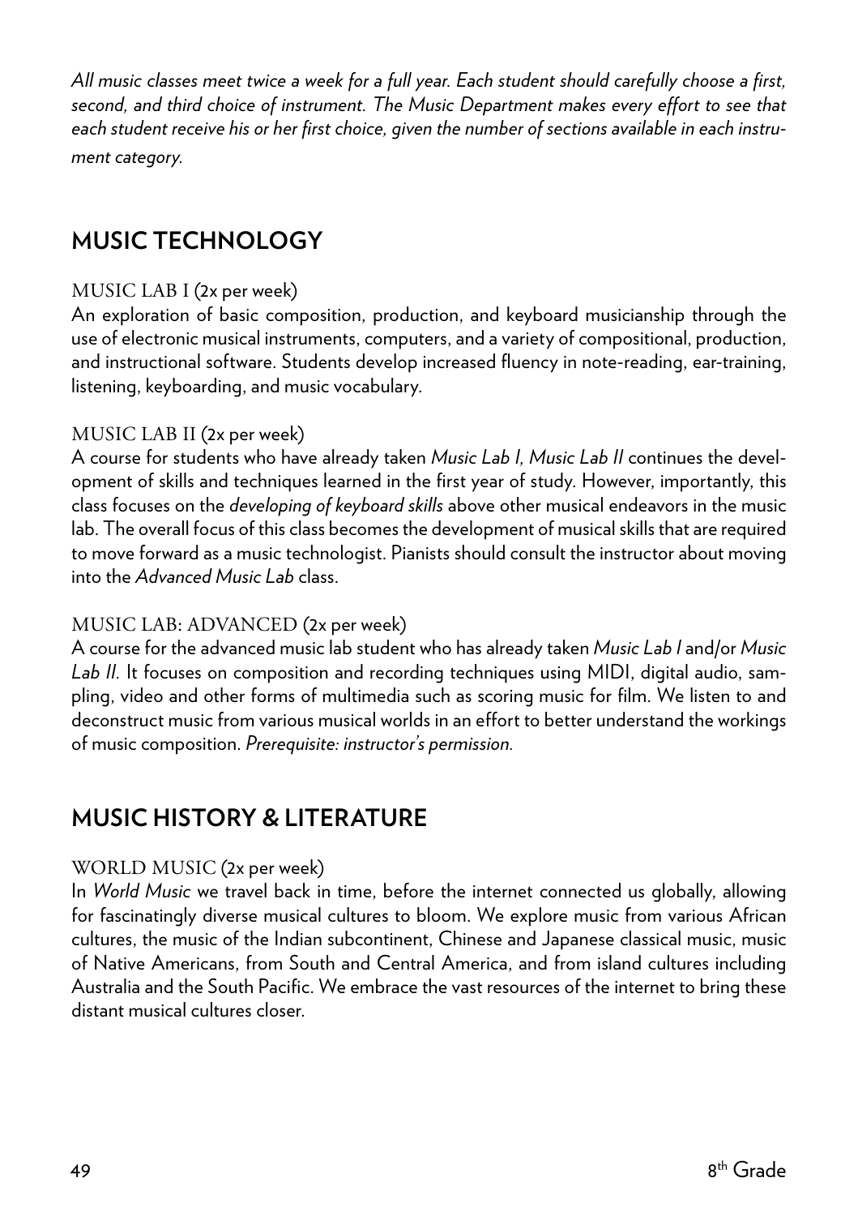*All music classes meet twice a week for a full year. Each student should carefully choose a first, second, and third choice of instrument. The Music Department makes every effort to see that each student receive his or her first choice, given the number of sections available in each instrument category.*

## MUSIC TECHNOLOGY

### MUSIC LAB I (2x per week)

An exploration of basic composition, production, and keyboard musicianship through the use of electronic musical instruments, computers, and a variety of compositional, production, and instructional software. Students develop increased fluency in note-reading, ear-training, listening, keyboarding, and music vocabulary.

### MUSIC LAB II (2x per week)

A course for students who have already taken *Music Lab I, Music Lab II* continues the development of skills and techniques learned in the first year of study. However, importantly, this class focuses on the *developing of keyboard skills* above other musical endeavors in the music lab. The overall focus of this class becomes the development of musical skills that are required to move forward as a music technologist. Pianists should consult the instructor about moving into the *Advanced Music Lab* class.

### MUSIC LAB: ADVANCED (2x per week)

A course for the advanced music lab student who has already taken *Music Lab I* and/or *Music Lab II*. It focuses on composition and recording techniques using MIDI, digital audio, sampling, video and other forms of multimedia such as scoring music for film. We listen to and deconstruct music from various musical worlds in an effort to better understand the workings of music composition. *Prerequisite: instructor's permission.*

## MUSIC HISTORY & LITERATURE

### WORLD MUSIC (2x per week)

In *World Music* we travel back in time, before the internet connected us globally, allowing for fascinatingly diverse musical cultures to bloom. We explore music from various African cultures, the music of the Indian subcontinent, Chinese and Japanese classical music, music of Native Americans, from South and Central America, and from island cultures including Australia and the South Pacific. We embrace the vast resources of the internet to bring these distant musical cultures closer.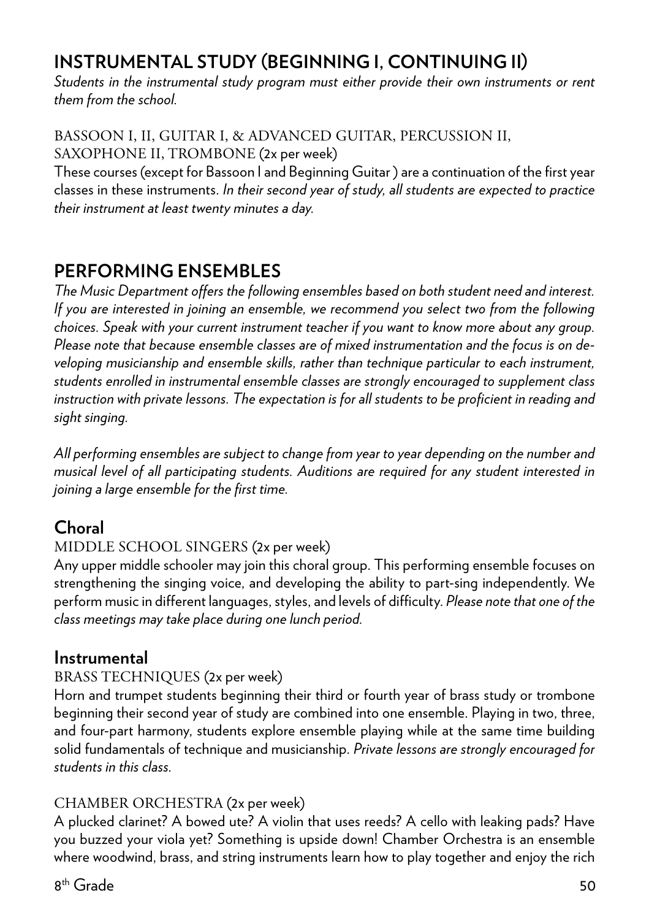## INSTRUMENTAL STUDY (BEGINNING I, CONTINUING II)

*Students in the instrumental study program must either provide their own instruments or rent them from the school.*

BASSOON I, II, GUITAR I, & ADVANCED GUITAR, PERCUSSION II, SAXOPHONE II, TROMBONE (2x per week)

These courses (except for Bassoon I and Beginning Guitar ) are a continuation of the first year classes in these instruments. *In their second year of study, all students are expected to practice their instrument at least twenty minutes a day.*

## PERFORMING ENSEMBLES

*The Music Department offers the following ensembles based on both student need and interest. If you are interested in joining an ensemble, we recommend you select two from the following choices. Speak with your current instrument teacher if you want to know more about any group. Please note that because ensemble classes are of mixed instrumentation and the focus is on developing musicianship and ensemble skills, rather than technique particular to each instrument, students enrolled in instrumental ensemble classes are strongly encouraged to supplement class instruction with private lessons. The expectation is for all students to be proficient in reading and sight singing.*

*All performing ensembles are subject to change from year to year depending on the number and musical level of all participating students. Auditions are required for any student interested in joining a large ensemble for the first time.*

### Choral

MIDDLE SCHOOL SINGERS (2x per week)

Any upper middle schooler may join this choral group. This performing ensemble focuses on strengthening the singing voice, and developing the ability to part-sing independently. We perform music in different languages, styles, and levels of difficulty. *Please note that one of the class meetings may take place during one lunch period.*

### Instrumental

BRASS TECHNIQUES (2x per week)

Horn and trumpet students beginning their third or fourth year of brass study or trombone beginning their second year of study are combined into one ensemble. Playing in two, three, and four-part harmony, students explore ensemble playing while at the same time building solid fundamentals of technique and musicianship. *Private lessons are strongly encouraged for students in this class.*

CHAMBER ORCHESTRA (2x per week)

A plucked clarinet? A bowed ute? A violin that uses reeds? A cello with leaking pads? Have you buzzed your viola yet? Something is upside down! Chamber Orchestra is an ensemble where woodwind, brass, and string instruments learn how to play together and enjoy the rich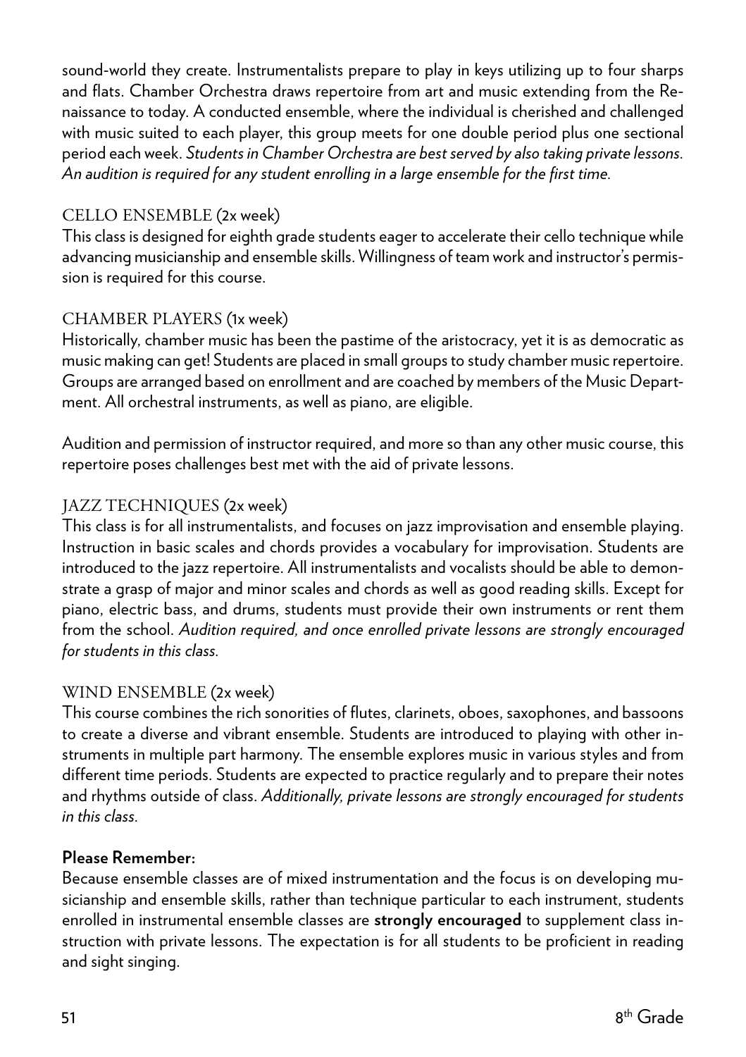sound-world they create. Instrumentalists prepare to play in keys utilizing up to four sharps and flats. Chamber Orchestra draws repertoire from art and music extending from the Renaissance to today. A conducted ensemble, where the individual is cherished and challenged with music suited to each player, this group meets for one double period plus one sectional period each week. *Students in Chamber Orchestra are best served by also taking private lessons. An audition is required for any student enrolling in a large ensemble for the first time.*

### CELLO ENSEMBLE (2x week)

This class is designed for eighth grade students eager to accelerate their cello technique while advancing musicianship and ensemble skills. Willingness of team work and instructor's permission is required for this course.

### CHAMBER PLAYERS (1x week)

Historically, chamber music has been the pastime of the aristocracy, yet it is as democratic as music making can get! Students are placed in small groups to study chamber music repertoire. Groups are arranged based on enrollment and are coached by members of the Music Department. All orchestral instruments, as well as piano, are eligible.

Audition and permission of instructor required, and more so than any other music course, this repertoire poses challenges best met with the aid of private lessons.

### JAZZ TECHNIQUES (2x week)

This class is for all instrumentalists, and focuses on jazz improvisation and ensemble playing. Instruction in basic scales and chords provides a vocabulary for improvisation. Students are introduced to the jazz repertoire. All instrumentalists and vocalists should be able to demonstrate a grasp of major and minor scales and chords as well as good reading skills. Except for piano, electric bass, and drums, students must provide their own instruments or rent them from the school. *Audition required, and once enrolled private lessons are strongly encouraged for students in this class.*

### WIND ENSEMBLE (2x week)

This course combines the rich sonorities of flutes, clarinets, oboes, saxophones, and bassoons to create a diverse and vibrant ensemble. Students are introduced to playing with other instruments in multiple part harmony. The ensemble explores music in various styles and from different time periods. Students are expected to practice regularly and to prepare their notes and rhythms outside of class. *Additionally, private lessons are strongly encouraged for students in this class.*

**Please Remember:**

Because ensemble classes are of mixed instrumentation and the focus is on developing musicianship and ensemble skills, rather than technique particular to each instrument, students enrolled in instrumental ensemble classes are **strongly encouraged** to supplement class instruction with private lessons. The expectation is for all students to be proficient in reading and sight singing.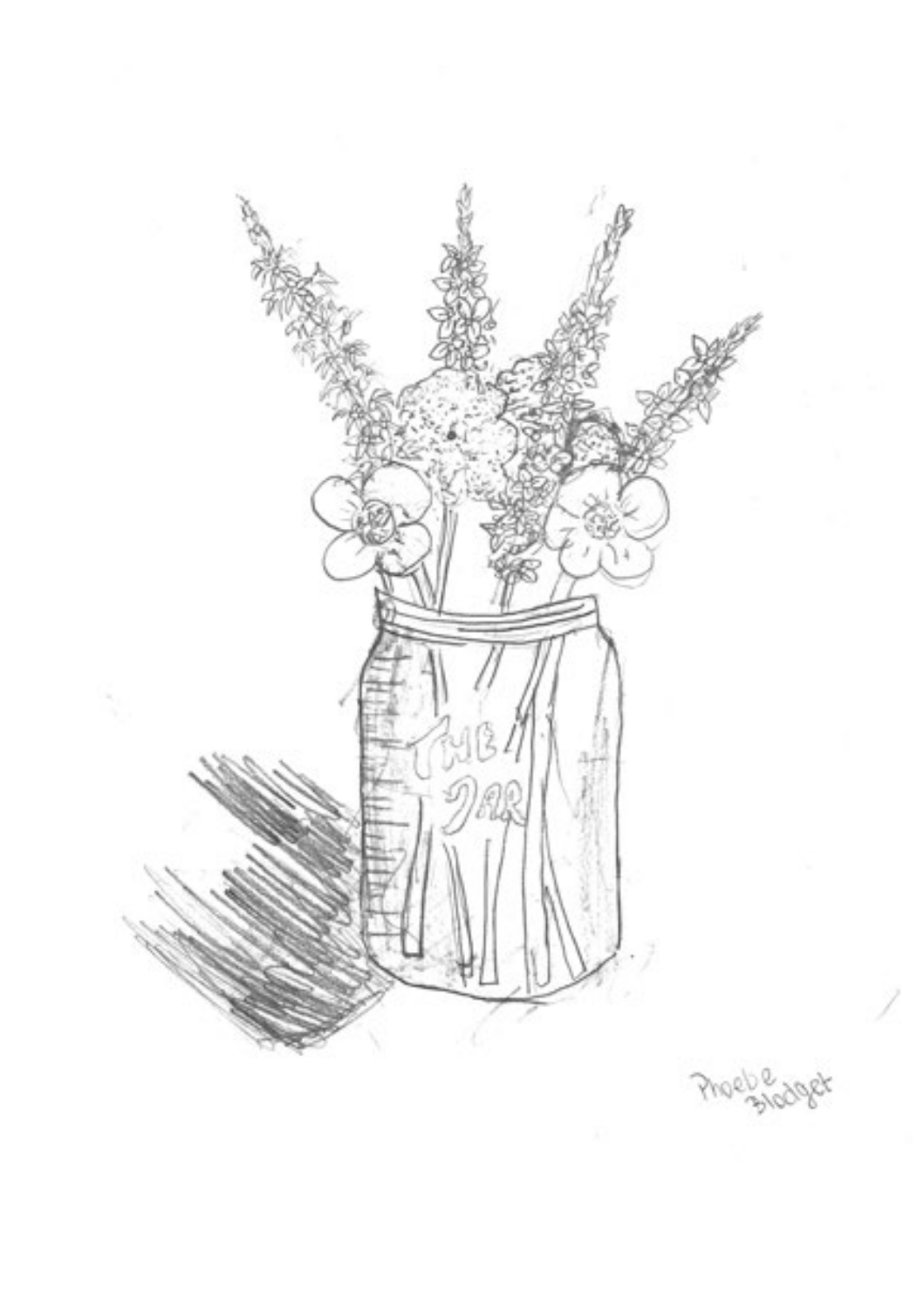Phoebe Blodget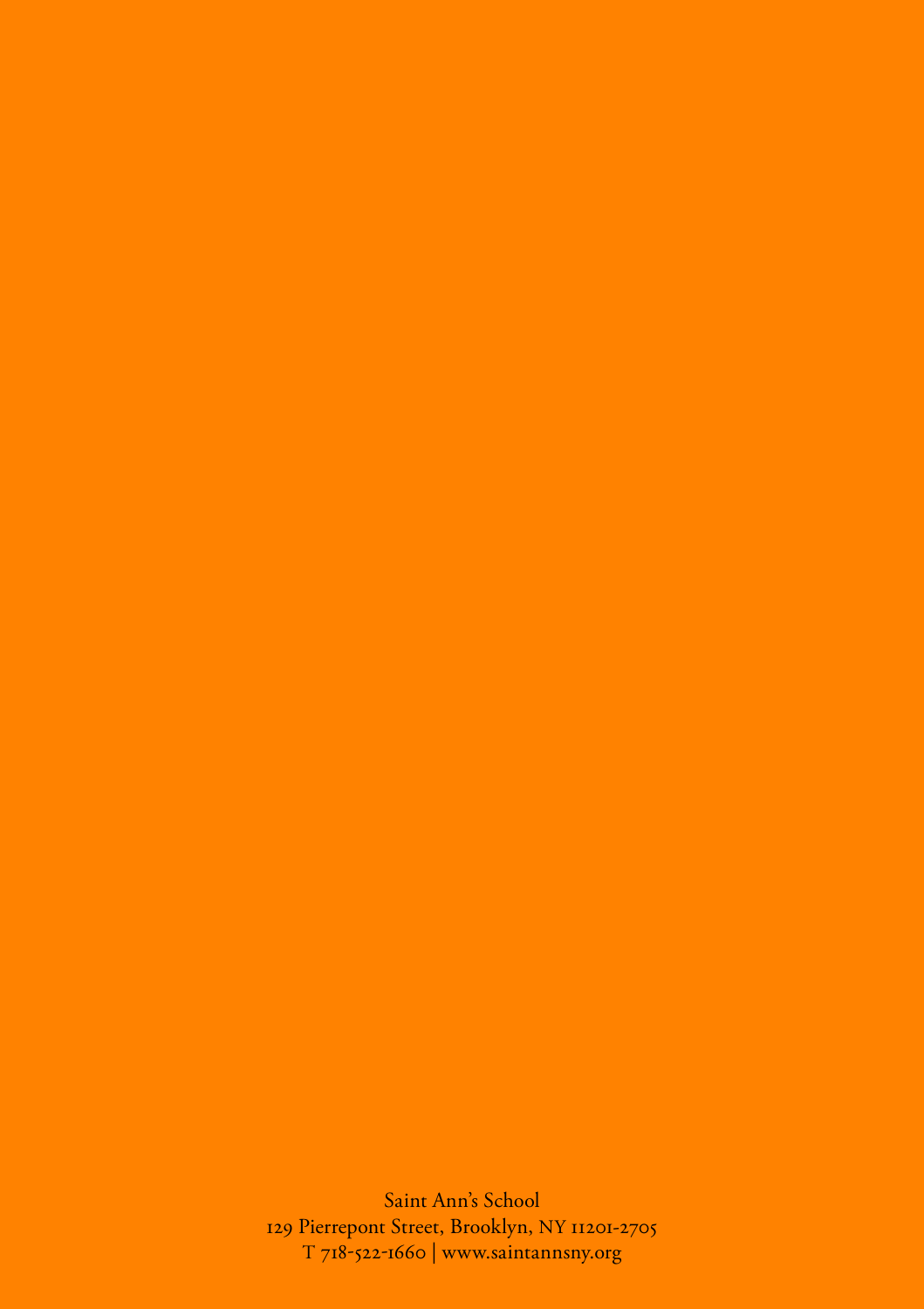Saint Ann's School
129 Pierrepont Street, Brooklyn, NY 11201-2705
T 718-522-1660 | www.saintannsny.org